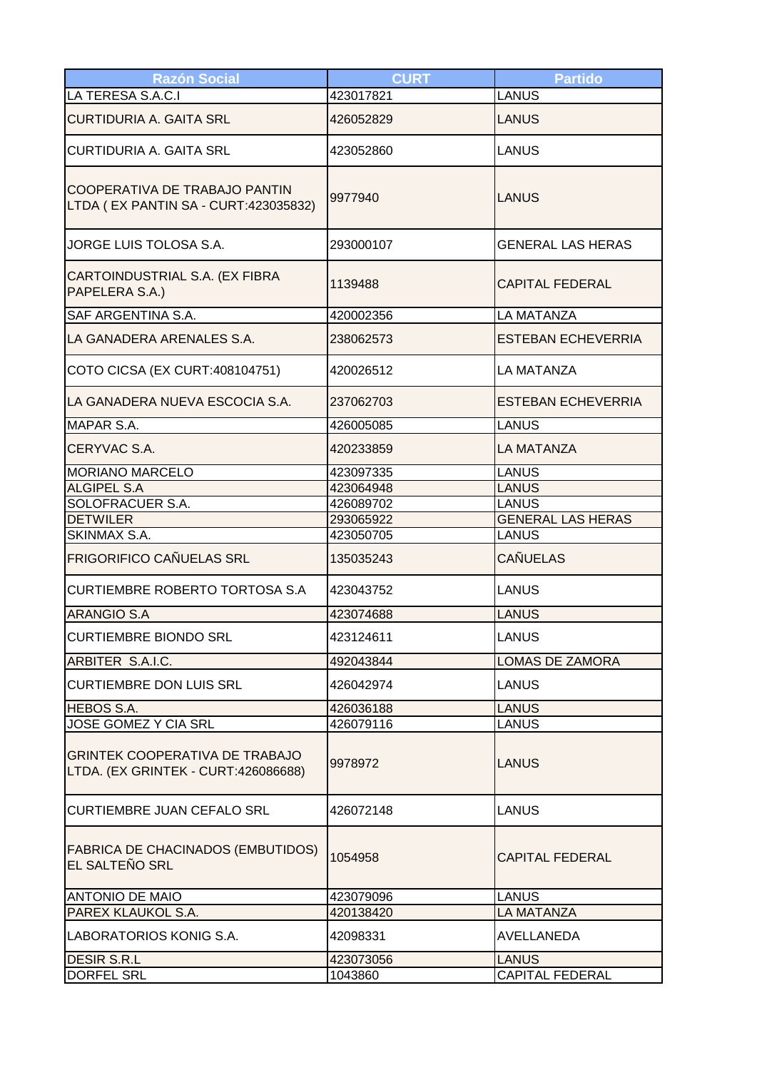| Razón Social | CURT | Partido |
|---|---|---|
| LA TERESA S.A.C.I | 423017821 | LANUS |
| CURTIDURIA A. GAITA SRL | 426052829 | LANUS |
| CURTIDURIA A. GAITA SRL | 423052860 | LANUS |
| COOPERATIVA DE TRABAJO PANTIN LTDA ( EX PANTIN SA - CURT:423035832) | 9977940 | LANUS |
| JORGE LUIS TOLOSA S.A. | 293000107 | GENERAL LAS HERAS |
| CARTOINDUSTRIAL S.A. (EX FIBRA PAPELERA S.A.) | 1139488 | CAPITAL FEDERAL |
| SAF ARGENTINA S.A. | 420002356 | LA MATANZA |
| LA GANADERA ARENALES S.A. | 238062573 | ESTEBAN ECHEVERRIA |
| COTO CICSA (EX CURT:408104751) | 420026512 | LA MATANZA |
| LA GANADERA NUEVA ESCOCIA S.A. | 237062703 | ESTEBAN ECHEVERRIA |
| MAPAR S.A. | 426005085 | LANUS |
| CERYVAC S.A. | 420233859 | LA MATANZA |
| MORIANO MARCELO | 423097335 | LANUS |
| ALGIPEL S.A | 423064948 | LANUS |
| SOLOFRACUER S.A. | 426089702 | LANUS |
| DETWILER | 293065922 | GENERAL LAS HERAS |
| SKINMAX S.A. | 423050705 | LANUS |
| FRIGORIFICO CAÑUELAS SRL | 135035243 | CAÑUELAS |
| CURTIEMBRE ROBERTO TORTOSA S.A | 423043752 | LANUS |
| ARANGIO S.A | 423074688 | LANUS |
| CURTIEMBRE BIONDO SRL | 423124611 | LANUS |
| ARBITER S.A.I.C. | 492043844 | LOMAS DE ZAMORA |
| CURTIEMBRE DON LUIS SRL | 426042974 | LANUS |
| HEBOS S.A. | 426036188 | LANUS |
| JOSE GOMEZ Y CIA SRL | 426079116 | LANUS |
| GRINTEK COOPERATIVA DE TRABAJO LTDA. (EX GRINTEK - CURT:426086688) | 9978972 | LANUS |
| CURTIEMBRE JUAN CEFALO SRL | 426072148 | LANUS |
| FABRICA DE CHACINADOS (EMBUTIDOS) EL SALTEÑO SRL | 1054958 | CAPITAL FEDERAL |
| ANTONIO DE MAIO | 423079096 | LANUS |
| PAREX KLAUKOL S.A. | 420138420 | LA MATANZA |
| LABORATORIOS KONIG S.A. | 42098331 | AVELLANEDA |
| DESIR S.R.L | 423073056 | LANUS |
| DORFEL SRL | 1043860 | CAPITAL FEDERAL |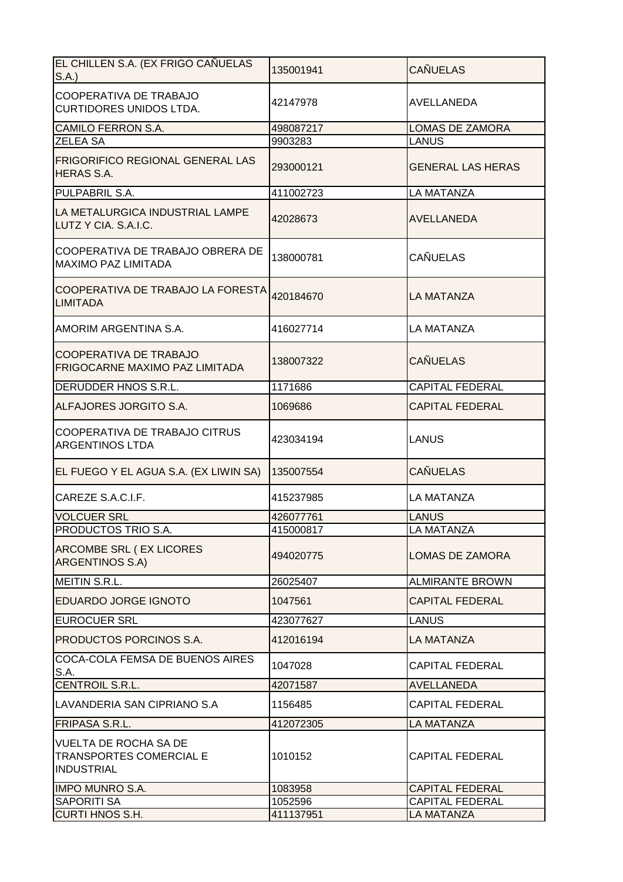| | | |
|---|---|---|
| EL CHILLEN S.A. (EX FRIGO CAÑUELAS S.A.) | 135001941 | CAÑUELAS |
| COOPERATIVA DE TRABAJO CURTIDORES UNIDOS LTDA. | 42147978 | AVELLANEDA |
| CAMILO FERRON S.A. | 498087217 | LOMAS DE ZAMORA |
| ZELEA SA | 9903283 | LANUS |
| FRIGORIFICO REGIONAL GENERAL LAS HERAS S.A. | 293000121 | GENERAL LAS HERAS |
| PULPABRIL S.A. | 411002723 | LA MATANZA |
| LA METALURGICA INDUSTRIAL LAMPE LUTZ Y CIA. S.A.I.C. | 42028673 | AVELLANEDA |
| COOPERATIVA DE TRABAJO OBRERA DE MAXIMO PAZ LIMITADA | 138000781 | CAÑUELAS |
| COOPERATIVA DE TRABAJO LA FORESTA LIMITADA | 420184670 | LA MATANZA |
| AMORIM ARGENTINA S.A. | 416027714 | LA MATANZA |
| COOPERATIVA DE TRABAJO FRIGOCARNE MAXIMO PAZ LIMITADA | 138007322 | CAÑUELAS |
| DERUDDER HNOS S.R.L. | 1171686 | CAPITAL FEDERAL |
| ALFAJORES JORGITO S.A. | 1069686 | CAPITAL FEDERAL |
| COOPERATIVA DE TRABAJO CITRUS ARGENTINOS LTDA | 423034194 | LANUS |
| EL FUEGO Y EL AGUA S.A. (EX LIWIN SA) | 135007554 | CAÑUELAS |
| CAREZE S.A.C.I.F. | 415237985 | LA MATANZA |
| VOLCUER SRL | 426077761 | LANUS |
| PRODUCTOS TRIO S.A. | 415000817 | LA MATANZA |
| ARCOMBE SRL ( EX LICORES ARGENTINOS S.A) | 494020775 | LOMAS DE ZAMORA |
| MEITIN S.R.L. | 26025407 | ALMIRANTE BROWN |
| EDUARDO JORGE IGNOTO | 1047561 | CAPITAL FEDERAL |
| EUROCUER SRL | 423077627 | LANUS |
| PRODUCTOS PORCINOS S.A. | 412016194 | LA MATANZA |
| COCA-COLA FEMSA DE BUENOS AIRES S.A. | 1047028 | CAPITAL FEDERAL |
| CENTROIL S.R.L. | 42071587 | AVELLANEDA |
| LAVANDERIA SAN CIPRIANO S.A | 1156485 | CAPITAL FEDERAL |
| FRIPASA S.R.L. | 412072305 | LA MATANZA |
| VUELTA DE ROCHA SA DE TRANSPORTES COMERCIAL E INDUSTRIAL | 1010152 | CAPITAL FEDERAL |
| IMPO MUNRO S.A. | 1083958 | CAPITAL FEDERAL |
| SAPORITI SA | 1052596 | CAPITAL FEDERAL |
| CURTI HNOS S.H. | 411137951 | LA MATANZA |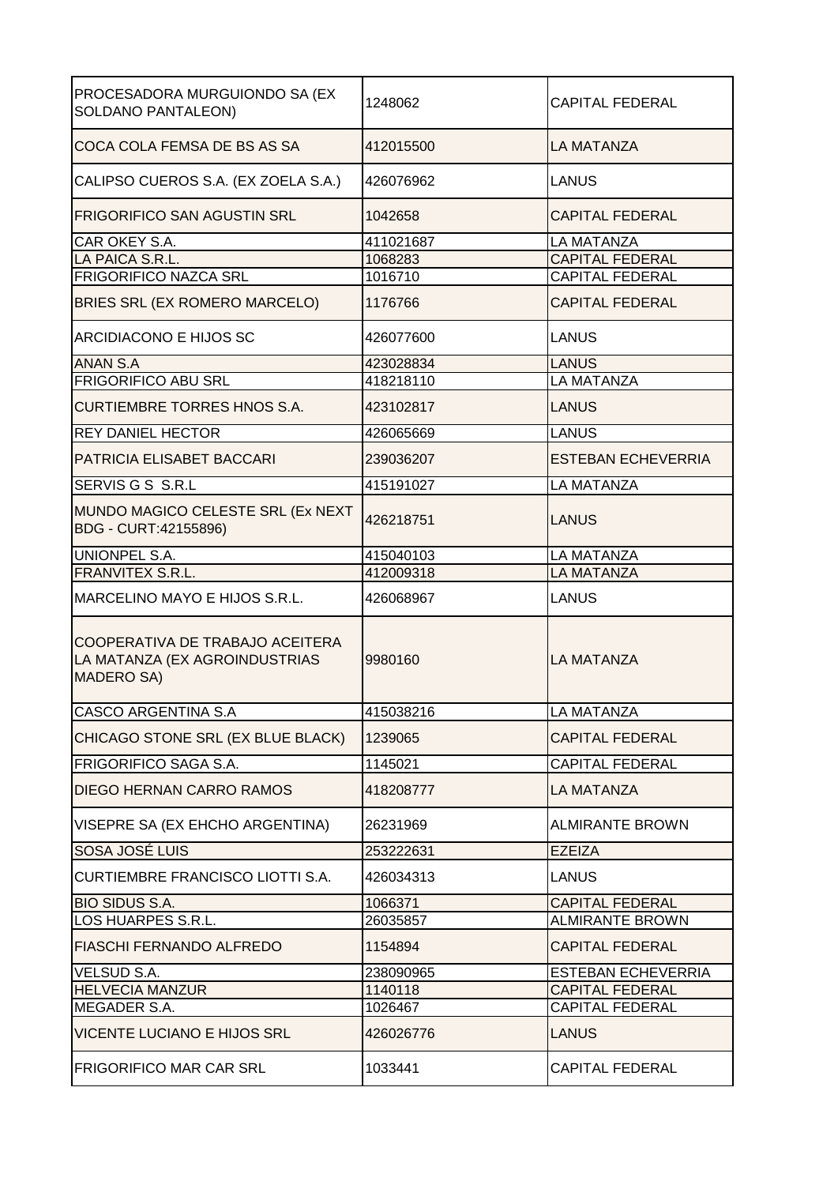| | | |
|---|---|---|
| PROCESADORA MURGUIONDO SA (EX SOLDANO PANTALEON) | 1248062 | CAPITAL FEDERAL |
| COCA COLA FEMSA DE BS AS SA | 412015500 | LA MATANZA |
| CALIPSO CUEROS S.A. (EX ZOELA S.A.) | 426076962 | LANUS |
| FRIGORIFICO SAN AGUSTIN SRL | 1042658 | CAPITAL FEDERAL |
| CAR OKEY S.A. | 411021687 | LA MATANZA |
| LA PAICA S.R.L. | 1068283 | CAPITAL FEDERAL |
| FRIGORIFICO NAZCA SRL | 1016710 | CAPITAL FEDERAL |
| BRIES SRL (EX ROMERO MARCELO) | 1176766 | CAPITAL FEDERAL |
| ARCIDIACONO E HIJOS SC | 426077600 | LANUS |
| ANAN S.A | 423028834 | LANUS |
| FRIGORIFICO ABU SRL | 418218110 | LA MATANZA |
| CURTIEMBRE TORRES HNOS S.A. | 423102817 | LANUS |
| REY DANIEL HECTOR | 426065669 | LANUS |
| PATRICIA ELISABET BACCARI | 239036207 | ESTEBAN ECHEVERRIA |
| SERVIS G S S.R.L | 415191027 | LA MATANZA |
| MUNDO MAGICO CELESTE SRL (Ex NEXT BDG - CURT:42155896) | 426218751 | LANUS |
| UNIONPEL S.A. | 415040103 | LA MATANZA |
| FRANVITEX S.R.L. | 412009318 | LA MATANZA |
| MARCELINO MAYO E HIJOS S.R.L. | 426068967 | LANUS |
| COOPERATIVA DE TRABAJO ACEITERA LA MATANZA (EX AGROINDUSTRIAS MADERO SA) | 9980160 | LA MATANZA |
| CASCO ARGENTINA S.A | 415038216 | LA MATANZA |
| CHICAGO STONE SRL (EX BLUE BLACK) | 1239065 | CAPITAL FEDERAL |
| FRIGORIFICO SAGA S.A. | 1145021 | CAPITAL FEDERAL |
| DIEGO HERNAN CARRO RAMOS | 418208777 | LA MATANZA |
| VISEPRE SA (EX EHCHO ARGENTINA) | 26231969 | ALMIRANTE BROWN |
| SOSA JOSÉ LUIS | 253222631 | EZEIZA |
| CURTIEMBRE FRANCISCO LIOTTI S.A. | 426034313 | LANUS |
| BIO SIDUS S.A. | 1066371 | CAPITAL FEDERAL |
| LOS HUARPES S.R.L. | 26035857 | ALMIRANTE BROWN |
| FIASCHI FERNANDO ALFREDO | 1154894 | CAPITAL FEDERAL |
| VELSUD S.A. | 238090965 | ESTEBAN ECHEVERRIA |
| HELVECIA MANZUR | 1140118 | CAPITAL FEDERAL |
| MEGADER S.A. | 1026467 | CAPITAL FEDERAL |
| VICENTE LUCIANO E HIJOS SRL | 426026776 | LANUS |
| FRIGORIFICO MAR CAR SRL | 1033441 | CAPITAL FEDERAL |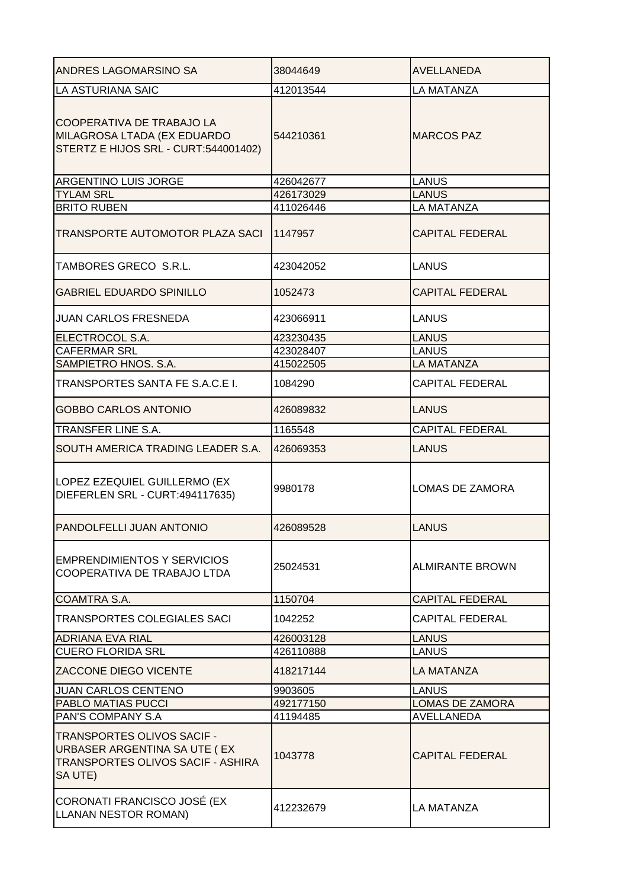| | | |
|---|---|---|
| ANDRES LAGOMARSINO SA | 38044649 | AVELLANEDA |
| LA ASTURIANA SAIC | 412013544 | LA MATANZA |
| COOPERATIVA DE TRABAJO LA MILAGROSA LTADA (EX EDUARDO STERTZ E HIJOS SRL - CURT:544001402) | 544210361 | MARCOS PAZ |
| ARGENTINO LUIS JORGE | 426042677 | LANUS |
| TYLAM SRL | 426173029 | LANUS |
| BRITO RUBEN | 411026446 | LA MATANZA |
| TRANSPORTE AUTOMOTOR PLAZA SACI | 1147957 | CAPITAL FEDERAL |
| TAMBORES GRECO S.R.L. | 423042052 | LANUS |
| GABRIEL EDUARDO SPINILLO | 1052473 | CAPITAL FEDERAL |
| JUAN CARLOS FRESNEDA | 423066911 | LANUS |
| ELECTROCOL S.A. | 423230435 | LANUS |
| CAFERMAR SRL | 423028407 | LANUS |
| SAMPIETRO HNOS. S.A. | 415022505 | LA MATANZA |
| TRANSPORTES SANTA FE S.A.C.E I. | 1084290 | CAPITAL FEDERAL |
| GOBBO CARLOS ANTONIO | 426089832 | LANUS |
| TRANSFER LINE S.A. | 1165548 | CAPITAL FEDERAL |
| SOUTH AMERICA TRADING LEADER S.A. | 426069353 | LANUS |
| LOPEZ EZEQUIEL GUILLERMO (EX DIEFERLEN SRL - CURT:494117635) | 9980178 | LOMAS DE ZAMORA |
| PANDOLFELLI JUAN ANTONIO | 426089528 | LANUS |
| EMPRENDIMIENTOS Y SERVICIOS COOPERATIVA DE TRABAJO LTDA | 25024531 | ALMIRANTE BROWN |
| COAMTRA S.A. | 1150704 | CAPITAL FEDERAL |
| TRANSPORTES COLEGIALES SACI | 1042252 | CAPITAL FEDERAL |
| ADRIANA EVA RIAL | 426003128 | LANUS |
| CUERO FLORIDA SRL | 426110888 | LANUS |
| ZACCONE DIEGO VICENTE | 418217144 | LA MATANZA |
| JUAN CARLOS CENTENO | 9903605 | LANUS |
| PABLO MATIAS PUCCI | 492177150 | LOMAS DE ZAMORA |
| PAN'S COMPANY S.A | 41194485 | AVELLANEDA |
| TRANSPORTES OLIVOS SACIF - URBASER ARGENTINA SA UTE ( EX TRANSPORTES OLIVOS SACIF - ASHIRA SA UTE) | 1043778 | CAPITAL FEDERAL |
| CORONATI FRANCISCO JOSÉ (EX LLANAN NESTOR ROMAN) | 412232679 | LA MATANZA |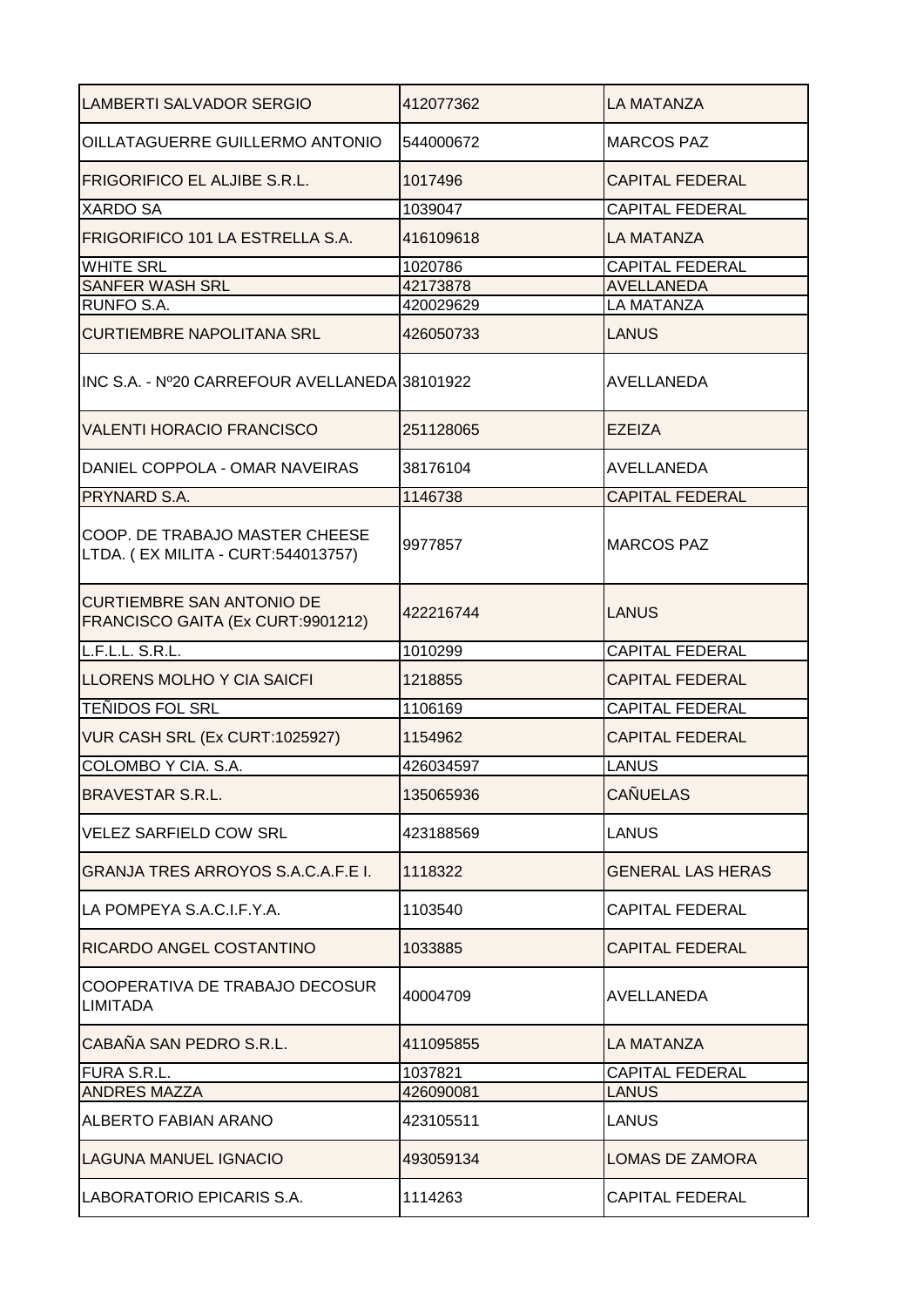| LAMBERTI SALVADOR SERGIO | 412077362 | LA MATANZA |
|---|---|---|
| OILLATAGUERRE GUILLERMO ANTONIO | 544000672 | MARCOS PAZ |
| FRIGORIFICO EL ALJIBE S.R.L. | 1017496 | CAPITAL FEDERAL |
| XARDO SA | 1039047 | CAPITAL FEDERAL |
| FRIGORIFICO 101 LA ESTRELLA S.A. | 416109618 | LA MATANZA |
| WHITE SRL | 1020786 | CAPITAL FEDERAL |
| SANFER WASH SRL | 42173878 | AVELLANEDA |
| RUNFO S.A. | 420029629 | LA MATANZA |
| CURTIEMBRE NAPOLITANA SRL | 426050733 | LANUS |
| INC S.A. - Nº20 CARREFOUR AVELLANEDA | 38101922 | AVELLANEDA |
| VALENTI HORACIO FRANCISCO | 251128065 | EZEIZA |
| DANIEL COPPOLA - OMAR NAVEIRAS | 38176104 | AVELLANEDA |
| PRYNARD S.A. | 1146738 | CAPITAL FEDERAL |
| COOP. DE TRABAJO MASTER CHEESE LTDA. ( EX MILITA - CURT:544013757) | 9977857 | MARCOS PAZ |
| CURTIEMBRE SAN ANTONIO DE FRANCISCO GAITA (Ex CURT:9901212) | 422216744 | LANUS |
| L.F.L.L. S.R.L. | 1010299 | CAPITAL FEDERAL |
| LLORENS MOLHO Y CIA SAICFI | 1218855 | CAPITAL FEDERAL |
| TEÑIDOS FOL SRL | 1106169 | CAPITAL FEDERAL |
| VUR CASH SRL (Ex CURT:1025927) | 1154962 | CAPITAL FEDERAL |
| COLOMBO Y CIA. S.A. | 426034597 | LANUS |
| BRAVESTAR S.R.L. | 135065936 | CAÑUELAS |
| VELEZ SARFIELD COW SRL | 423188569 | LANUS |
| GRANJA TRES ARROYOS S.A.C.A.F.E I. | 1118322 | GENERAL LAS HERAS |
| LA POMPEYA S.A.C.I.F.Y.A. | 1103540 | CAPITAL FEDERAL |
| RICARDO ANGEL COSTANTINO | 1033885 | CAPITAL FEDERAL |
| COOPERATIVA DE TRABAJO DECOSUR LIMITADA | 40004709 | AVELLANEDA |
| CABAÑA SAN PEDRO S.R.L. | 411095855 | LA MATANZA |
| FURA S.R.L. | 1037821 | CAPITAL FEDERAL |
| ANDRES MAZZA | 426090081 | LANUS |
| ALBERTO FABIAN ARANO | 423105511 | LANUS |
| LAGUNA MANUEL IGNACIO | 493059134 | LOMAS DE ZAMORA |
| LABORATORIO EPICARIS S.A. | 1114263 | CAPITAL FEDERAL |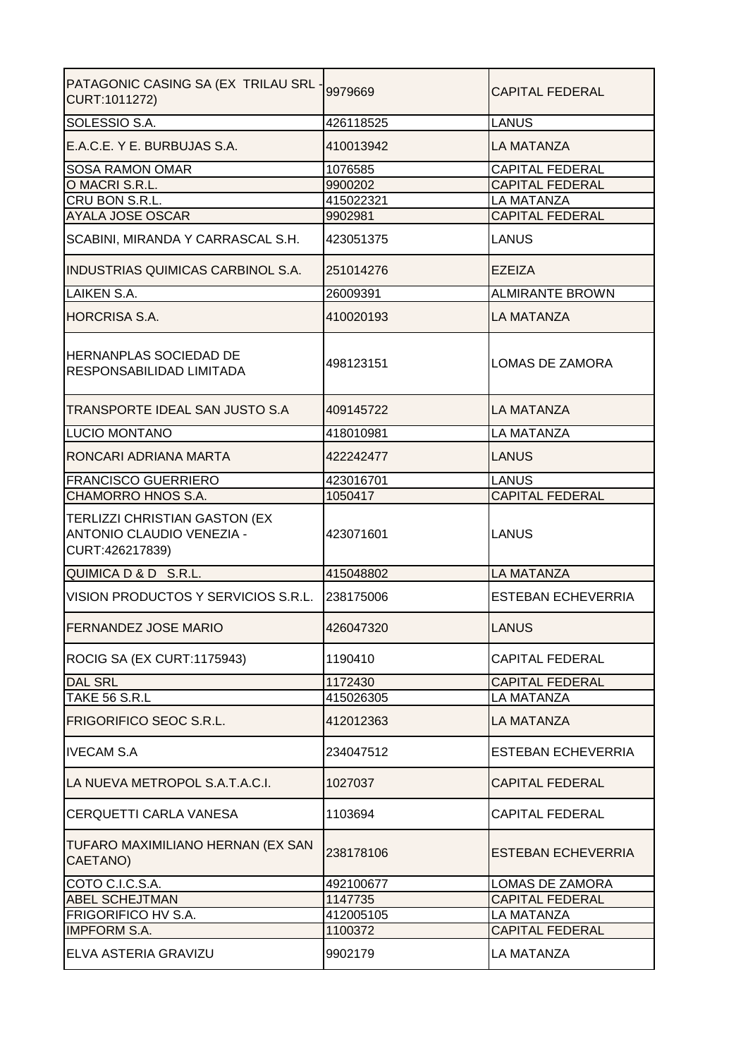| | | |
|---|---|---|
| PATAGONIC CASING SA (EX TRILAU SRL - CURT:1011272) | 9979669 | CAPITAL FEDERAL |
| SOLESSIO S.A. | 426118525 | LANUS |
| E.A.C.E. Y E. BURBUJAS S.A. | 410013942 | LA MATANZA |
| SOSA RAMON OMAR | 1076585 | CAPITAL FEDERAL |
| O MACRI S.R.L. | 9900202 | CAPITAL FEDERAL |
| CRU BON S.R.L. | 415022321 | LA MATANZA |
| AYALA JOSE OSCAR | 9902981 | CAPITAL FEDERAL |
| SCABINI, MIRANDA Y CARRASCAL S.H. | 423051375 | LANUS |
| INDUSTRIAS QUIMICAS CARBINOL S.A. | 251014276 | EZEIZA |
| LAIKEN S.A. | 26009391 | ALMIRANTE BROWN |
| HORCRISA S.A. | 410020193 | LA MATANZA |
| HERNANPLAS SOCIEDAD DE RESPONSABILIDAD LIMITADA | 498123151 | LOMAS DE ZAMORA |
| TRANSPORTE IDEAL SAN JUSTO S.A | 409145722 | LA MATANZA |
| LUCIO MONTANO | 418010981 | LA MATANZA |
| RONCARI ADRIANA MARTA | 422242477 | LANUS |
| FRANCISCO GUERRIERO | 423016701 | LANUS |
| CHAMORRO HNOS S.A. | 1050417 | CAPITAL FEDERAL |
| TERLIZZI CHRISTIAN GASTON (EX ANTONIO CLAUDIO VENEZIA - CURT:426217839) | 423071601 | LANUS |
| QUIMICA D & D S.R.L. | 415048802 | LA MATANZA |
| VISION PRODUCTOS Y SERVICIOS S.R.L. | 238175006 | ESTEBAN ECHEVERRIA |
| FERNANDEZ JOSE MARIO | 426047320 | LANUS |
| ROCIG SA (EX CURT:1175943) | 1190410 | CAPITAL FEDERAL |
| DAL SRL | 1172430 | CAPITAL FEDERAL |
| TAKE 56 S.R.L | 415026305 | LA MATANZA |
| FRIGORIFICO SEOC S.R.L. | 412012363 | LA MATANZA |
| IVECAM S.A | 234047512 | ESTEBAN ECHEVERRIA |
| LA NUEVA METROPOL S.A.T.A.C.I. | 1027037 | CAPITAL FEDERAL |
| CERQUETTI CARLA VANESA | 1103694 | CAPITAL FEDERAL |
| TUFARO MAXIMILIANO HERNAN (EX SAN CAETANO) | 238178106 | ESTEBAN ECHEVERRIA |
| COTO C.I.C.S.A. | 492100677 | LOMAS DE ZAMORA |
| ABEL SCHEJTMAN | 1147735 | CAPITAL FEDERAL |
| FRIGORIFICO HV S.A. | 412005105 | LA MATANZA |
| IMPFORM S.A. | 1100372 | CAPITAL FEDERAL |
| ELVA ASTERIA GRAVIZU | 9902179 | LA MATANZA |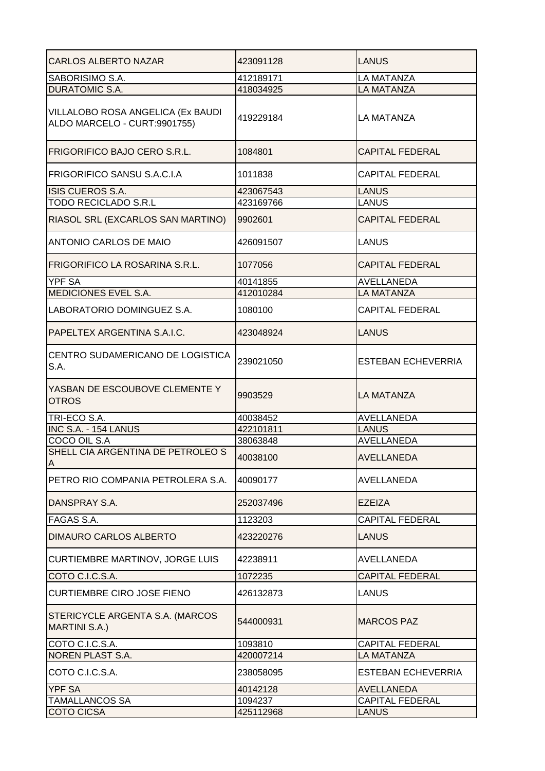| | | |
|---|---|---|
| CARLOS ALBERTO NAZAR | 423091128 | LANUS |
| SABORISIMO S.A. | 412189171 | LA MATANZA |
| DURATOMIC S.A. | 418034925 | LA MATANZA |
| VILLALOBO ROSA ANGELICA (Ex BAUDI ALDO MARCELO - CURT:9901755) | 419229184 | LA MATANZA |
| FRIGORIFICO BAJO CERO S.R.L. | 1084801 | CAPITAL FEDERAL |
| FRIGORIFICO SANSU S.A.C.I.A | 1011838 | CAPITAL FEDERAL |
| ISIS CUEROS S.A. | 423067543 | LANUS |
| TODO RECICLADO S.R.L | 423169766 | LANUS |
| RIASOL SRL (EXCARLOS SAN MARTINO) | 9902601 | CAPITAL FEDERAL |
| ANTONIO CARLOS DE MAIO | 426091507 | LANUS |
| FRIGORIFICO LA ROSARINA S.R.L. | 1077056 | CAPITAL FEDERAL |
| YPF SA | 40141855 | AVELLANEDA |
| MEDICIONES EVEL S.A. | 412010284 | LA MATANZA |
| LABORATORIO DOMINGUEZ S.A. | 1080100 | CAPITAL FEDERAL |
| PAPELTEX ARGENTINA S.A.I.C. | 423048924 | LANUS |
| CENTRO SUDAMERICANO DE LOGISTICA S.A. | 239021050 | ESTEBAN ECHEVERRIA |
| YASBAN DE ESCOUBOVE CLEMENTE Y OTROS | 9903529 | LA MATANZA |
| TRI-ECO S.A. | 40038452 | AVELLANEDA |
| INC S.A. - 154 LANUS | 422101811 | LANUS |
| COCO OIL S.A | 38063848 | AVELLANEDA |
| SHELL CIA ARGENTINA DE PETROLEO S A | 40038100 | AVELLANEDA |
| PETRO RIO COMPANIA PETROLERA S.A. | 40090177 | AVELLANEDA |
| DANSPRAY S.A. | 252037496 | EZEIZA |
| FAGAS S.A. | 1123203 | CAPITAL FEDERAL |
| DIMAURO CARLOS ALBERTO | 423220276 | LANUS |
| CURTIEMBRE MARTINOV, JORGE LUIS | 42238911 | AVELLANEDA |
| COTO C.I.C.S.A. | 1072235 | CAPITAL FEDERAL |
| CURTIEMBRE CIRO JOSE FIENO | 426132873 | LANUS |
| STERICYCLE ARGENTA S.A. (MARCOS MARTINI S.A.) | 544000931 | MARCOS PAZ |
| COTO C.I.C.S.A. | 1093810 | CAPITAL FEDERAL |
| NOREN PLAST S.A. | 420007214 | LA MATANZA |
| COTO C.I.C.S.A. | 238058095 | ESTEBAN ECHEVERRIA |
| YPF SA | 40142128 | AVELLANEDA |
| TAMALLANCOS SA | 1094237 | CAPITAL FEDERAL |
| COTO CICSA | 425112968 | LANUS |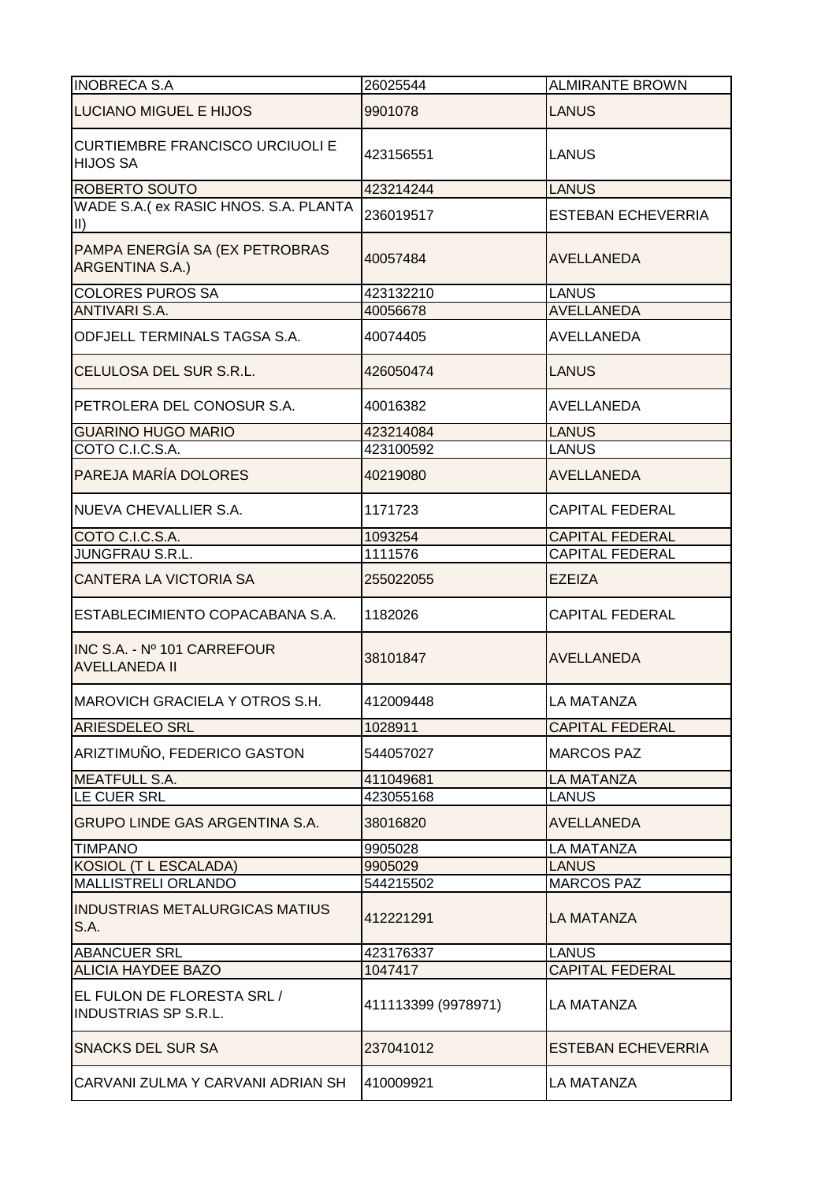| INOBRECA S.A | 26025544 | ALMIRANTE BROWN |
|---|---|---|
| LUCIANO MIGUEL E HIJOS | 9901078 | LANUS |
| CURTIEMBRE FRANCISCO URCIUOLI E HIJOS SA | 423156551 | LANUS |
| ROBERTO SOUTO | 423214244 | LANUS |
| WADE S.A.( ex RASIC HNOS. S.A. PLANTA II) | 236019517 | ESTEBAN ECHEVERRIA |
| PAMPA ENERGÍA SA (EX PETROBRAS ARGENTINA S.A.) | 40057484 | AVELLANEDA |
| COLORES PUROS SA | 423132210 | LANUS |
| ANTIVARI S.A. | 40056678 | AVELLANEDA |
| ODFJELL TERMINALS TAGSA S.A. | 40074405 | AVELLANEDA |
| CELULOSA DEL SUR S.R.L. | 426050474 | LANUS |
| PETROLERA DEL CONOSUR S.A. | 40016382 | AVELLANEDA |
| GUARINO HUGO MARIO | 423214084 | LANUS |
| COTO C.I.C.S.A. | 423100592 | LANUS |
| PAREJA MARÍA DOLORES | 40219080 | AVELLANEDA |
| NUEVA CHEVALLIER S.A. | 1171723 | CAPITAL FEDERAL |
| COTO C.I.C.S.A. | 1093254 | CAPITAL FEDERAL |
| JUNGFRAU S.R.L. | 1111576 | CAPITAL FEDERAL |
| CANTERA LA VICTORIA SA | 255022055 | EZEIZA |
| ESTABLECIMIENTO COPACABANA S.A. | 1182026 | CAPITAL FEDERAL |
| INC S.A. - Nº 101 CARREFOUR AVELLANEDA II | 38101847 | AVELLANEDA |
| MAROVICH GRACIELA Y OTROS S.H. | 412009448 | LA MATANZA |
| ARIESDELEO SRL | 1028911 | CAPITAL FEDERAL |
| ARIZTIMUÑO, FEDERICO GASTON | 544057027 | MARCOS PAZ |
| MEATFULL S.A. | 411049681 | LA MATANZA |
| LE CUER SRL | 423055168 | LANUS |
| GRUPO LINDE GAS ARGENTINA S.A. | 38016820 | AVELLANEDA |
| TIMPANO | 9905028 | LA MATANZA |
| KOSIOL (T L ESCALADA) | 9905029 | LANUS |
| MALLISTRELI ORLANDO | 544215502 | MARCOS PAZ |
| INDUSTRIAS METALURGICAS MATIUS S.A. | 412221291 | LA MATANZA |
| ABANCUER SRL | 423176337 | LANUS |
| ALICIA HAYDEE BAZO | 1047417 | CAPITAL FEDERAL |
| EL FULON DE FLORESTA SRL / INDUSTRIAS SP S.R.L. | 411113399 (9978971) | LA MATANZA |
| SNACKS DEL SUR SA | 237041012 | ESTEBAN ECHEVERRIA |
| CARVANI ZULMA Y CARVANI ADRIAN SH | 410009921 | LA MATANZA |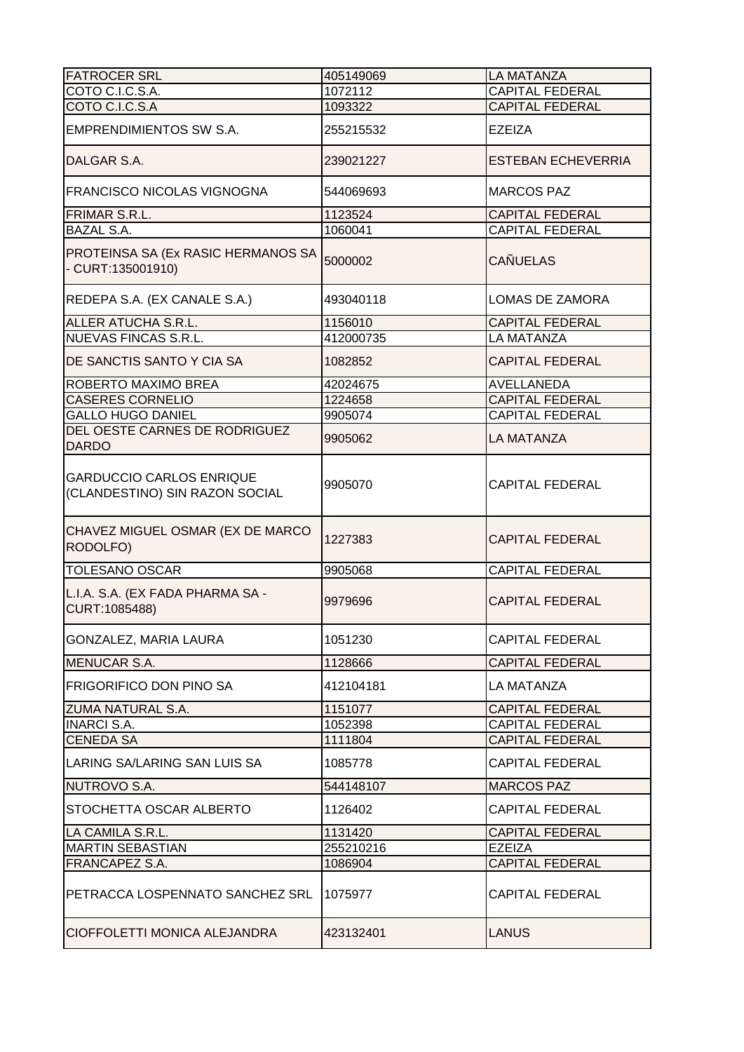| FATROCER SRL | 405149069 | LA MATANZA |
|---|---|---|
| COTO C.I.C.S.A. | 1072112 | CAPITAL FEDERAL |
| COTO C.I.C.S.A | 1093322 | CAPITAL FEDERAL |
| EMPRENDIMIENTOS SW S.A. | 255215532 | EZEIZA |
| DALGAR S.A. | 239021227 | ESTEBAN ECHEVERRIA |
| FRANCISCO NICOLAS VIGNOGNA | 544069693 | MARCOS PAZ |
| FRIMAR S.R.L. | 1123524 | CAPITAL FEDERAL |
| BAZAL S.A. | 1060041 | CAPITAL FEDERAL |
| PROTEINSA SA (Ex RASIC HERMANOS SA - CURT:135001910) | 5000002 | CAÑUELAS |
| REDEPA S.A. (EX CANALE S.A.) | 493040118 | LOMAS DE ZAMORA |
| ALLER ATUCHA S.R.L. | 1156010 | CAPITAL FEDERAL |
| NUEVAS FINCAS S.R.L. | 412000735 | LA MATANZA |
| DE SANCTIS SANTO Y CIA SA | 1082852 | CAPITAL FEDERAL |
| ROBERTO MAXIMO BREA | 42024675 | AVELLANEDA |
| CASERES CORNELIO | 1224658 | CAPITAL FEDERAL |
| GALLO HUGO DANIEL | 9905074 | CAPITAL FEDERAL |
| DEL OESTE CARNES DE RODRIGUEZ DARDO | 9905062 | LA MATANZA |
| GARDUCCIO CARLOS ENRIQUE (CLANDESTINO) SIN RAZON SOCIAL | 9905070 | CAPITAL FEDERAL |
| CHAVEZ MIGUEL OSMAR (EX DE MARCO RODOLFO) | 1227383 | CAPITAL FEDERAL |
| TOLESANO OSCAR | 9905068 | CAPITAL FEDERAL |
| L.I.A. S.A. (EX FADA PHARMA SA - CURT:1085488) | 9979696 | CAPITAL FEDERAL |
| GONZALEZ, MARIA LAURA | 1051230 | CAPITAL FEDERAL |
| MENUCAR S.A. | 1128666 | CAPITAL FEDERAL |
| FRIGORIFICO DON PINO SA | 412104181 | LA MATANZA |
| ZUMA NATURAL S.A. | 1151077 | CAPITAL FEDERAL |
| INARCI S.A. | 1052398 | CAPITAL FEDERAL |
| CENEDA SA | 1111804 | CAPITAL FEDERAL |
| LARING SA/LARING SAN LUIS SA | 1085778 | CAPITAL FEDERAL |
| NUTROVO S.A. | 544148107 | MARCOS PAZ |
| STOCHETTA OSCAR ALBERTO | 1126402 | CAPITAL FEDERAL |
| LA CAMILA S.R.L. | 1131420 | CAPITAL FEDERAL |
| MARTIN SEBASTIAN | 255210216 | EZEIZA |
| FRANCAPEZ S.A. | 1086904 | CAPITAL FEDERAL |
| PETRACCA LOSPENNATO SANCHEZ SRL | 1075977 | CAPITAL FEDERAL |
| CIOFFOLETTI MONICA ALEJANDRA | 423132401 | LANUS |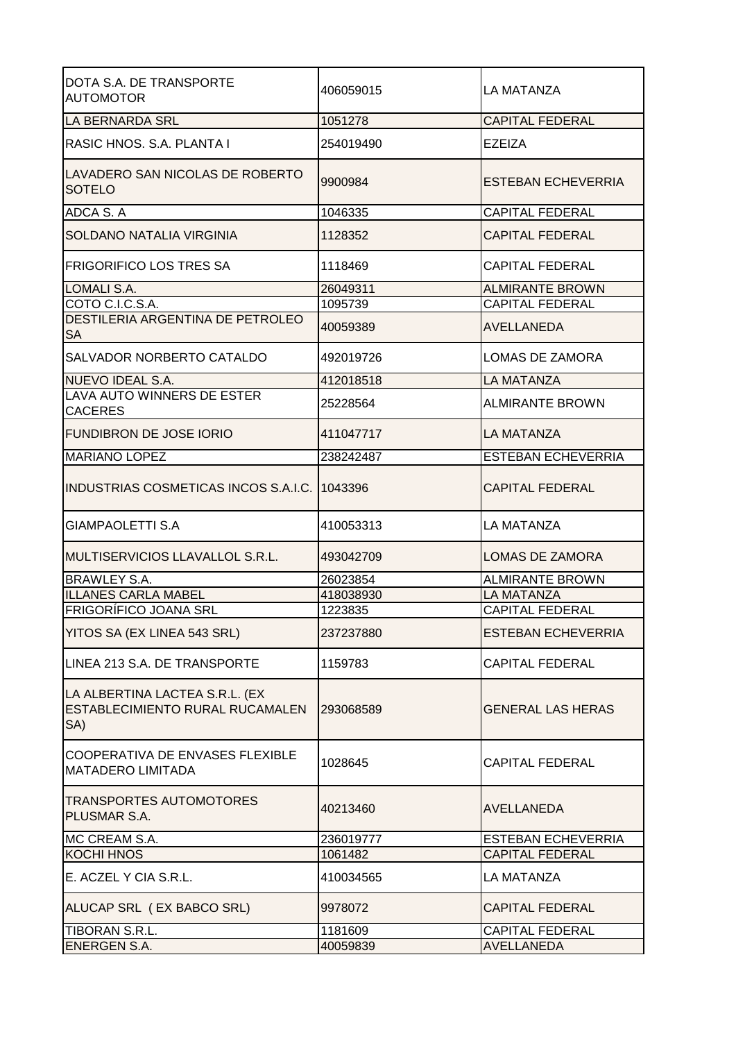| | | |
|---|---|---|
| DOTA S.A. DE TRANSPORTE AUTOMOTOR | 406059015 | LA MATANZA |
| LA BERNARDA SRL | 1051278 | CAPITAL FEDERAL |
| RASIC HNOS. S.A. PLANTA I | 254019490 | EZEIZA |
| LAVADERO SAN NICOLAS DE ROBERTO SOTELO | 9900984 | ESTEBAN ECHEVERRIA |
| ADCA S. A | 1046335 | CAPITAL FEDERAL |
| SOLDANO NATALIA VIRGINIA | 1128352 | CAPITAL FEDERAL |
| FRIGORIFICO LOS TRES SA | 1118469 | CAPITAL FEDERAL |
| LOMALI S.A. | 26049311 | ALMIRANTE BROWN |
| COTO C.I.C.S.A. | 1095739 | CAPITAL FEDERAL |
| DESTILERIA ARGENTINA DE PETROLEO SA | 40059389 | AVELLANEDA |
| SALVADOR NORBERTO CATALDO | 492019726 | LOMAS DE ZAMORA |
| NUEVO IDEAL S.A. | 412018518 | LA MATANZA |
| LAVA AUTO WINNERS DE ESTER CACERES | 25228564 | ALMIRANTE BROWN |
| FUNDIBRON DE JOSE IORIO | 411047717 | LA MATANZA |
| MARIANO LOPEZ | 238242487 | ESTEBAN ECHEVERRIA |
| INDUSTRIAS COSMETICAS INCOS S.A.I.C. | 1043396 | CAPITAL FEDERAL |
| GIAMPAOLETTI S.A | 410053313 | LA MATANZA |
| MULTISERVICIOS LLAVALLOL S.R.L. | 493042709 | LOMAS DE ZAMORA |
| BRAWLEY S.A. | 26023854 | ALMIRANTE BROWN |
| ILLANES CARLA MABEL | 418038930 | LA MATANZA |
| FRIGORÍFICO JOANA SRL | 1223835 | CAPITAL FEDERAL |
| YITOS SA (EX LINEA 543 SRL) | 237237880 | ESTEBAN ECHEVERRIA |
| LINEA 213 S.A. DE TRANSPORTE | 1159783 | CAPITAL FEDERAL |
| LA ALBERTINA LACTEA S.R.L. (EX ESTABLECIMIENTO RURAL RUCAMALEN SA) | 293068589 | GENERAL LAS HERAS |
| COOPERATIVA DE ENVASES FLEXIBLE MATADERO LIMITADA | 1028645 | CAPITAL FEDERAL |
| TRANSPORTES AUTOMOTORES PLUSMAR S.A. | 40213460 | AVELLANEDA |
| MC CREAM S.A. | 236019777 | ESTEBAN ECHEVERRIA |
| KOCHI HNOS | 1061482 | CAPITAL FEDERAL |
| E. ACZEL Y CIA S.R.L. | 410034565 | LA MATANZA |
| ALUCAP SRL ( EX BABCO SRL) | 9978072 | CAPITAL FEDERAL |
| TIBORAN S.R.L. | 1181609 | CAPITAL FEDERAL |
| ENERGEN S.A. | 40059839 | AVELLANEDA |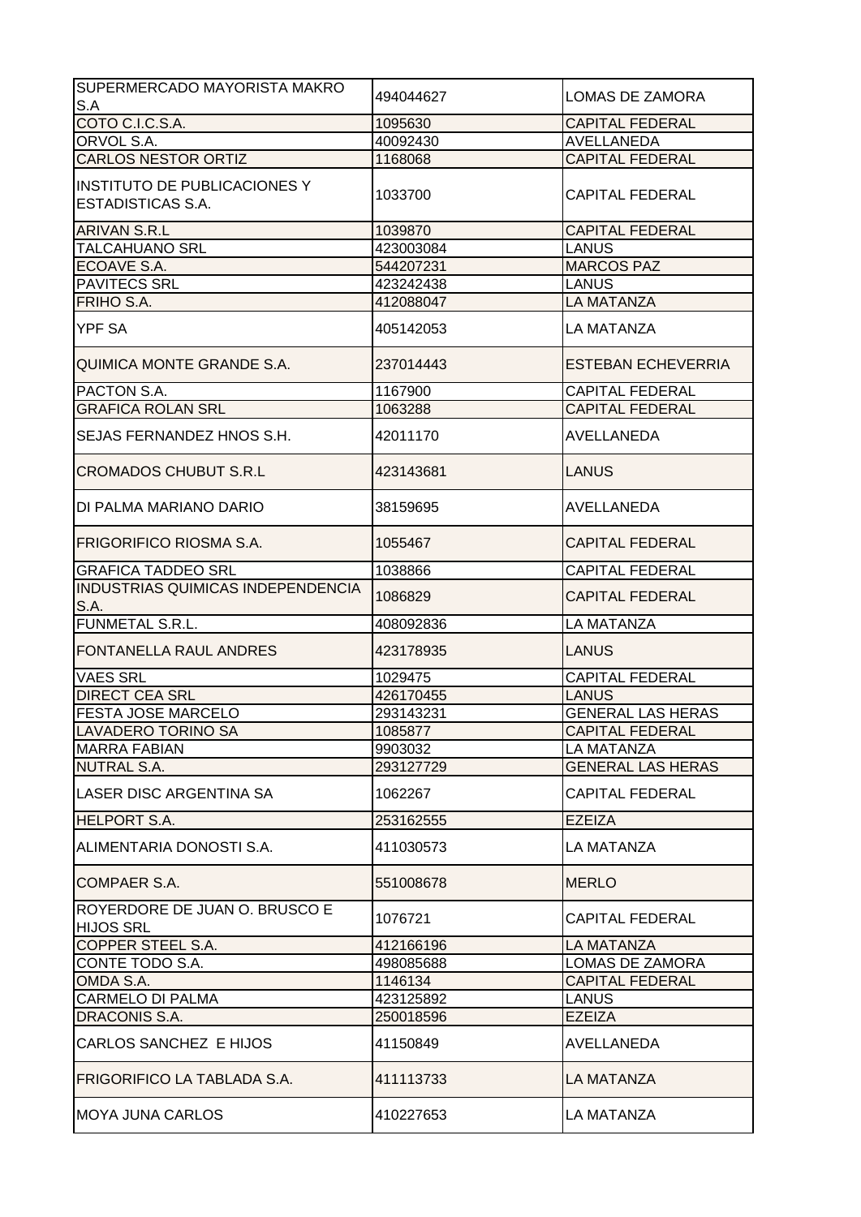| | | |
|---|---|---|
| SUPERMERCADO MAYORISTA MAKRO S.A | 494044627 | LOMAS DE ZAMORA |
| COTO C.I.C.S.A. | 1095630 | CAPITAL FEDERAL |
| ORVOL S.A. | 40092430 | AVELLANEDA |
| CARLOS NESTOR ORTIZ | 1168068 | CAPITAL FEDERAL |
| INSTITUTO DE PUBLICACIONES Y ESTADISTICAS S.A. | 1033700 | CAPITAL FEDERAL |
| ARIVAN S.R.L | 1039870 | CAPITAL FEDERAL |
| TALCAHUANO SRL | 423003084 | LANUS |
| ECOAVE S.A. | 544207231 | MARCOS PAZ |
| PAVITECS SRL | 423242438 | LANUS |
| FRIHO S.A. | 412088047 | LA MATANZA |
| YPF SA | 405142053 | LA MATANZA |
| QUIMICA MONTE GRANDE S.A. | 237014443 | ESTEBAN ECHEVERRIA |
| PACTON S.A. | 1167900 | CAPITAL FEDERAL |
| GRAFICA ROLAN SRL | 1063288 | CAPITAL FEDERAL |
| SEJAS FERNANDEZ HNOS S.H. | 42011170 | AVELLANEDA |
| CROMADOS CHUBUT S.R.L | 423143681 | LANUS |
| DI PALMA MARIANO DARIO | 38159695 | AVELLANEDA |
| FRIGORIFICO RIOSMA S.A. | 1055467 | CAPITAL FEDERAL |
| GRAFICA TADDEO SRL | 1038866 | CAPITAL FEDERAL |
| INDUSTRIAS QUIMICAS INDEPENDENCIA S.A. | 1086829 | CAPITAL FEDERAL |
| FUNMETAL S.R.L. | 408092836 | LA MATANZA |
| FONTANELLA RAUL ANDRES | 423178935 | LANUS |
| VAES SRL | 1029475 | CAPITAL FEDERAL |
| DIRECT CEA SRL | 426170455 | LANUS |
| FESTA JOSE MARCELO | 293143231 | GENERAL LAS HERAS |
| LAVADERO TORINO SA | 1085877 | CAPITAL FEDERAL |
| MARRA FABIAN | 9903032 | LA MATANZA |
| NUTRAL S.A. | 293127729 | GENERAL LAS HERAS |
| LASER DISC ARGENTINA SA | 1062267 | CAPITAL FEDERAL |
| HELPORT S.A. | 253162555 | EZEIZA |
| ALIMENTARIA DONOSTI S.A. | 411030573 | LA MATANZA |
| COMPAER S.A. | 551008678 | MERLO |
| ROYERDORE DE JUAN O. BRUSCO E HIJOS SRL | 1076721 | CAPITAL FEDERAL |
| COPPER STEEL S.A. | 412166196 | LA MATANZA |
| CONTE TODO S.A. | 498085688 | LOMAS DE ZAMORA |
| OMDA S.A. | 1146134 | CAPITAL FEDERAL |
| CARMELO DI PALMA | 423125892 | LANUS |
| DRACONIS S.A. | 250018596 | EZEIZA |
| CARLOS SANCHEZ E HIJOS | 41150849 | AVELLANEDA |
| FRIGORIFICO LA TABLADA S.A. | 411113733 | LA MATANZA |
| MOYA JUNA CARLOS | 410227653 | LA MATANZA |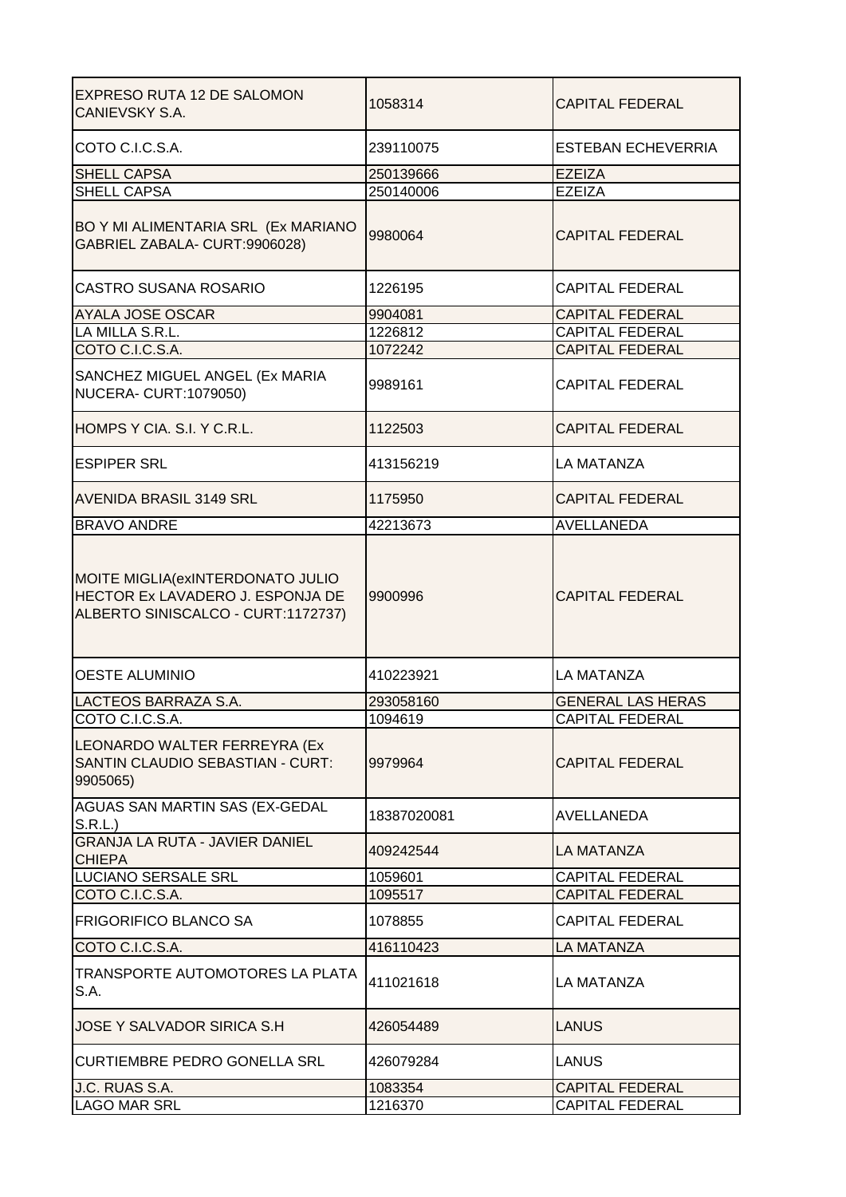| | | |
|---|---|---|
| EXPRESO RUTA 12 DE SALOMON CANIEVSKY S.A. | 1058314 | CAPITAL FEDERAL |
| COTO C.I.C.S.A. | 239110075 | ESTEBAN ECHEVERRIA |
| SHELL CAPSA | 250139666 | EZEIZA |
| SHELL CAPSA | 250140006 | EZEIZA |
| BO Y MI ALIMENTARIA SRL (Ex MARIANO GABRIEL ZABALA- CURT:9906028) | 9980064 | CAPITAL FEDERAL |
| CASTRO SUSANA ROSARIO | 1226195 | CAPITAL FEDERAL |
| AYALA JOSE OSCAR | 9904081 | CAPITAL FEDERAL |
| LA MILLA S.R.L. | 1226812 | CAPITAL FEDERAL |
| COTO C.I.C.S.A. | 1072242 | CAPITAL FEDERAL |
| SANCHEZ MIGUEL ANGEL (Ex MARIA NUCERA- CURT:1079050) | 9989161 | CAPITAL FEDERAL |
| HOMPS Y CIA. S.I. Y C.R.L. | 1122503 | CAPITAL FEDERAL |
| ESPIPER SRL | 413156219 | LA MATANZA |
| AVENIDA BRASIL 3149 SRL | 1175950 | CAPITAL FEDERAL |
| BRAVO ANDRE | 42213673 | AVELLANEDA |
| MOITE MIGLIA(exINTERDONATO JULIO HECTOR Ex LAVADERO J. ESPONJA DE ALBERTO SINISCALCO - CURT:1172737) | 9900996 | CAPITAL FEDERAL |
| OESTE ALUMINIO | 410223921 | LA MATANZA |
| LACTEOS BARRAZA S.A. | 293058160 | GENERAL LAS HERAS |
| COTO C.I.C.S.A. | 1094619 | CAPITAL FEDERAL |
| LEONARDO WALTER FERREYRA (Ex SANTIN CLAUDIO SEBASTIAN - CURT: 9905065) | 9979964 | CAPITAL FEDERAL |
| AGUAS SAN MARTIN SAS (EX-GEDAL S.R.L.) | 18387020081 | AVELLANEDA |
| GRANJA LA RUTA - JAVIER DANIEL CHIEPA | 409242544 | LA MATANZA |
| LUCIANO SERSALE SRL | 1059601 | CAPITAL FEDERAL |
| COTO C.I.C.S.A. | 1095517 | CAPITAL FEDERAL |
| FRIGORIFICO BLANCO SA | 1078855 | CAPITAL FEDERAL |
| COTO C.I.C.S.A. | 416110423 | LA MATANZA |
| TRANSPORTE AUTOMOTORES LA PLATA S.A. | 411021618 | LA MATANZA |
| JOSE Y SALVADOR SIRICA S.H | 426054489 | LANUS |
| CURTIEMBRE PEDRO GONELLA SRL | 426079284 | LANUS |
| J.C. RUAS S.A. | 1083354 | CAPITAL FEDERAL |
| LAGO MAR SRL | 1216370 | CAPITAL FEDERAL |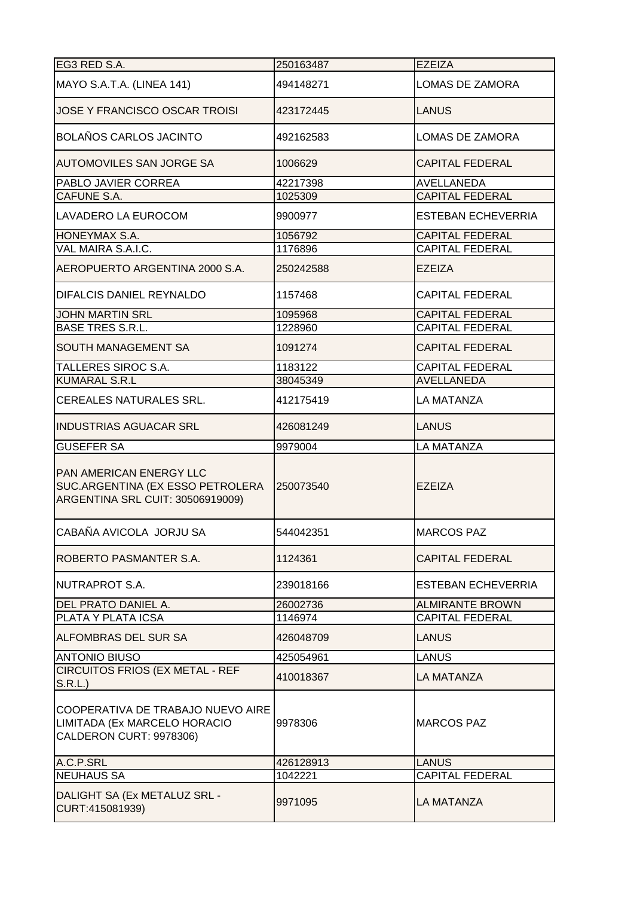| | | |
|---|---|---|
| EG3 RED S.A. | 250163487 | EZEIZA |
| MAYO S.A.T.A. (LINEA 141) | 494148271 | LOMAS DE ZAMORA |
| JOSE Y FRANCISCO OSCAR TROISI | 423172445 | LANUS |
| BOLAÑOS CARLOS JACINTO | 492162583 | LOMAS DE ZAMORA |
| AUTOMOVILES SAN JORGE SA | 1006629 | CAPITAL FEDERAL |
| PABLO JAVIER CORREA | 42217398 | AVELLANEDA |
| CAFUNE S.A. | 1025309 | CAPITAL FEDERAL |
| LAVADERO LA EUROCOM | 9900977 | ESTEBAN ECHEVERRIA |
| HONEYMAX S.A. | 1056792 | CAPITAL FEDERAL |
| VAL MAIRA S.A.I.C. | 1176896 | CAPITAL FEDERAL |
| AEROPUERTO ARGENTINA 2000 S.A. | 250242588 | EZEIZA |
| DIFALCIS DANIEL REYNALDO | 1157468 | CAPITAL FEDERAL |
| JOHN MARTIN SRL | 1095968 | CAPITAL FEDERAL |
| BASE TRES S.R.L. | 1228960 | CAPITAL FEDERAL |
| SOUTH MANAGEMENT SA | 1091274 | CAPITAL FEDERAL |
| TALLERES SIROC S.A. | 1183122 | CAPITAL FEDERAL |
| KUMARAL S.R.L | 38045349 | AVELLANEDA |
| CEREALES NATURALES SRL. | 412175419 | LA MATANZA |
| INDUSTRIAS AGUACAR SRL | 426081249 | LANUS |
| GUSEFER SA | 9979004 | LA MATANZA |
| PAN AMERICAN ENERGY LLC SUC.ARGENTINA (EX ESSO PETROLERA ARGENTINA SRL CUIT: 30506919009) | 250073540 | EZEIZA |
| CABAÑA AVICOLA JORJU SA | 544042351 | MARCOS PAZ |
| ROBERTO PASMANTER S.A. | 1124361 | CAPITAL FEDERAL |
| NUTRAPROT S.A. | 239018166 | ESTEBAN ECHEVERRIA |
| DEL PRATO DANIEL A. | 26002736 | ALMIRANTE BROWN |
| PLATA Y PLATA ICSA | 1146974 | CAPITAL FEDERAL |
| ALFOMBRAS DEL SUR SA | 426048709 | LANUS |
| ANTONIO BIUSO | 425054961 | LANUS |
| CIRCUITOS FRIOS (EX METAL - REF S.R.L.) | 410018367 | LA MATANZA |
| COOPERATIVA DE TRABAJO NUEVO AIRE LIMITADA (Ex MARCELO HORACIO CALDERON CURT: 9978306) | 9978306 | MARCOS PAZ |
| A.C.P.SRL | 426128913 | LANUS |
| NEUHAUS SA | 1042221 | CAPITAL FEDERAL |
| DALIGHT SA (Ex METALUZ SRL - CURT:415081939) | 9971095 | LA MATANZA |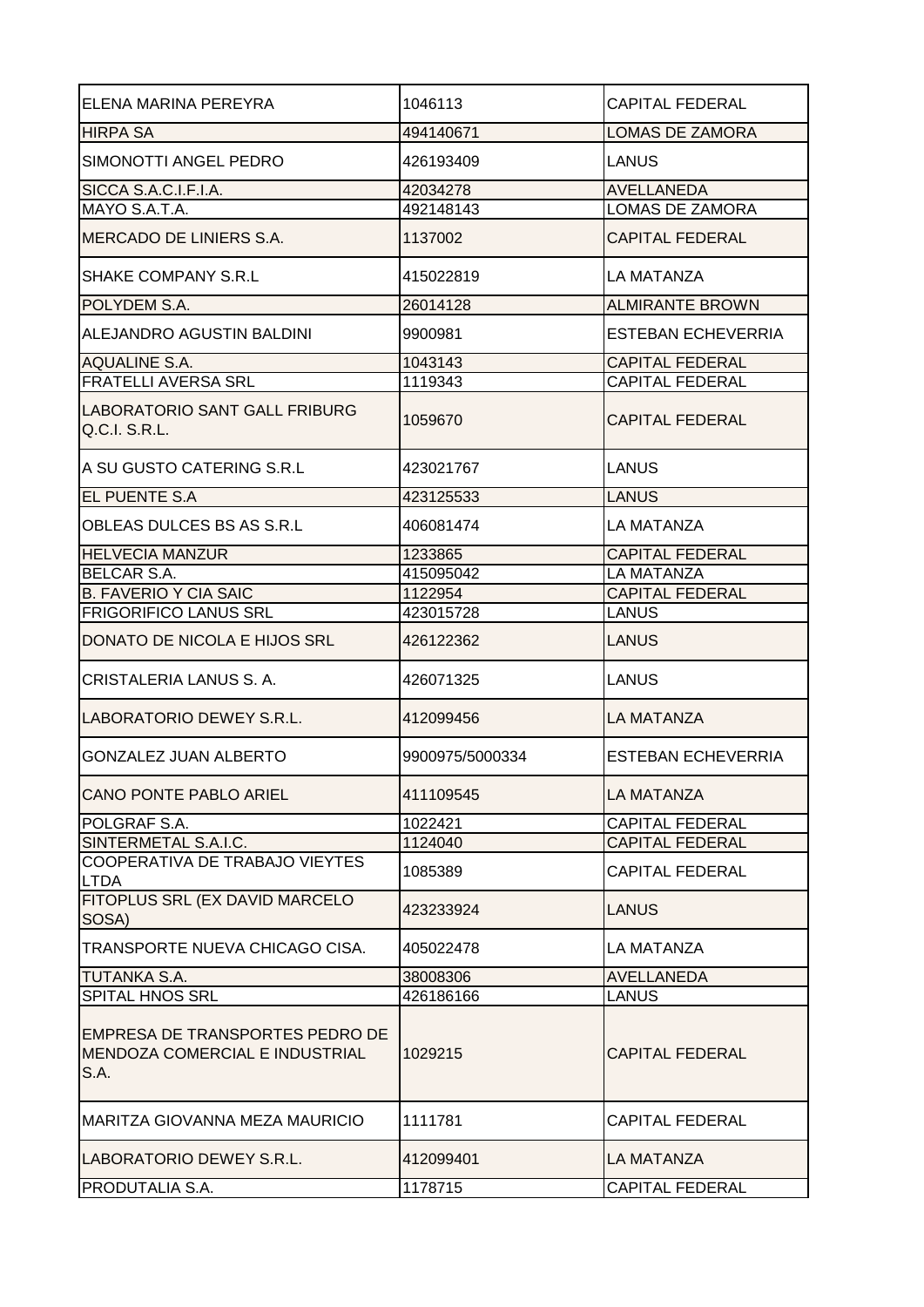| ELENA MARINA PEREYRA | 1046113 | CAPITAL FEDERAL |
|---|---|---|
| HIRPA SA | 494140671 | LOMAS DE ZAMORA |
| SIMONOTTI ANGEL PEDRO | 426193409 | LANUS |
| SICCA S.A.C.I.F.I.A. | 42034278 | AVELLANEDA |
| MAYO S.A.T.A. | 492148143 | LOMAS DE ZAMORA |
| MERCADO DE LINIERS S.A. | 1137002 | CAPITAL FEDERAL |
| SHAKE COMPANY S.R.L | 415022819 | LA MATANZA |
| POLYDEM S.A. | 26014128 | ALMIRANTE BROWN |
| ALEJANDRO AGUSTIN BALDINI | 9900981 | ESTEBAN ECHEVERRIA |
| AQUALINE S.A. | 1043143 | CAPITAL FEDERAL |
| FRATELLI AVERSA SRL | 1119343 | CAPITAL FEDERAL |
| LABORATORIO SANT GALL FRIBURG Q.C.I. S.R.L. | 1059670 | CAPITAL FEDERAL |
| A SU GUSTO CATERING S.R.L | 423021767 | LANUS |
| EL PUENTE S.A | 423125533 | LANUS |
| OBLEAS DULCES BS AS S.R.L | 406081474 | LA MATANZA |
| HELVECIA MANZUR | 1233865 | CAPITAL FEDERAL |
| BELCAR S.A. | 415095042 | LA MATANZA |
| B. FAVERIO Y CIA SAIC | 1122954 | CAPITAL FEDERAL |
| FRIGORIFICO LANUS SRL | 423015728 | LANUS |
| DONATO DE NICOLA E HIJOS SRL | 426122362 | LANUS |
| CRISTALERIA LANUS S. A. | 426071325 | LANUS |
| LABORATORIO DEWEY S.R.L. | 412099456 | LA MATANZA |
| GONZALEZ JUAN ALBERTO | 9900975/5000334 | ESTEBAN ECHEVERRIA |
| CANO PONTE PABLO ARIEL | 411109545 | LA MATANZA |
| POLGRAF S.A. | 1022421 | CAPITAL FEDERAL |
| SINTERMETAL S.A.I.C. | 1124040 | CAPITAL FEDERAL |
| COOPERATIVA DE TRABAJO VIEYTES LTDA | 1085389 | CAPITAL FEDERAL |
| FITOPLUS SRL (EX DAVID MARCELO SOSA) | 423233924 | LANUS |
| TRANSPORTE NUEVA CHICAGO CISA. | 405022478 | LA MATANZA |
| TUTANKA S.A. | 38008306 | AVELLANEDA |
| SPITAL HNOS SRL | 426186166 | LANUS |
| EMPRESA DE TRANSPORTES PEDRO DE MENDOZA COMERCIAL E INDUSTRIAL S.A. | 1029215 | CAPITAL FEDERAL |
| MARITZA GIOVANNA MEZA MAURICIO | 1111781 | CAPITAL FEDERAL |
| LABORATORIO DEWEY S.R.L. | 412099401 | LA MATANZA |
| PRODUTALIA S.A. | 1178715 | CAPITAL FEDERAL |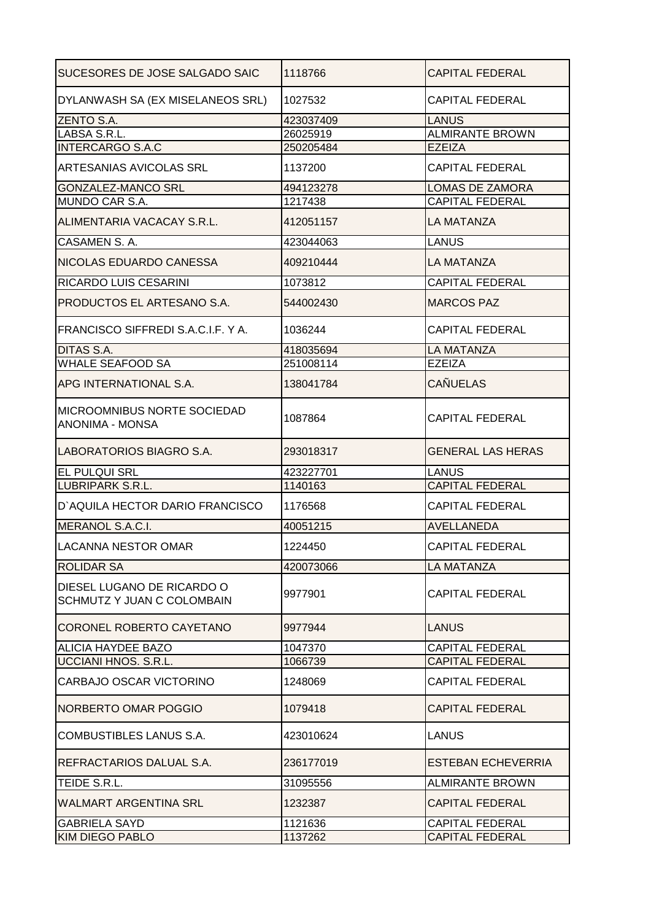| | | |
|---|---|---|
| SUCESORES DE JOSE SALGADO SAIC | 1118766 | CAPITAL FEDERAL |
| DYLANWASH SA (EX MISELANEOS SRL) | 1027532 | CAPITAL FEDERAL |
| ZENTO S.A. | 423037409 | LANUS |
| LABSA S.R.L. | 26025919 | ALMIRANTE BROWN |
| INTERCARGO S.A.C | 250205484 | EZEIZA |
| ARTESANIAS AVICOLAS SRL | 1137200 | CAPITAL FEDERAL |
| GONZALEZ-MANCO SRL | 494123278 | LOMAS DE ZAMORA |
| MUNDO CAR S.A. | 1217438 | CAPITAL FEDERAL |
| ALIMENTARIA VACACAY S.R.L. | 412051157 | LA MATANZA |
| CASAMEN S. A. | 423044063 | LANUS |
| NICOLAS EDUARDO CANESSA | 409210444 | LA MATANZA |
| RICARDO LUIS CESARINI | 1073812 | CAPITAL FEDERAL |
| PRODUCTOS EL ARTESANO S.A. | 544002430 | MARCOS PAZ |
| FRANCISCO SIFFREDI S.A.C.I.F. Y A. | 1036244 | CAPITAL FEDERAL |
| DITAS S.A. | 418035694 | LA MATANZA |
| WHALE SEAFOOD SA | 251008114 | EZEIZA |
| APG INTERNATIONAL S.A. | 138041784 | CAÑUELAS |
| MICROOMNIBUS NORTE SOCIEDAD ANONIMA - MONSA | 1087864 | CAPITAL FEDERAL |
| LABORATORIOS BIAGRO S.A. | 293018317 | GENERAL LAS HERAS |
| EL PULQUI SRL | 423227701 | LANUS |
| LUBRIPARK S.R.L. | 1140163 | CAPITAL FEDERAL |
| D`AQUILA HECTOR DARIO FRANCISCO | 1176568 | CAPITAL FEDERAL |
| MERANOL S.A.C.I. | 40051215 | AVELLANEDA |
| LACANNA NESTOR OMAR | 1224450 | CAPITAL FEDERAL |
| ROLIDAR SA | 420073066 | LA MATANZA |
| DIESEL LUGANO DE RICARDO O SCHMUTZ Y JUAN C COLOMBAIN | 9977901 | CAPITAL FEDERAL |
| CORONEL ROBERTO CAYETANO | 9977944 | LANUS |
| ALICIA HAYDEE BAZO | 1047370 | CAPITAL FEDERAL |
| UCCIANI HNOS. S.R.L. | 1066739 | CAPITAL FEDERAL |
| CARBAJO OSCAR VICTORINO | 1248069 | CAPITAL FEDERAL |
| NORBERTO OMAR POGGIO | 1079418 | CAPITAL FEDERAL |
| COMBUSTIBLES LANUS S.A. | 423010624 | LANUS |
| REFRACTARIOS DALUAL S.A. | 236177019 | ESTEBAN ECHEVERRIA |
| TEIDE S.R.L. | 31095556 | ALMIRANTE BROWN |
| WALMART ARGENTINA SRL | 1232387 | CAPITAL FEDERAL |
| GABRIELA SAYD | 1121636 | CAPITAL FEDERAL |
| KIM DIEGO PABLO | 1137262 | CAPITAL FEDERAL |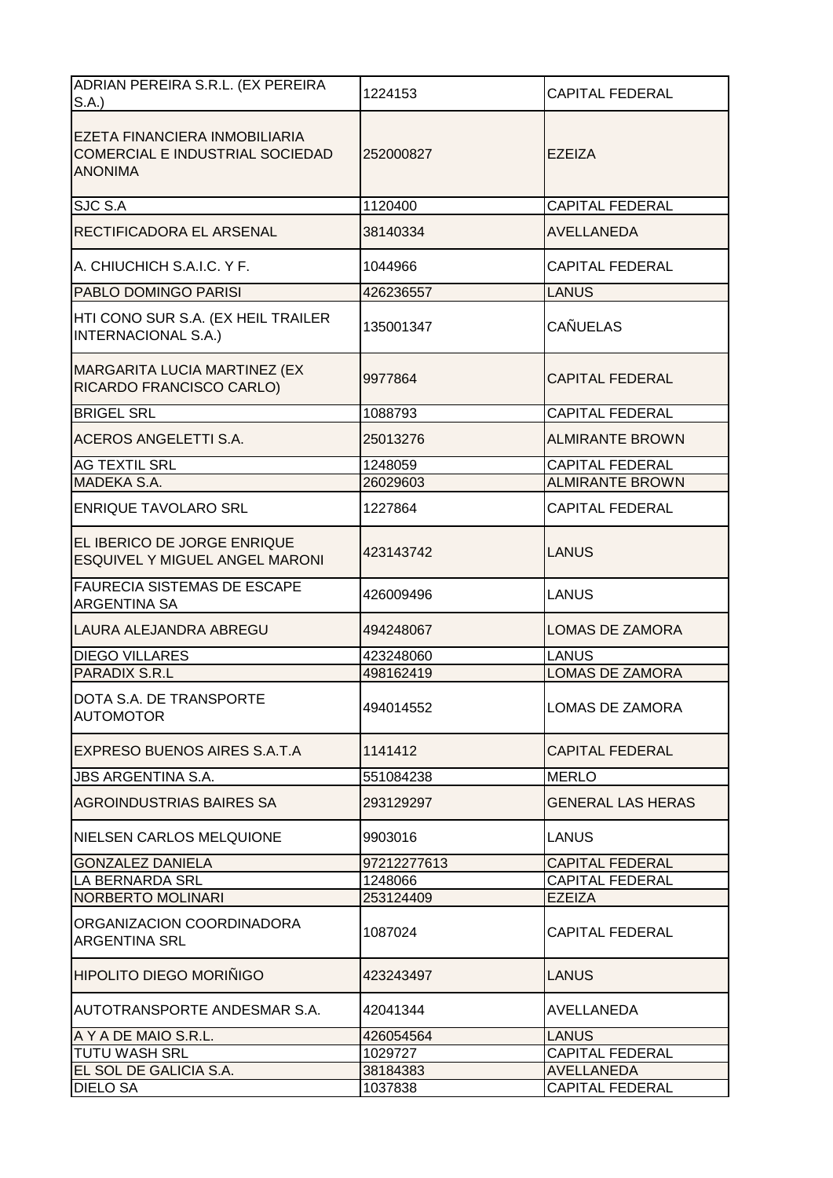| | | |
|---|---|---|
| ADRIAN PEREIRA S.R.L. (EX PEREIRA S.A.) | 1224153 | CAPITAL FEDERAL |
| EZETA FINANCIERA INMOBILIARIA COMERCIAL E INDUSTRIAL SOCIEDAD ANONIMA | 252000827 | EZEIZA |
| SJC S.A | 1120400 | CAPITAL FEDERAL |
| RECTIFICADORA EL ARSENAL | 38140334 | AVELLANEDA |
| A. CHIUCHICH S.A.I.C. Y F. | 1044966 | CAPITAL FEDERAL |
| PABLO DOMINGO PARISI | 426236557 | LANUS |
| HTI CONO SUR S.A. (EX HEIL TRAILER INTERNACIONAL S.A.) | 135001347 | CAÑUELAS |
| MARGARITA LUCIA MARTINEZ (EX RICARDO FRANCISCO CARLO) | 9977864 | CAPITAL FEDERAL |
| BRIGEL SRL | 1088793 | CAPITAL FEDERAL |
| ACEROS ANGELETTI S.A. | 25013276 | ALMIRANTE BROWN |
| AG TEXTIL SRL | 1248059 | CAPITAL FEDERAL |
| MADEKA S.A. | 26029603 | ALMIRANTE BROWN |
| ENRIQUE TAVOLARO SRL | 1227864 | CAPITAL FEDERAL |
| EL IBERICO DE JORGE ENRIQUE ESQUIVEL Y MIGUEL ANGEL MARONI | 423143742 | LANUS |
| FAURECIA SISTEMAS DE ESCAPE ARGENTINA SA | 426009496 | LANUS |
| LAURA ALEJANDRA ABREGU | 494248067 | LOMAS DE ZAMORA |
| DIEGO VILLARES | 423248060 | LANUS |
| PARADIX S.R.L | 498162419 | LOMAS DE ZAMORA |
| DOTA S.A. DE TRANSPORTE AUTOMOTOR | 494014552 | LOMAS DE ZAMORA |
| EXPRESO BUENOS AIRES S.A.T.A | 1141412 | CAPITAL FEDERAL |
| JBS ARGENTINA S.A. | 551084238 | MERLO |
| AGROINDUSTRIAS BAIRES SA | 293129297 | GENERAL LAS HERAS |
| NIELSEN CARLOS MELQUIONE | 9903016 | LANUS |
| GONZALEZ DANIELA | 97212277613 | CAPITAL FEDERAL |
| LA BERNARDA SRL | 1248066 | CAPITAL FEDERAL |
| NORBERTO MOLINARI | 253124409 | EZEIZA |
| ORGANIZACION COORDINADORA ARGENTINA SRL | 1087024 | CAPITAL FEDERAL |
| HIPOLITO DIEGO MORIÑIGO | 423243497 | LANUS |
| AUTOTRANSPORTE ANDESMAR S.A. | 42041344 | AVELLANEDA |
| A Y A DE MAIO S.R.L. | 426054564 | LANUS |
| TUTU WASH SRL | 1029727 | CAPITAL FEDERAL |
| EL SOL DE GALICIA S.A. | 38184383 | AVELLANEDA |
| DIELO SA | 1037838 | CAPITAL FEDERAL |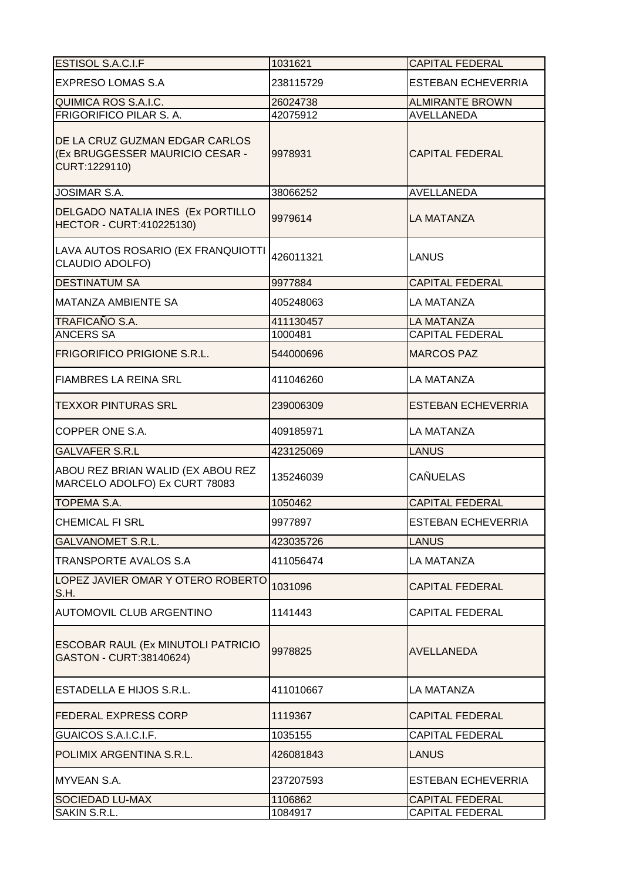| | | |
|---|---|---|
| ESTISOL S.A.C.I.F | 1031621 | CAPITAL FEDERAL |
| EXPRESO LOMAS S.A | 238115729 | ESTEBAN ECHEVERRIA |
| QUIMICA ROS S.A.I.C. | 26024738 | ALMIRANTE BROWN |
| FRIGORIFICO PILAR S. A. | 42075912 | AVELLANEDA |
| DE LA CRUZ GUZMAN EDGAR CARLOS (Ex BRUGGESSER MAURICIO CESAR - CURT:1229110) | 9978931 | CAPITAL FEDERAL |
| JOSIMAR S.A. | 38066252 | AVELLANEDA |
| DELGADO NATALIA INES (Ex PORTILLO HECTOR - CURT:410225130) | 9979614 | LA MATANZA |
| LAVA AUTOS ROSARIO (EX FRANQUIOTTI CLAUDIO ADOLFO) | 426011321 | LANUS |
| DESTINATUM SA | 9977884 | CAPITAL FEDERAL |
| MATANZA AMBIENTE SA | 405248063 | LA MATANZA |
| TRAFICAÑO S.A. | 411130457 | LA MATANZA |
| ANCERS SA | 1000481 | CAPITAL FEDERAL |
| FRIGORIFICO PRIGIONE S.R.L. | 544000696 | MARCOS PAZ |
| FIAMBRES LA REINA SRL | 411046260 | LA MATANZA |
| TEXXOR PINTURAS SRL | 239006309 | ESTEBAN ECHEVERRIA |
| COPPER ONE S.A. | 409185971 | LA MATANZA |
| GALVAFER S.R.L | 423125069 | LANUS |
| ABOU REZ BRIAN WALID (EX ABOU REZ MARCELO ADOLFO) Ex CURT 78083 | 135246039 | CAÑUELAS |
| TOPEMA S.A. | 1050462 | CAPITAL FEDERAL |
| CHEMICAL FI SRL | 9977897 | ESTEBAN ECHEVERRIA |
| GALVANOMET S.R.L. | 423035726 | LANUS |
| TRANSPORTE AVALOS S.A | 411056474 | LA MATANZA |
| LOPEZ JAVIER OMAR Y OTERO ROBERTO S.H. | 1031096 | CAPITAL FEDERAL |
| AUTOMOVIL CLUB ARGENTINO | 1141443 | CAPITAL FEDERAL |
| ESCOBAR RAUL (Ex MINUTOLI PATRICIO GASTON - CURT:38140624) | 9978825 | AVELLANEDA |
| ESTADELLA E HIJOS S.R.L. | 411010667 | LA MATANZA |
| FEDERAL EXPRESS CORP | 1119367 | CAPITAL FEDERAL |
| GUAICOS S.A.I.C.I.F. | 1035155 | CAPITAL FEDERAL |
| POLIMIX ARGENTINA S.R.L. | 426081843 | LANUS |
| MYVEAN S.A. | 237207593 | ESTEBAN ECHEVERRIA |
| SOCIEDAD LU-MAX | 1106862 | CAPITAL FEDERAL |
| SAKIN S.R.L. | 1084917 | CAPITAL FEDERAL |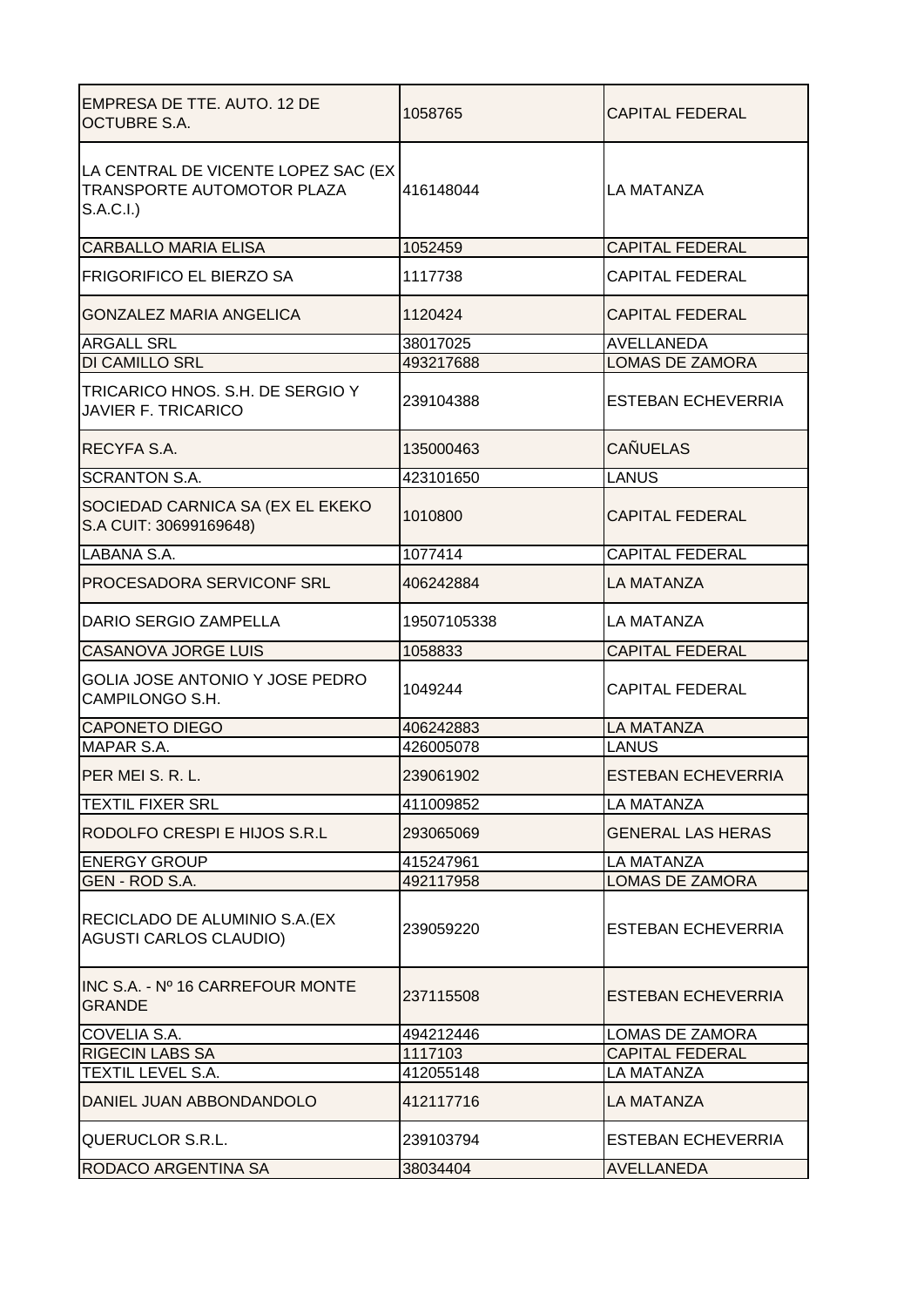| | | |
|---|---|---|
| EMPRESA DE TTE. AUTO. 12 DE OCTUBRE S.A. | 1058765 | CAPITAL FEDERAL |
| LA CENTRAL DE VICENTE LOPEZ SAC (EX TRANSPORTE AUTOMOTOR PLAZA S.A.C.I.) | 416148044 | LA MATANZA |
| CARBALLO MARIA ELISA | 1052459 | CAPITAL FEDERAL |
| FRIGORIFICO EL BIERZO SA | 1117738 | CAPITAL FEDERAL |
| GONZALEZ MARIA ANGELICA | 1120424 | CAPITAL FEDERAL |
| ARGALL SRL | 38017025 | AVELLANEDA |
| DI CAMILLO SRL | 493217688 | LOMAS DE ZAMORA |
| TRICARICO HNOS. S.H. DE SERGIO Y JAVIER F. TRICARICO | 239104388 | ESTEBAN ECHEVERRIA |
| RECYFA S.A. | 135000463 | CAÑUELAS |
| SCRANTON S.A. | 423101650 | LANUS |
| SOCIEDAD CARNICA SA (EX EL EKEKO S.A CUIT: 30699169648) | 1010800 | CAPITAL FEDERAL |
| LABANA S.A. | 1077414 | CAPITAL FEDERAL |
| PROCESADORA SERVICONF SRL | 406242884 | LA MATANZA |
| DARIO SERGIO ZAMPELLA | 19507105338 | LA MATANZA |
| CASANOVA JORGE LUIS | 1058833 | CAPITAL FEDERAL |
| GOLIA JOSE ANTONIO Y JOSE PEDRO CAMPILONGO S.H. | 1049244 | CAPITAL FEDERAL |
| CAPONETO DIEGO | 406242883 | LA MATANZA |
| MAPAR S.A. | 426005078 | LANUS |
| PER MEI S. R. L. | 239061902 | ESTEBAN ECHEVERRIA |
| TEXTIL FIXER SRL | 411009852 | LA MATANZA |
| RODOLFO CRESPI E HIJOS S.R.L | 293065069 | GENERAL LAS HERAS |
| ENERGY GROUP | 415247961 | LA MATANZA |
| GEN - ROD S.A. | 492117958 | LOMAS DE ZAMORA |
| RECICLADO DE ALUMINIO S.A.(EX AGUSTI CARLOS CLAUDIO) | 239059220 | ESTEBAN ECHEVERRIA |
| INC S.A. - Nº 16 CARREFOUR MONTE GRANDE | 237115508 | ESTEBAN ECHEVERRIA |
| COVELIA S.A. | 494212446 | LOMAS DE ZAMORA |
| RIGECIN LABS SA | 1117103 | CAPITAL FEDERAL |
| TEXTIL LEVEL S.A. | 412055148 | LA MATANZA |
| DANIEL JUAN ABBONDANDOLO | 412117716 | LA MATANZA |
| QUERUCLOR S.R.L. | 239103794 | ESTEBAN ECHEVERRIA |
| RODACO ARGENTINA SA | 38034404 | AVELLANEDA |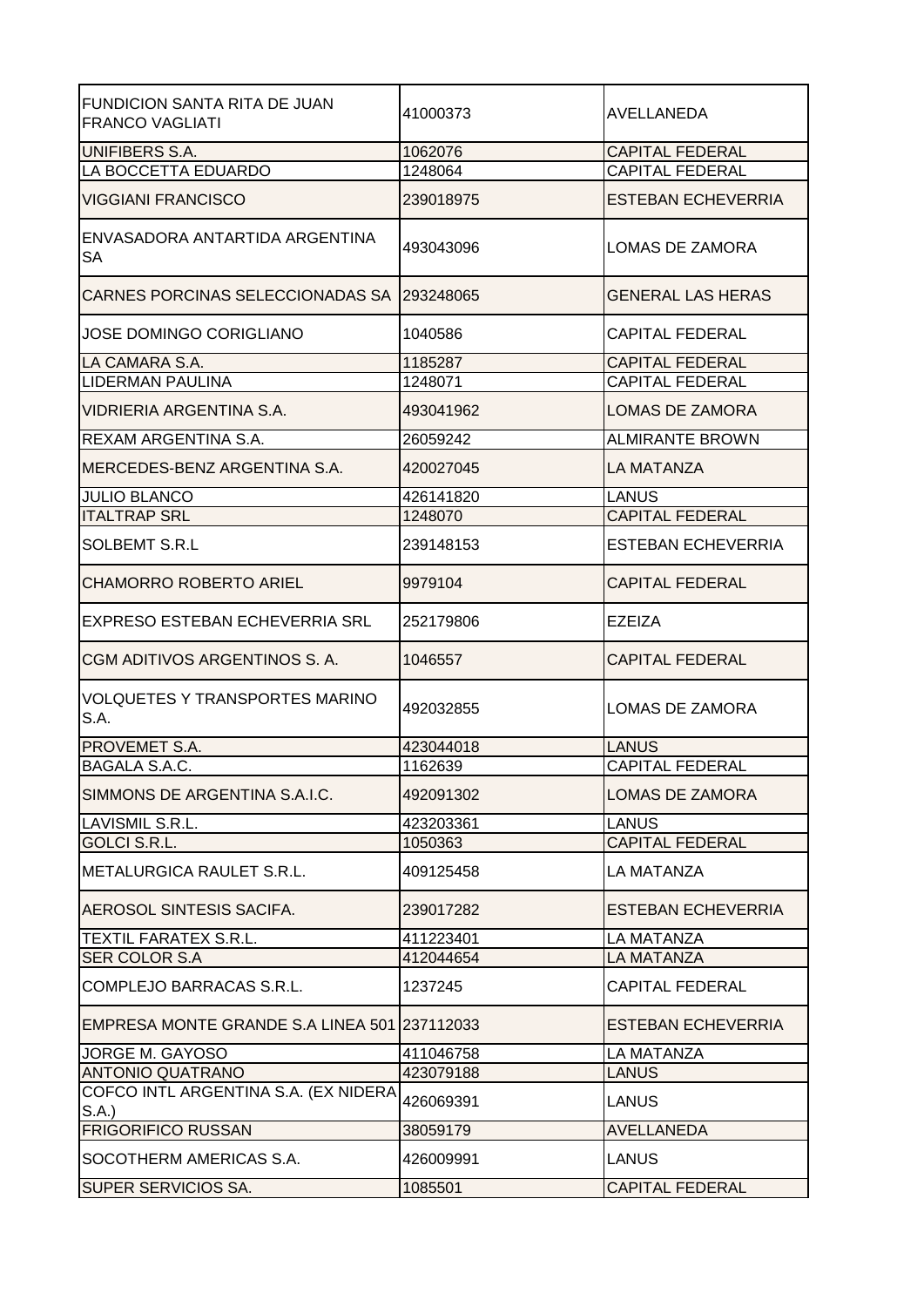| | | |
|---|---|---|
| FUNDICION SANTA RITA DE JUAN FRANCO VAGLIATI | 41000373 | AVELLANEDA |
| UNIFIBERS S.A. | 1062076 | CAPITAL FEDERAL |
| LA BOCCETTA EDUARDO | 1248064 | CAPITAL FEDERAL |
| VIGGIANI FRANCISCO | 239018975 | ESTEBAN ECHEVERRIA |
| ENVASADORA ANTARTIDA ARGENTINA SA | 493043096 | LOMAS DE ZAMORA |
| CARNES PORCINAS SELECCIONADAS SA | 293248065 | GENERAL LAS HERAS |
| JOSE DOMINGO CORIGLIANO | 1040586 | CAPITAL FEDERAL |
| LA CAMARA S.A. | 1185287 | CAPITAL FEDERAL |
| LIDERMAN PAULINA | 1248071 | CAPITAL FEDERAL |
| VIDRIERIA ARGENTINA S.A. | 493041962 | LOMAS DE ZAMORA |
| REXAM ARGENTINA S.A. | 26059242 | ALMIRANTE BROWN |
| MERCEDES-BENZ ARGENTINA S.A. | 420027045 | LA MATANZA |
| JULIO BLANCO | 426141820 | LANUS |
| ITALTRAP SRL | 1248070 | CAPITAL FEDERAL |
| SOLBEMT S.R.L | 239148153 | ESTEBAN ECHEVERRIA |
| CHAMORRO ROBERTO ARIEL | 9979104 | CAPITAL FEDERAL |
| EXPRESO ESTEBAN ECHEVERRIA SRL | 252179806 | EZEIZA |
| CGM ADITIVOS ARGENTINOS S. A. | 1046557 | CAPITAL FEDERAL |
| VOLQUETES Y TRANSPORTES MARINO S.A. | 492032855 | LOMAS DE ZAMORA |
| PROVEMET S.A. | 423044018 | LANUS |
| BAGALA S.A.C. | 1162639 | CAPITAL FEDERAL |
| SIMMONS DE ARGENTINA S.A.I.C. | 492091302 | LOMAS DE ZAMORA |
| LAVISMIL S.R.L. | 423203361 | LANUS |
| GOLCI S.R.L. | 1050363 | CAPITAL FEDERAL |
| METALURGICA RAULET S.R.L. | 409125458 | LA MATANZA |
| AEROSOL SINTESIS SACIFA. | 239017282 | ESTEBAN ECHEVERRIA |
| TEXTIL FARATEX S.R.L. | 411223401 | LA MATANZA |
| SER COLOR S.A | 412044654 | LA MATANZA |
| COMPLEJO BARRACAS S.R.L. | 1237245 | CAPITAL FEDERAL |
| EMPRESA MONTE GRANDE S.A LINEA 501 | 237112033 | ESTEBAN ECHEVERRIA |
| JORGE M. GAYOSO | 411046758 | LA MATANZA |
| ANTONIO QUATRANO | 423079188 | LANUS |
| COFCO INTL ARGENTINA S.A. (EX NIDERA S.A.) | 426069391 | LANUS |
| FRIGORIFICO RUSSAN | 38059179 | AVELLANEDA |
| SOCOTHERM AMERICAS S.A. | 426009991 | LANUS |
| SUPER SERVICIOS SA. | 1085501 | CAPITAL FEDERAL |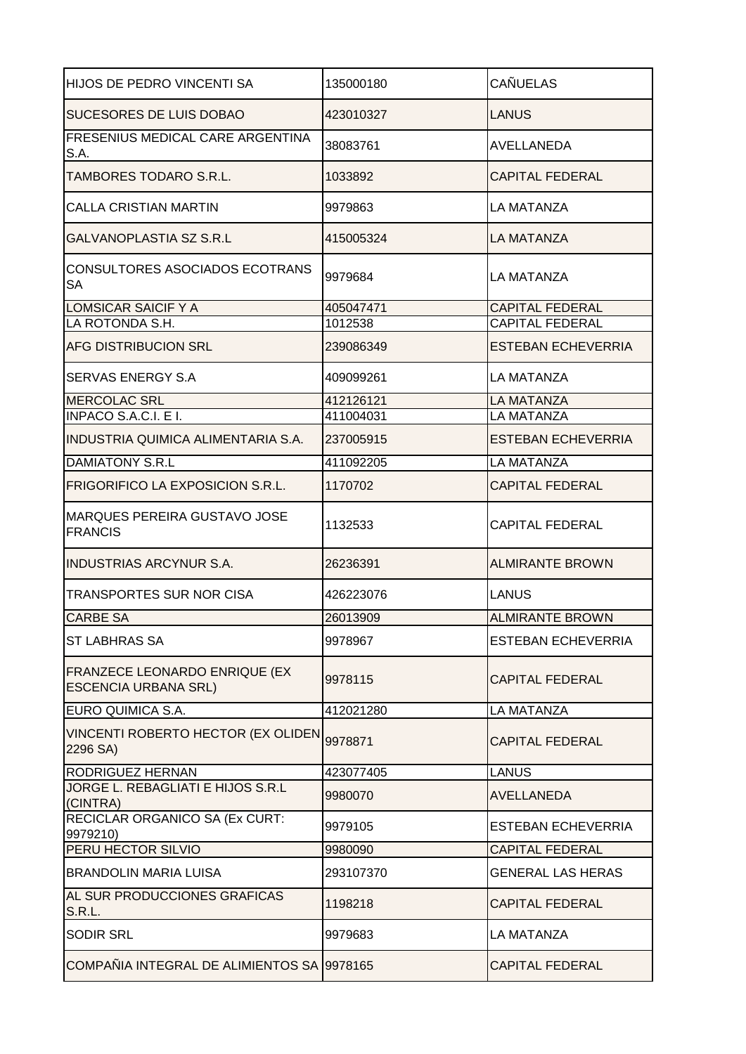| | | |
|---|---|---|
| HIJOS DE PEDRO VINCENTI SA | 135000180 | CAÑUELAS |
| SUCESORES DE LUIS DOBAO | 423010327 | LANUS |
| FRESENIUS MEDICAL CARE ARGENTINA S.A. | 38083761 | AVELLANEDA |
| TAMBORES TODARO S.R.L. | 1033892 | CAPITAL FEDERAL |
| CALLA CRISTIAN MARTIN | 9979863 | LA MATANZA |
| GALVANOPLASTIA SZ S.R.L | 415005324 | LA MATANZA |
| CONSULTORES ASOCIADOS ECOTRANS SA | 9979684 | LA MATANZA |
| LOMSICAR SAICIF Y A | 405047471 | CAPITAL FEDERAL |
| LA ROTONDA S.H. | 1012538 | CAPITAL FEDERAL |
| AFG DISTRIBUCION SRL | 239086349 | ESTEBAN ECHEVERRIA |
| SERVAS ENERGY S.A | 409099261 | LA MATANZA |
| MERCOLAC SRL | 412126121 | LA MATANZA |
| INPACO S.A.C.I. E I. | 411004031 | LA MATANZA |
| INDUSTRIA QUIMICA ALIMENTARIA S.A. | 237005915 | ESTEBAN ECHEVERRIA |
| DAMIATONY S.R.L | 411092205 | LA MATANZA |
| FRIGORIFICO LA EXPOSICION S.R.L. | 1170702 | CAPITAL FEDERAL |
| MARQUES PEREIRA GUSTAVO JOSE FRANCIS | 1132533 | CAPITAL FEDERAL |
| INDUSTRIAS ARCYNUR S.A. | 26236391 | ALMIRANTE BROWN |
| TRANSPORTES SUR NOR CISA | 426223076 | LANUS |
| CARBE SA | 26013909 | ALMIRANTE BROWN |
| ST LABHRAS SA | 9978967 | ESTEBAN ECHEVERRIA |
| FRANZECE LEONARDO ENRIQUE (EX ESCENCIA URBANA SRL) | 9978115 | CAPITAL FEDERAL |
| EURO QUIMICA S.A. | 412021280 | LA MATANZA |
| VINCENTI ROBERTO HECTOR (EX OLIDEN 2296 SA) | 9978871 | CAPITAL FEDERAL |
| RODRIGUEZ HERNAN | 423077405 | LANUS |
| JORGE L. REBAGLIATI E HIJOS S.R.L (CINTRA) | 9980070 | AVELLANEDA |
| RECICLAR ORGANICO SA (Ex CURT: 9979210) | 9979105 | ESTEBAN ECHEVERRIA |
| PERU HECTOR SILVIO | 9980090 | CAPITAL FEDERAL |
| BRANDOLIN MARIA LUISA | 293107370 | GENERAL LAS HERAS |
| AL SUR PRODUCCIONES GRAFICAS S.R.L. | 1198218 | CAPITAL FEDERAL |
| SODIR SRL | 9979683 | LA MATANZA |
| COMPAÑIA INTEGRAL DE ALIMIENTOS SA | 9978165 | CAPITAL FEDERAL |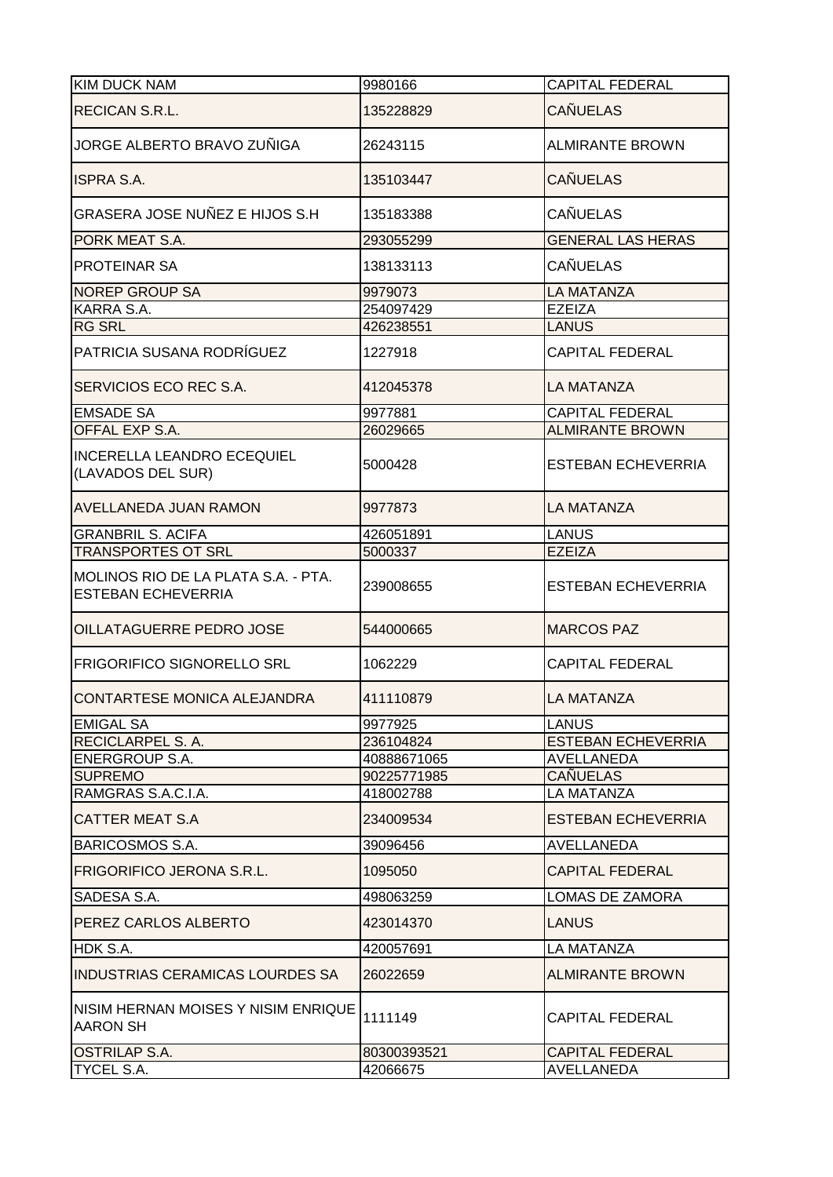| | | |
|---|---|---|
| KIM DUCK NAM | 9980166 | CAPITAL FEDERAL |
| RECICAN S.R.L. | 135228829 | CAÑUELAS |
| JORGE ALBERTO BRAVO ZUÑIGA | 26243115 | ALMIRANTE BROWN |
| ISPRA S.A. | 135103447 | CAÑUELAS |
| GRASERA JOSE NUÑEZ E HIJOS S.H | 135183388 | CAÑUELAS |
| PORK MEAT S.A. | 293055299 | GENERAL LAS HERAS |
| PROTEINAR SA | 138133113 | CAÑUELAS |
| NOREP GROUP SA | 9979073 | LA MATANZA |
| KARRA S.A. | 254097429 | EZEIZA |
| RG SRL | 426238551 | LANUS |
| PATRICIA SUSANA RODRÍGUEZ | 1227918 | CAPITAL FEDERAL |
| SERVICIOS ECO REC S.A. | 412045378 | LA MATANZA |
| EMSADE SA | 9977881 | CAPITAL FEDERAL |
| OFFAL EXP S.A. | 26029665 | ALMIRANTE BROWN |
| INCERELLA LEANDRO ECEQUIEL (LAVADOS DEL SUR) | 5000428 | ESTEBAN ECHEVERRIA |
| AVELLANEDA JUAN RAMON | 9977873 | LA MATANZA |
| GRANBRIL S. ACIFA | 426051891 | LANUS |
| TRANSPORTES OT SRL | 5000337 | EZEIZA |
| MOLINOS RIO DE LA PLATA S.A. - PTA. ESTEBAN ECHEVERRIA | 239008655 | ESTEBAN ECHEVERRIA |
| OILLATAGUERRE PEDRO JOSE | 544000665 | MARCOS PAZ |
| FRIGORIFICO SIGNORELLO SRL | 1062229 | CAPITAL FEDERAL |
| CONTARTESE MONICA ALEJANDRA | 411110879 | LA MATANZA |
| EMIGAL SA | 9977925 | LANUS |
| RECICLARPEL S. A. | 236104824 | ESTEBAN ECHEVERRIA |
| ENERGROUP S.A. | 40888671065 | AVELLANEDA |
| SUPREMO | 90225771985 | CAÑUELAS |
| RAMGRAS S.A.C.I.A. | 418002788 | LA MATANZA |
| CATTER MEAT S.A | 234009534 | ESTEBAN ECHEVERRIA |
| BARICOSMOS S.A. | 39096456 | AVELLANEDA |
| FRIGORIFICO JERONA S.R.L. | 1095050 | CAPITAL FEDERAL |
| SADESA S.A. | 498063259 | LOMAS DE ZAMORA |
| PEREZ CARLOS ALBERTO | 423014370 | LANUS |
| HDK S.A. | 420057691 | LA MATANZA |
| INDUSTRIAS CERAMICAS LOURDES SA | 26022659 | ALMIRANTE BROWN |
| NISIM HERNAN MOISES Y NISIM ENRIQUE AARON SH | 1111149 | CAPITAL FEDERAL |
| OSTRILAP S.A. | 80300393521 | CAPITAL FEDERAL |
| TYCEL S.A. | 42066675 | AVELLANEDA |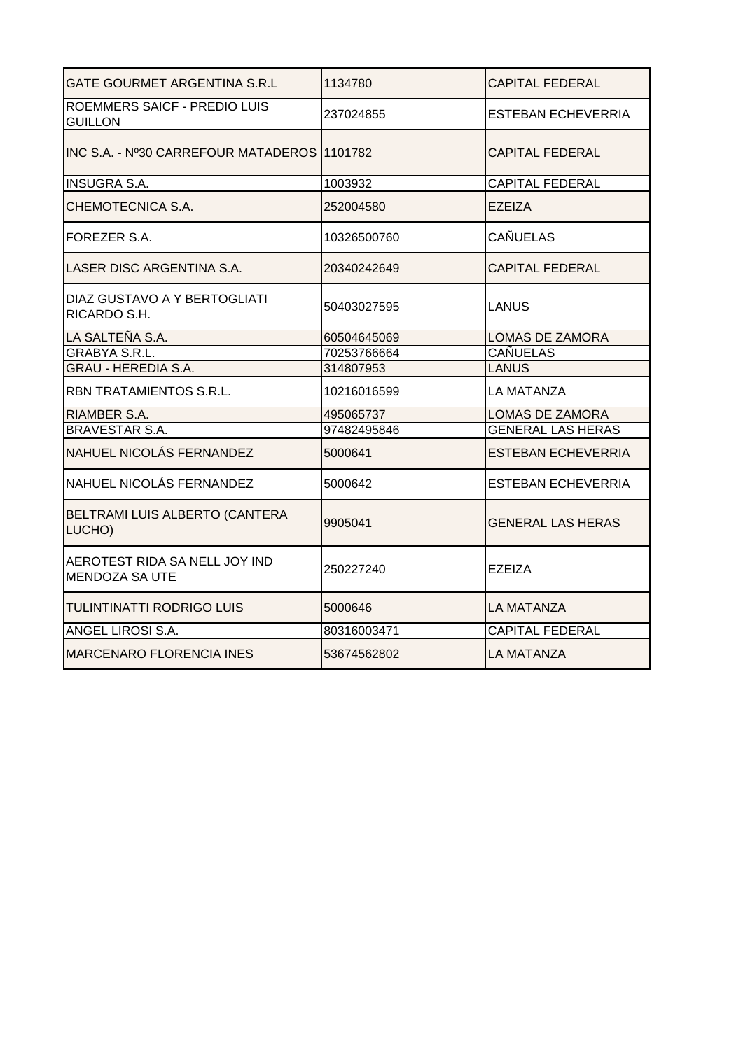| | | |
|---|---|---|
| GATE GOURMET ARGENTINA S.R.L | 1134780 | CAPITAL FEDERAL |
| ROEMMERS SAICF - PREDIO LUIS GUILLON | 237024855 | ESTEBAN ECHEVERRIA |
| INC S.A. - Nº30 CARREFOUR MATADEROS | 1101782 | CAPITAL FEDERAL |
| INSUGRA S.A. | 1003932 | CAPITAL FEDERAL |
| CHEMOTECNICA S.A. | 252004580 | EZEIZA |
| FOREZER S.A. | 10326500760 | CAÑUELAS |
| LASER DISC ARGENTINA S.A. | 20340242649 | CAPITAL FEDERAL |
| DIAZ GUSTAVO A Y BERTOGLIATI RICARDO S.H. | 50403027595 | LANUS |
| LA SALTEÑA S.A. | 60504645069 | LOMAS DE ZAMORA |
| GRABYA S.R.L. | 70253766664 | CAÑUELAS |
| GRAU - HEREDIA S.A. | 314807953 | LANUS |
| RBN TRATAMIENTOS S.R.L. | 10216016599 | LA MATANZA |
| RIAMBER S.A. | 495065737 | LOMAS DE ZAMORA |
| BRAVESTAR S.A. | 97482495846 | GENERAL LAS HERAS |
| NAHUEL NICOLÁS FERNANDEZ | 5000641 | ESTEBAN ECHEVERRIA |
| NAHUEL NICOLÁS FERNANDEZ | 5000642 | ESTEBAN ECHEVERRIA |
| BELTRAMI LUIS ALBERTO (CANTERA LUCHO) | 9905041 | GENERAL LAS HERAS |
| AEROTEST RIDA SA NELL JOY IND MENDOZA SA UTE | 250227240 | EZEIZA |
| TULINTINATTI RODRIGO LUIS | 5000646 | LA MATANZA |
| ANGEL LIROSI S.A. | 80316003471 | CAPITAL FEDERAL |
| MARCENARO FLORENCIA INES | 53674562802 | LA MATANZA |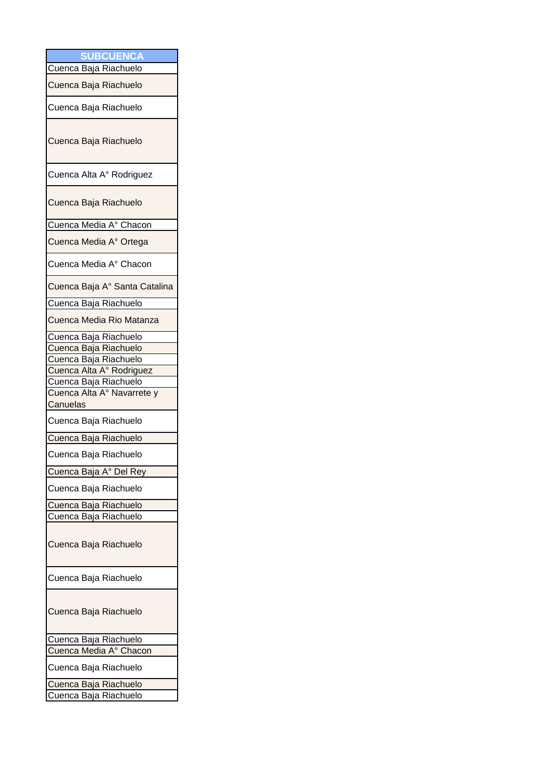| SUBCUENCA |
| --- |
| Cuenca Baja Riachuelo |
| Cuenca Baja Riachuelo |
| Cuenca Baja Riachuelo |
| Cuenca Baja Riachuelo |
| Cuenca Alta A° Rodriguez |
| Cuenca Baja Riachuelo |
| Cuenca Media A° Chacon |
| Cuenca Media A° Ortega |
| Cuenca Media A° Chacon |
| Cuenca Baja A° Santa Catalina |
| Cuenca Baja Riachuelo |
| Cuenca Media Rio Matanza |
| Cuenca Baja Riachuelo |
| Cuenca Baja Riachuelo |
| Cuenca Baja Riachuelo |
| Cuenca Alta A° Rodriguez |
| Cuenca Baja Riachuelo |
| Cuenca Alta A° Navarrete y Canuelas |
| Cuenca Baja Riachuelo |
| Cuenca Baja Riachuelo |
| Cuenca Baja Riachuelo |
| Cuenca Baja A° Del Rey |
| Cuenca Baja Riachuelo |
| Cuenca Baja Riachuelo |
| Cuenca Baja Riachuelo |
| Cuenca Baja Riachuelo |
| Cuenca Baja Riachuelo |
| Cuenca Baja Riachuelo |
| Cuenca Baja Riachuelo |
| Cuenca Media A° Chacon |
| Cuenca Baja Riachuelo |
| Cuenca Baja Riachuelo |
| Cuenca Baja Riachuelo |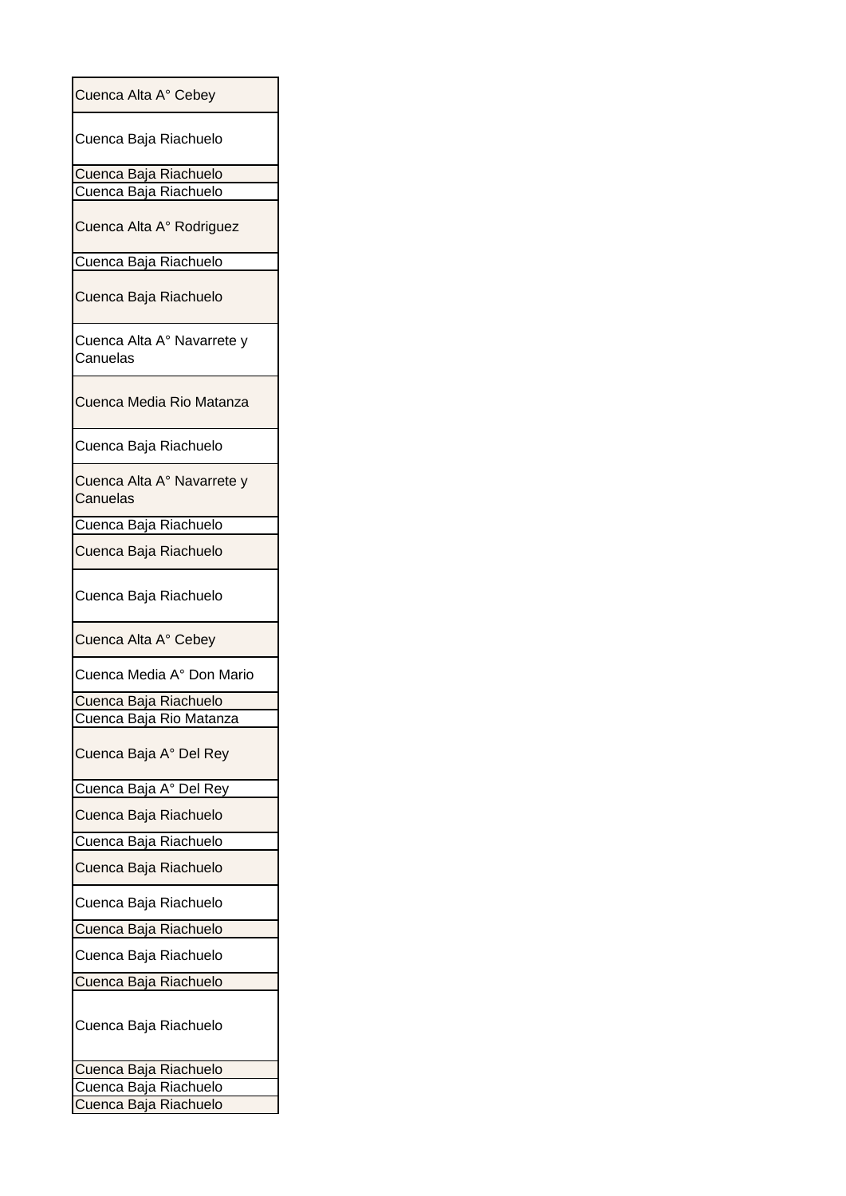| Cuenca Alta A° Cebey |
|---|
| Cuenca Baja Riachuelo |
| Cuenca Baja Riachuelo |
| Cuenca Baja Riachuelo |
| Cuenca Alta A° Rodriguez |
| Cuenca Baja Riachuelo |
| Cuenca Baja Riachuelo |
| Cuenca Alta A° Navarrete y Canuelas |
| Cuenca Media Rio Matanza |
| Cuenca Baja Riachuelo |
| Cuenca Alta A° Navarrete y Canuelas |
| Cuenca Baja Riachuelo |
| Cuenca Baja Riachuelo |
| Cuenca Baja Riachuelo |
| Cuenca Alta A° Cebey |
| Cuenca Media A° Don Mario |
| Cuenca Baja Riachuelo |
| Cuenca Baja Rio Matanza |
| Cuenca Baja A° Del Rey |
| Cuenca Baja A° Del Rey |
| Cuenca Baja Riachuelo |
| Cuenca Baja Riachuelo |
| Cuenca Baja Riachuelo |
| Cuenca Baja Riachuelo |
| Cuenca Baja Riachuelo |
| Cuenca Baja Riachuelo |
| Cuenca Baja Riachuelo |
| Cuenca Baja Riachuelo |
| Cuenca Baja Riachuelo |
| Cuenca Baja Riachuelo |
| Cuenca Baja Riachuelo |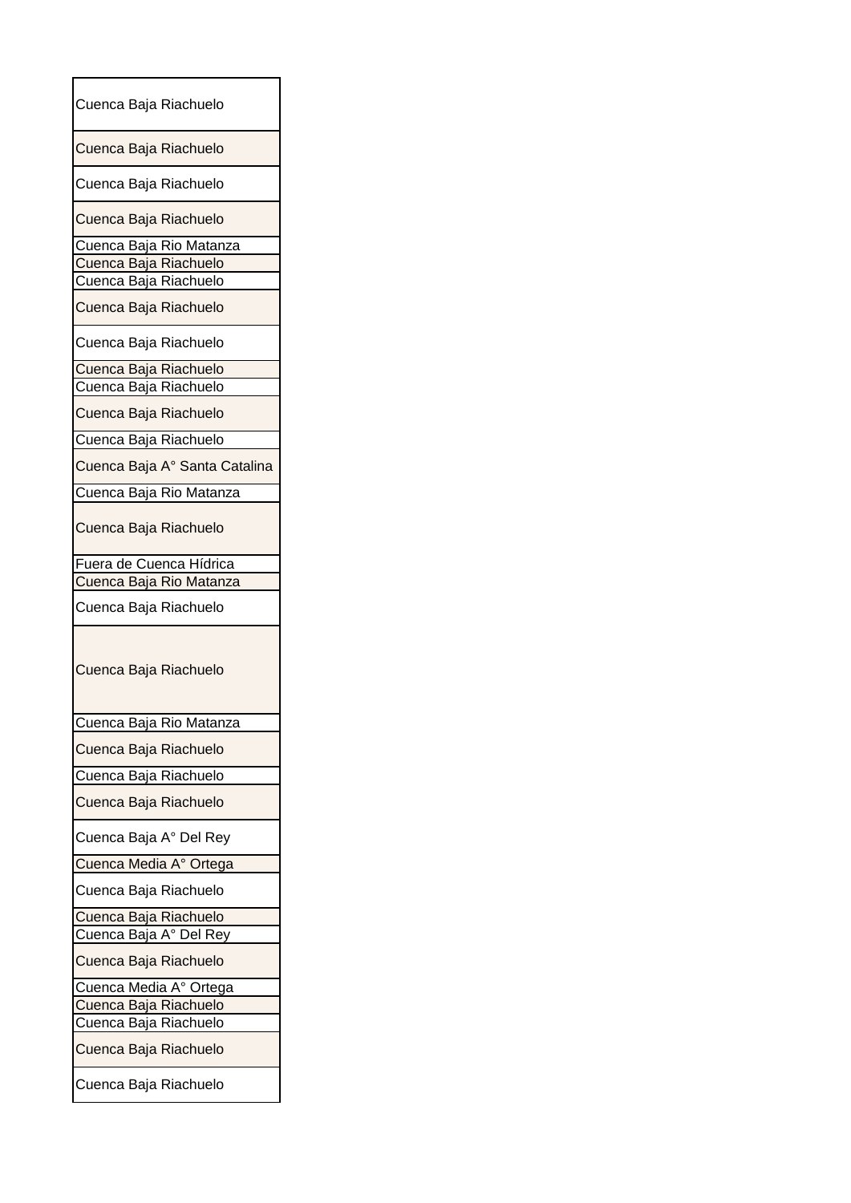| Cuenca Baja Riachuelo |
|---|
| Cuenca Baja Riachuelo |
| Cuenca Baja Riachuelo |
| Cuenca Baja Riachuelo |
| Cuenca Baja Rio Matanza |
| Cuenca Baja Riachuelo |
| Cuenca Baja Riachuelo |
| Cuenca Baja Riachuelo |
| Cuenca Baja Riachuelo |
| Cuenca Baja Riachuelo |
| Cuenca Baja Riachuelo |
| Cuenca Baja Riachuelo |
| Cuenca Baja Riachuelo |
| Cuenca Baja A° Santa Catalina |
| Cuenca Baja Rio Matanza |
| Cuenca Baja Riachuelo |
| Fuera de Cuenca Hídrica |
| Cuenca Baja Rio Matanza |
| Cuenca Baja Riachuelo |
| Cuenca Baja Riachuelo |
| Cuenca Baja Rio Matanza |
| Cuenca Baja Riachuelo |
| Cuenca Baja Riachuelo |
| Cuenca Baja Riachuelo |
| Cuenca Baja A° Del Rey |
| Cuenca Media A° Ortega |
| Cuenca Baja Riachuelo |
| Cuenca Baja Riachuelo |
| Cuenca Baja A° Del Rey |
| Cuenca Baja Riachuelo |
| Cuenca Media A° Ortega |
| Cuenca Baja Riachuelo |
| Cuenca Baja Riachuelo |
| Cuenca Baja Riachuelo |
| Cuenca Baja Riachuelo |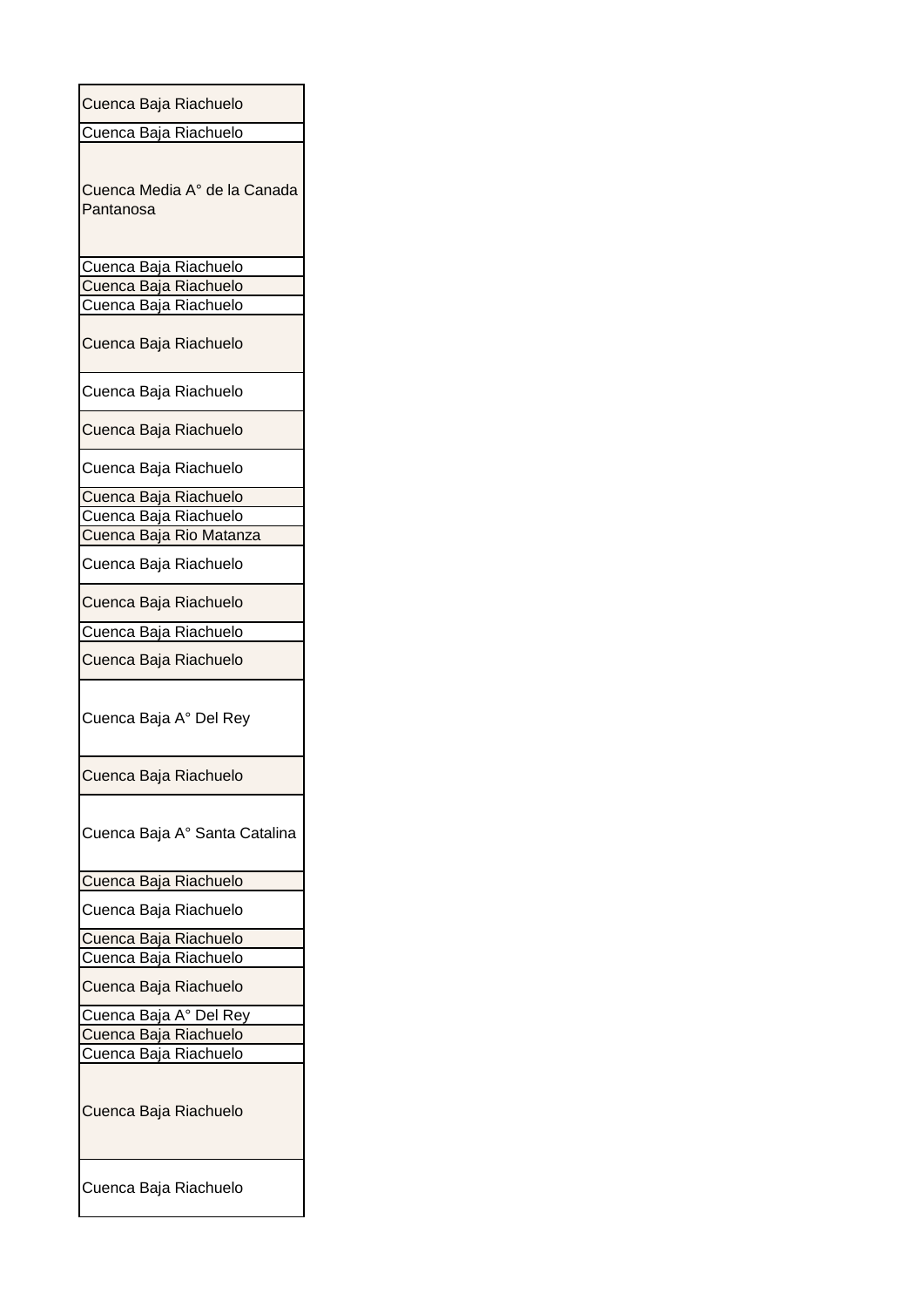| |
|---|
| Cuenca Baja Riachuelo |
| Cuenca Baja Riachuelo |
| Cuenca Media A° de la Canada Pantanosa |
| Cuenca Baja Riachuelo |
| Cuenca Baja Riachuelo |
| Cuenca Baja Riachuelo |
| Cuenca Baja Riachuelo |
| Cuenca Baja Riachuelo |
| Cuenca Baja Riachuelo |
| Cuenca Baja Riachuelo |
| Cuenca Baja Riachuelo |
| Cuenca Baja Riachuelo |
| Cuenca Baja Rio Matanza |
| Cuenca Baja Riachuelo |
| Cuenca Baja Riachuelo |
| Cuenca Baja Riachuelo |
| Cuenca Baja Riachuelo |
| Cuenca Baja A° Del Rey |
| Cuenca Baja Riachuelo |
| Cuenca Baja A° Santa Catalina |
| Cuenca Baja Riachuelo |
| Cuenca Baja Riachuelo |
| Cuenca Baja Riachuelo |
| Cuenca Baja Riachuelo |
| Cuenca Baja Riachuelo |
| Cuenca Baja A° Del Rey |
| Cuenca Baja Riachuelo |
| Cuenca Baja Riachuelo |
| Cuenca Baja Riachuelo |
| Cuenca Baja Riachuelo |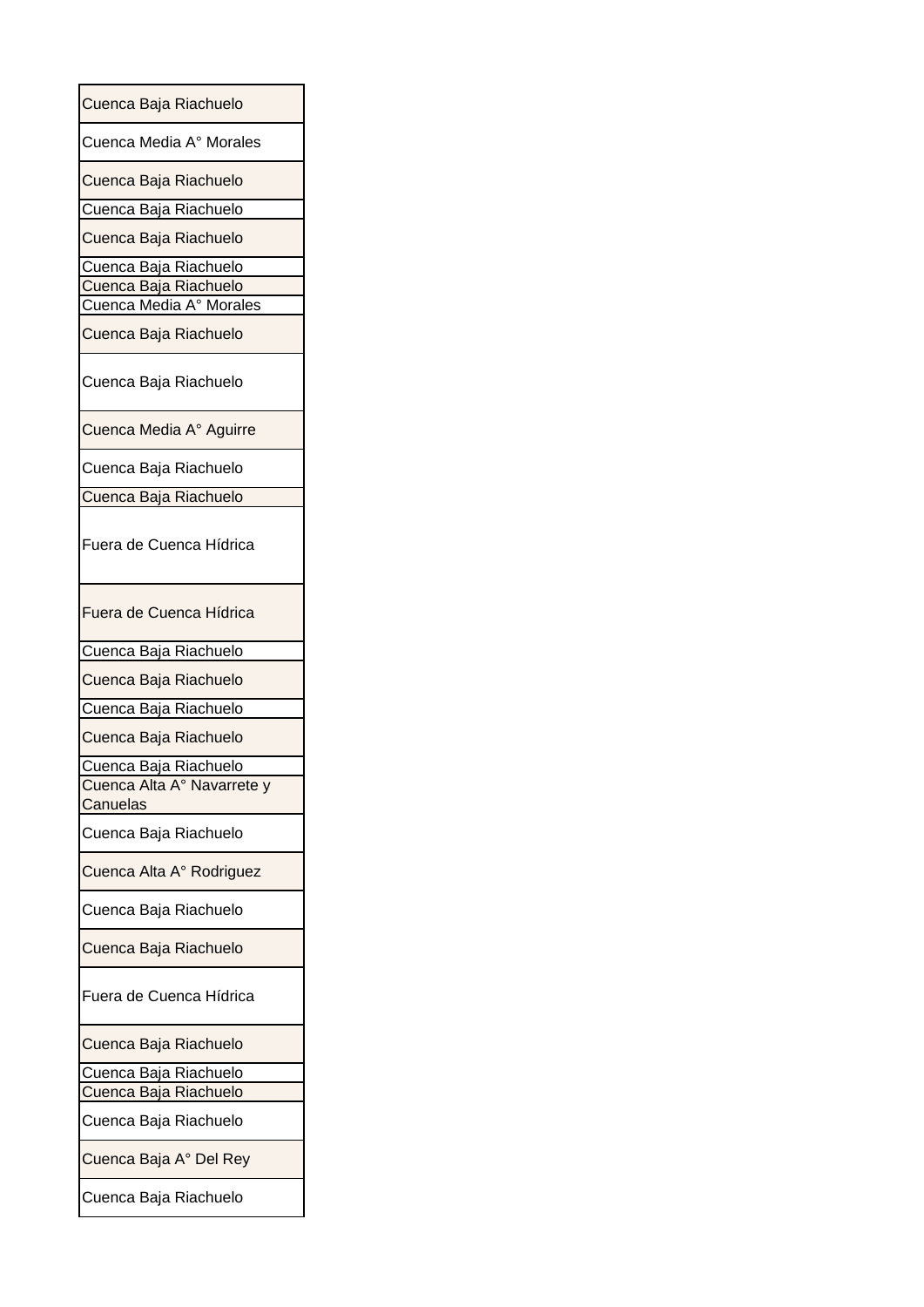| |
|---|
| Cuenca Baja Riachuelo |
| Cuenca Media A° Morales |
| Cuenca Baja Riachuelo |
| Cuenca Baja Riachuelo |
| Cuenca Baja Riachuelo |
| Cuenca Baja Riachuelo |
| Cuenca Baja Riachuelo |
| Cuenca Media A° Morales |
| Cuenca Baja Riachuelo |
| Cuenca Baja Riachuelo |
| Cuenca Media A° Aguirre |
| Cuenca Baja Riachuelo |
| Cuenca Baja Riachuelo |
| Fuera de Cuenca Hídrica |
| Fuera de Cuenca Hídrica |
| Cuenca Baja Riachuelo |
| Cuenca Baja Riachuelo |
| Cuenca Baja Riachuelo |
| Cuenca Baja Riachuelo |
| Cuenca Baja Riachuelo |
| Cuenca Alta A° Navarrete y Canuelas |
| Cuenca Baja Riachuelo |
| Cuenca Alta A° Rodriguez |
| Cuenca Baja Riachuelo |
| Cuenca Baja Riachuelo |
| Fuera de Cuenca Hídrica |
| Cuenca Baja Riachuelo |
| Cuenca Baja Riachuelo |
| Cuenca Baja Riachuelo |
| Cuenca Baja Riachuelo |
| Cuenca Baja A° Del Rey |
| Cuenca Baja Riachuelo |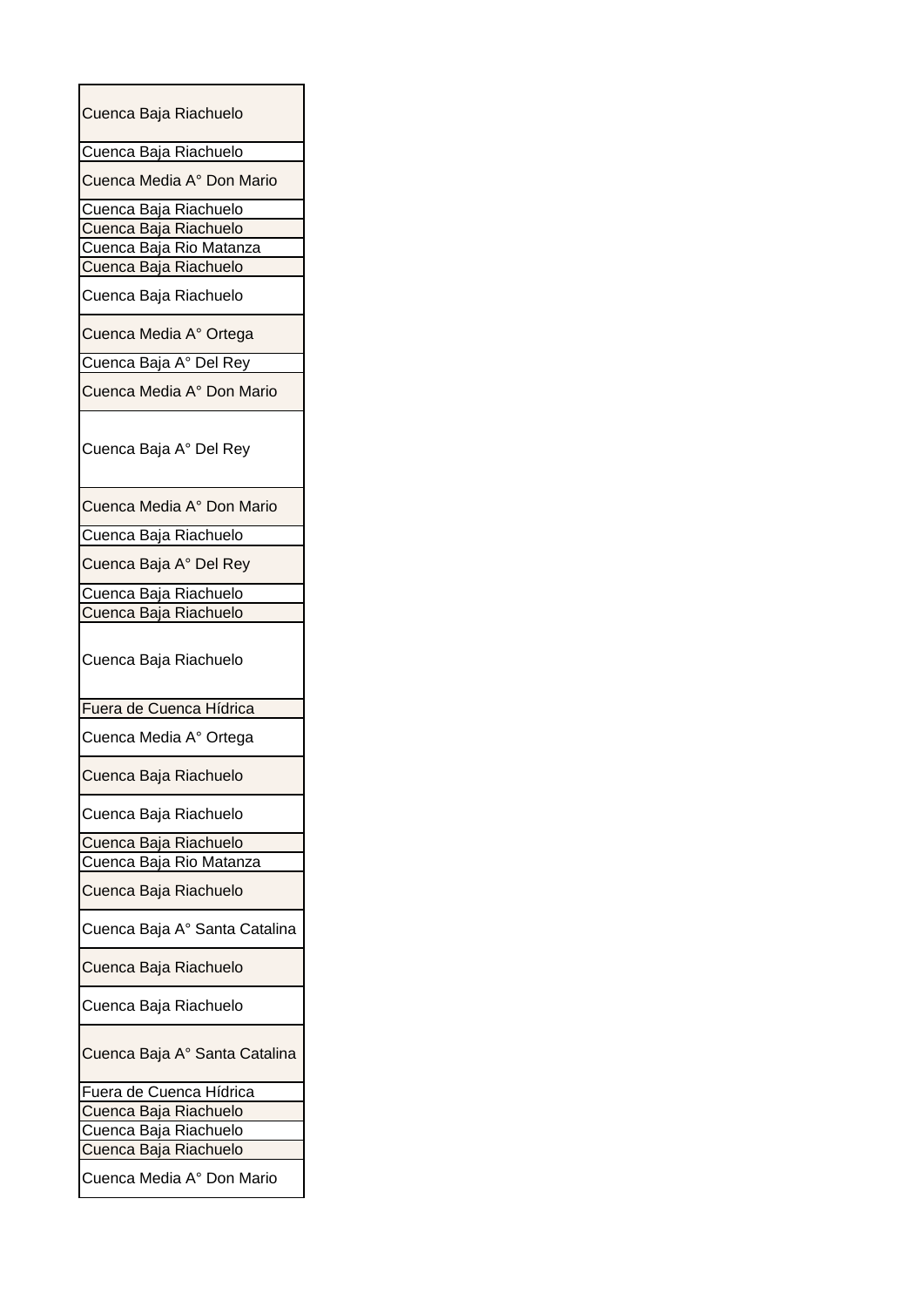| Cuenca Baja Riachuelo |
|---|
| Cuenca Baja Riachuelo |
| Cuenca Media A° Don Mario |
| Cuenca Baja Riachuelo |
| Cuenca Baja Riachuelo |
| Cuenca Baja Rio Matanza |
| Cuenca Baja Riachuelo |
| Cuenca Baja Riachuelo |
| Cuenca Media A° Ortega |
| Cuenca Baja A° Del Rey |
| Cuenca Media A° Don Mario |
| Cuenca Baja A° Del Rey |
| Cuenca Media A° Don Mario |
| Cuenca Baja Riachuelo |
| Cuenca Baja A° Del Rey |
| Cuenca Baja Riachuelo |
| Cuenca Baja Riachuelo |
| Cuenca Baja Riachuelo |
| Fuera de Cuenca Hídrica |
| Cuenca Media A° Ortega |
| Cuenca Baja Riachuelo |
| Cuenca Baja Riachuelo |
| Cuenca Baja Riachuelo |
| Cuenca Baja Rio Matanza |
| Cuenca Baja Riachuelo |
| Cuenca Baja A° Santa Catalina |
| Cuenca Baja Riachuelo |
| Cuenca Baja Riachuelo |
| Cuenca Baja A° Santa Catalina |
| Fuera de Cuenca Hídrica |
| Cuenca Baja Riachuelo |
| Cuenca Baja Riachuelo |
| Cuenca Baja Riachuelo |
| Cuenca Media A° Don Mario |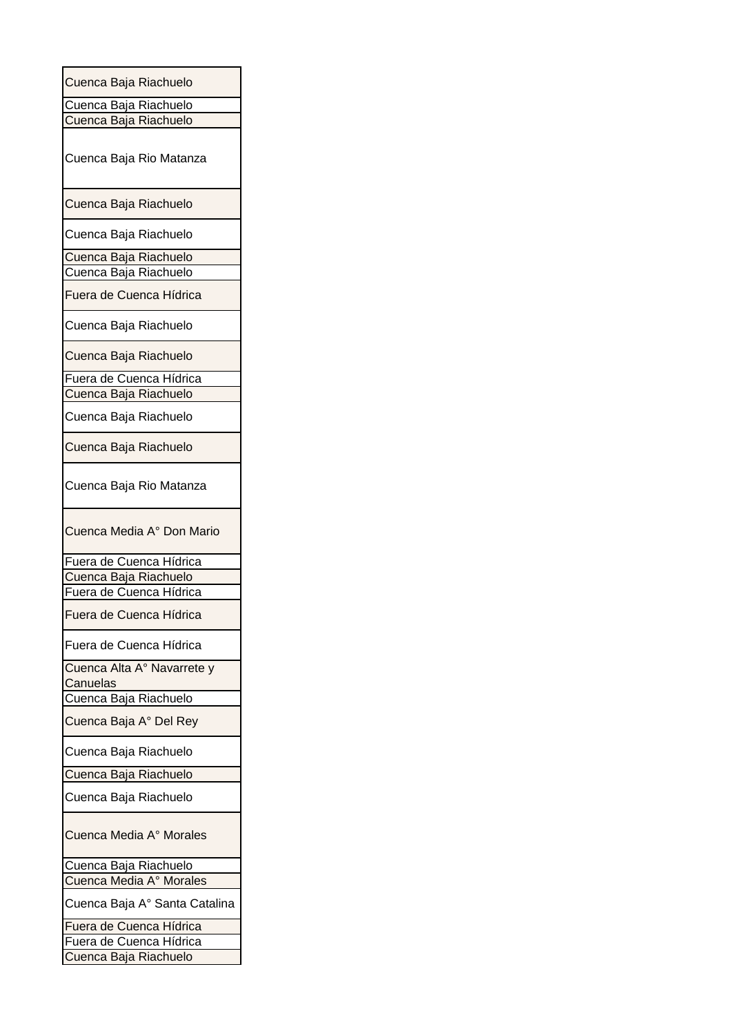| Cuenca Baja Riachuelo |
| --- |
| Cuenca Baja Riachuelo |
| Cuenca Baja Riachuelo |
| Cuenca Baja Rio Matanza |
| Cuenca Baja Riachuelo |
| Cuenca Baja Riachuelo |
| Cuenca Baja Riachuelo |
| Cuenca Baja Riachuelo |
| Fuera de Cuenca Hídrica |
| Cuenca Baja Riachuelo |
| Cuenca Baja Riachuelo |
| Fuera de Cuenca Hídrica |
| Cuenca Baja Riachuelo |
| Cuenca Baja Riachuelo |
| Cuenca Baja Riachuelo |
| Cuenca Baja Rio Matanza |
| Cuenca Media A° Don Mario |
| Fuera de Cuenca Hídrica |
| Cuenca Baja Riachuelo |
| Fuera de Cuenca Hídrica |
| Fuera de Cuenca Hídrica |
| Fuera de Cuenca Hídrica |
| Cuenca Alta A° Navarrete y Canuelas |
| Cuenca Baja Riachuelo |
| Cuenca Baja A° Del Rey |
| Cuenca Baja Riachuelo |
| Cuenca Baja Riachuelo |
| Cuenca Baja Riachuelo |
| Cuenca Media A° Morales |
| Cuenca Baja Riachuelo |
| Cuenca Media A° Morales |
| Cuenca Baja A° Santa Catalina |
| Fuera de Cuenca Hídrica |
| Fuera de Cuenca Hídrica |
| Cuenca Baja Riachuelo |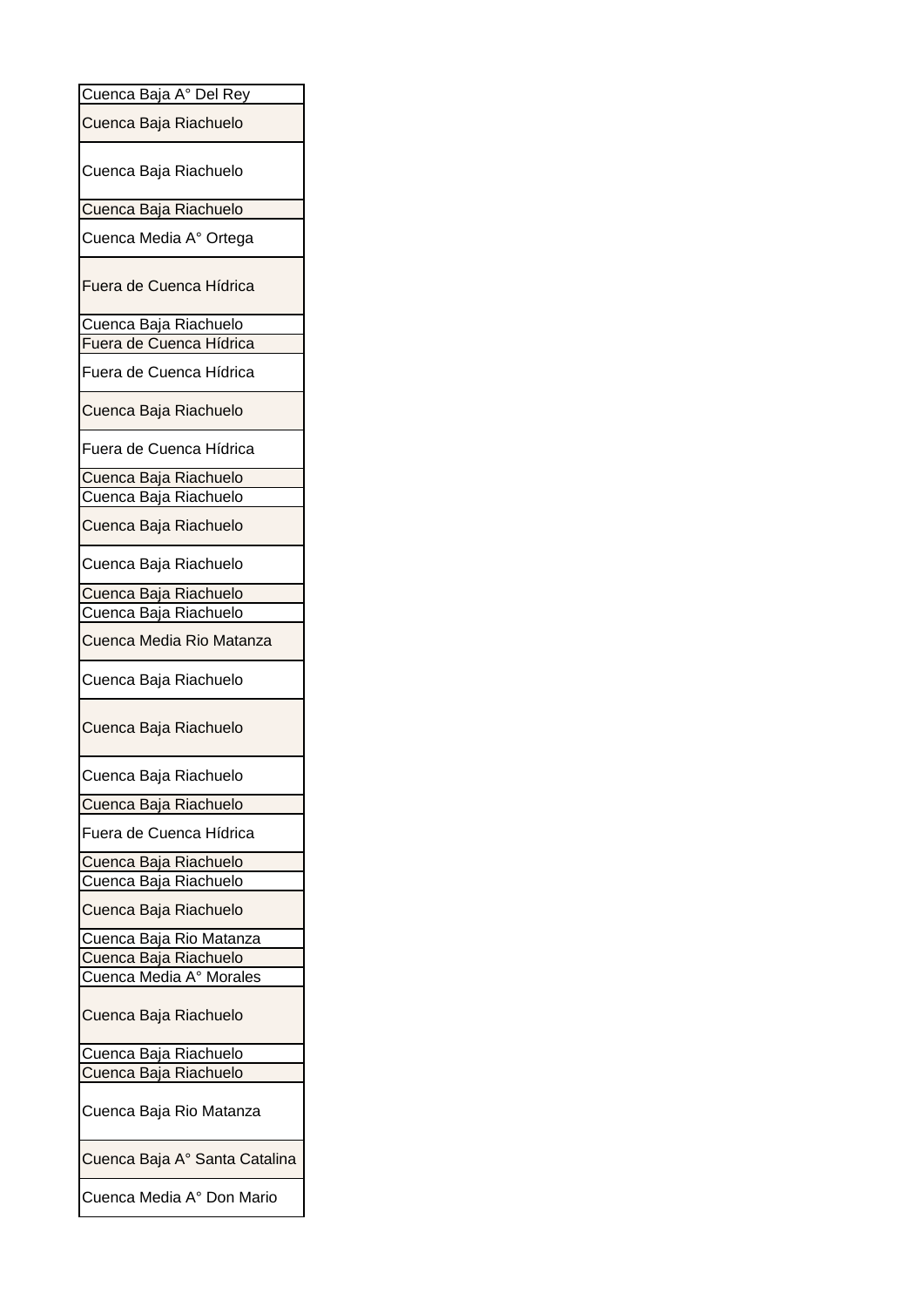| Cuenca Baja A° Del Rey |
| --- |
| Cuenca Baja Riachuelo |
| Cuenca Baja Riachuelo |
| Cuenca Baja Riachuelo |
| Cuenca Media A° Ortega |
| Fuera de Cuenca Hídrica |
| Cuenca Baja Riachuelo |
| Fuera de Cuenca Hídrica |
| Fuera de Cuenca Hídrica |
| Cuenca Baja Riachuelo |
| Fuera de Cuenca Hídrica |
| Cuenca Baja Riachuelo |
| Cuenca Baja Riachuelo |
| Cuenca Baja Riachuelo |
| Cuenca Baja Riachuelo |
| Cuenca Baja Riachuelo |
| Cuenca Baja Riachuelo |
| Cuenca Media Rio Matanza |
| Cuenca Baja Riachuelo |
| Cuenca Baja Riachuelo |
| Cuenca Baja Riachuelo |
| Cuenca Baja Riachuelo |
| Fuera de Cuenca Hídrica |
| Cuenca Baja Riachuelo |
| Cuenca Baja Riachuelo |
| Cuenca Baja Riachuelo |
| Cuenca Baja Rio Matanza |
| Cuenca Baja Riachuelo |
| Cuenca Media A° Morales |
| Cuenca Baja Riachuelo |
| Cuenca Baja Riachuelo |
| Cuenca Baja Riachuelo |
| Cuenca Baja Rio Matanza |
| Cuenca Baja A° Santa Catalina |
| Cuenca Media A° Don Mario |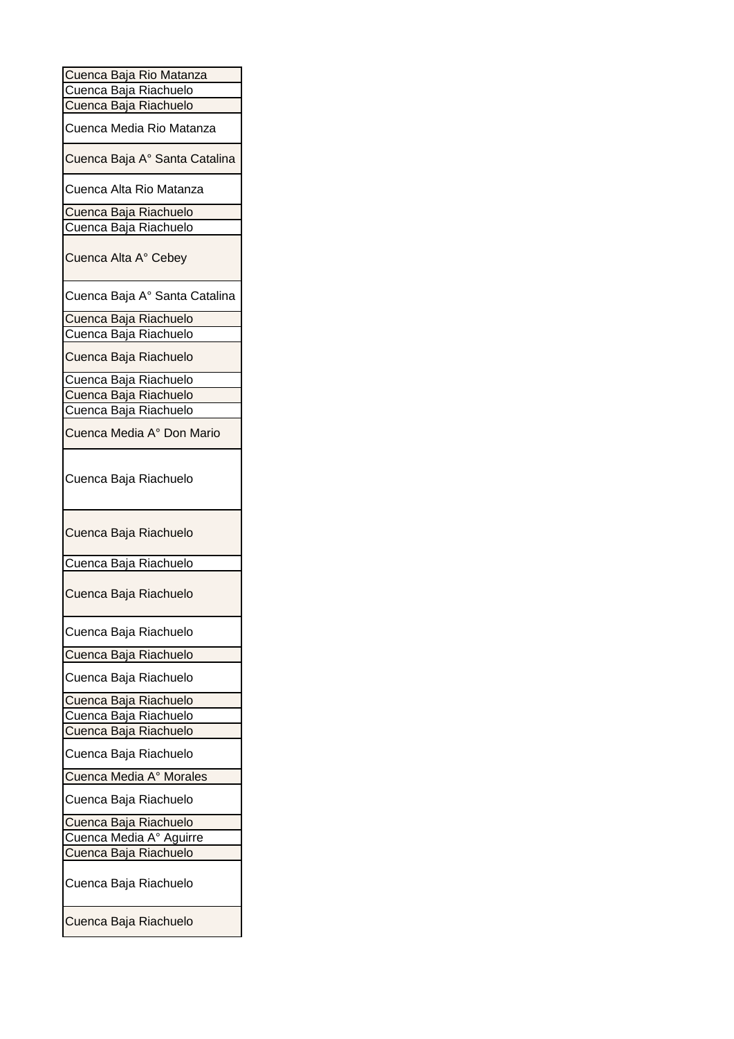| |
|---|
| Cuenca Baja Rio Matanza |
| Cuenca Baja Riachuelo |
| Cuenca Baja Riachuelo |
| Cuenca Media Rio Matanza |
| Cuenca Baja A° Santa Catalina |
| Cuenca Alta Rio Matanza |
| Cuenca Baja Riachuelo |
| Cuenca Baja Riachuelo |
| Cuenca Alta A° Cebey |
| Cuenca Baja A° Santa Catalina |
| Cuenca Baja Riachuelo |
| Cuenca Baja Riachuelo |
| Cuenca Baja Riachuelo |
| Cuenca Baja Riachuelo |
| Cuenca Baja Riachuelo |
| Cuenca Baja Riachuelo |
| Cuenca Media A° Don Mario |
| Cuenca Baja Riachuelo |
| Cuenca Baja Riachuelo |
| Cuenca Baja Riachuelo |
| Cuenca Baja Riachuelo |
| Cuenca Baja Riachuelo |
| Cuenca Baja Riachuelo |
| Cuenca Baja Riachuelo |
| Cuenca Baja Riachuelo |
| Cuenca Baja Riachuelo |
| Cuenca Baja Riachuelo |
| Cuenca Baja Riachuelo |
| Cuenca Media A° Morales |
| Cuenca Baja Riachuelo |
| Cuenca Baja Riachuelo |
| Cuenca Media A° Aguirre |
| Cuenca Baja Riachuelo |
| Cuenca Baja Riachuelo |
| Cuenca Baja Riachuelo |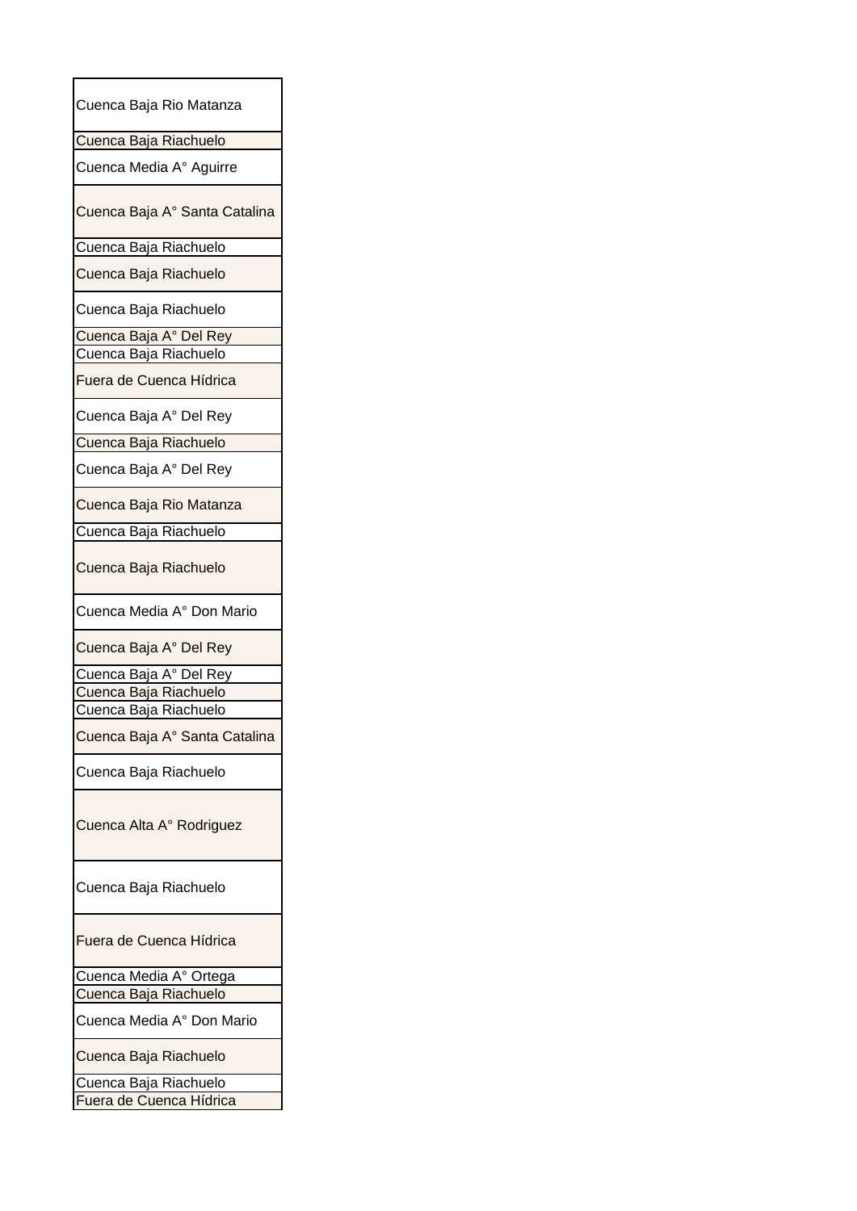| Cuenca Baja Rio Matanza |
|---|
| Cuenca Baja Riachuelo |
| Cuenca Media A° Aguirre |
| Cuenca Baja A° Santa Catalina |
| Cuenca Baja Riachuelo |
| Cuenca Baja Riachuelo |
| Cuenca Baja Riachuelo |
| Cuenca Baja A° Del Rey |
| Cuenca Baja Riachuelo |
| Fuera de Cuenca Hídrica |
| Cuenca Baja A° Del Rey |
| Cuenca Baja Riachuelo |
| Cuenca Baja A° Del Rey |
| Cuenca Baja Rio Matanza |
| Cuenca Baja Riachuelo |
| Cuenca Baja Riachuelo |
| Cuenca Media A° Don Mario |
| Cuenca Baja A° Del Rey |
| Cuenca Baja A° Del Rey |
| Cuenca Baja Riachuelo |
| Cuenca Baja Riachuelo |
| Cuenca Baja A° Santa Catalina |
| Cuenca Baja Riachuelo |
| Cuenca Alta A° Rodriguez |
| Cuenca Baja Riachuelo |
| Fuera de Cuenca Hídrica |
| Cuenca Media A° Ortega |
| Cuenca Baja Riachuelo |
| Cuenca Media A° Don Mario |
| Cuenca Baja Riachuelo |
| Cuenca Baja Riachuelo |
| Fuera de Cuenca Hídrica |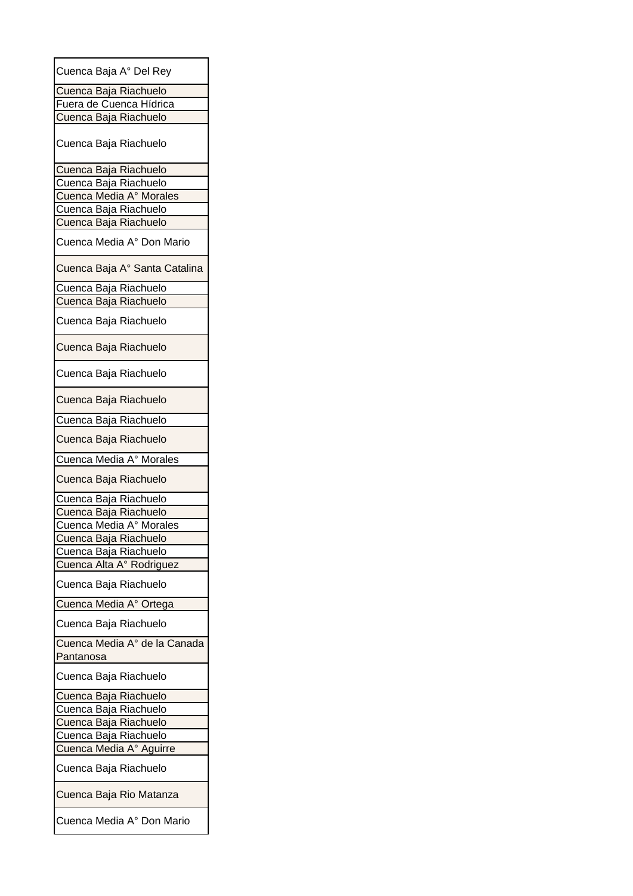| Cuenca Baja A° Del Rey |
|---|
| Cuenca Baja Riachuelo |
| Fuera de Cuenca Hídrica |
| Cuenca Baja Riachuelo |
| Cuenca Baja Riachuelo |
| Cuenca Baja Riachuelo |
| Cuenca Baja Riachuelo |
| Cuenca Media A° Morales |
| Cuenca Baja Riachuelo |
| Cuenca Baja Riachuelo |
| Cuenca Media A° Don Mario |
| Cuenca Baja A° Santa Catalina |
| Cuenca Baja Riachuelo |
| Cuenca Baja Riachuelo |
| Cuenca Baja Riachuelo |
| Cuenca Baja Riachuelo |
| Cuenca Baja Riachuelo |
| Cuenca Baja Riachuelo |
| Cuenca Baja Riachuelo |
| Cuenca Baja Riachuelo |
| Cuenca Media A° Morales |
| Cuenca Baja Riachuelo |
| Cuenca Baja Riachuelo |
| Cuenca Baja Riachuelo |
| Cuenca Media A° Morales |
| Cuenca Baja Riachuelo |
| Cuenca Baja Riachuelo |
| Cuenca Alta A° Rodriguez |
| Cuenca Baja Riachuelo |
| Cuenca Media A° Ortega |
| Cuenca Baja Riachuelo |
| Cuenca Media A° de la Canada Pantanosa |
| Cuenca Baja Riachuelo |
| Cuenca Baja Riachuelo |
| Cuenca Baja Riachuelo |
| Cuenca Baja Riachuelo |
| Cuenca Baja Riachuelo |
| Cuenca Media A° Aguirre |
| Cuenca Baja Riachuelo |
| Cuenca Baja Rio Matanza |
| Cuenca Media A° Don Mario |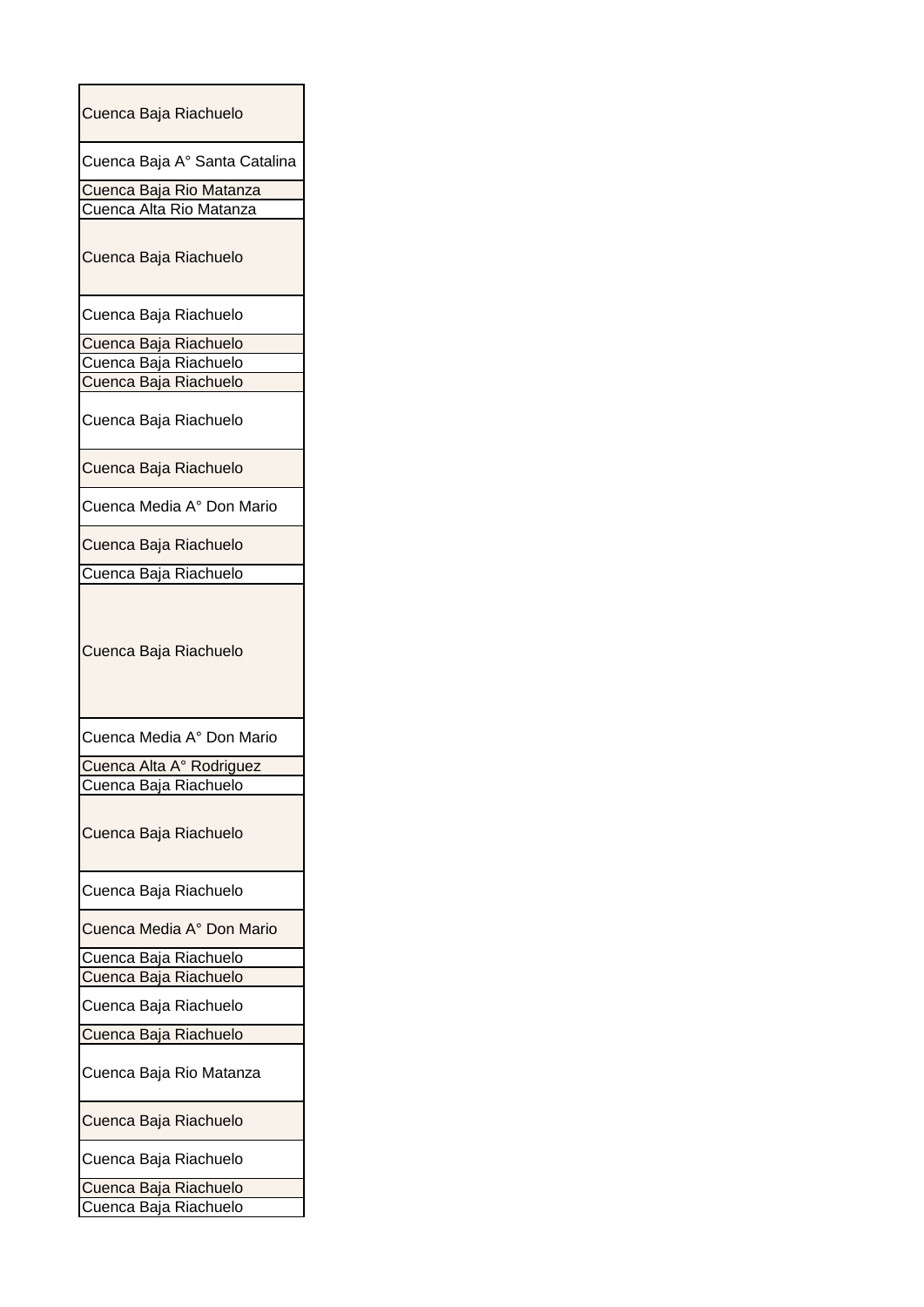| Cuenca Baja Riachuelo |
| --- |
| Cuenca Baja A° Santa Catalina |
| Cuenca Baja Rio Matanza |
| Cuenca Alta Rio Matanza |
| Cuenca Baja Riachuelo |
| Cuenca Baja Riachuelo |
| Cuenca Baja Riachuelo |
| Cuenca Baja Riachuelo |
| Cuenca Baja Riachuelo |
| Cuenca Baja Riachuelo |
| Cuenca Baja Riachuelo |
| Cuenca Media A° Don Mario |
| Cuenca Baja Riachuelo |
| Cuenca Baja Riachuelo |
| Cuenca Baja Riachuelo |
| Cuenca Media A° Don Mario |
| Cuenca Alta A° Rodriguez |
| Cuenca Baja Riachuelo |
| Cuenca Baja Riachuelo |
| Cuenca Baja Riachuelo |
| Cuenca Media A° Don Mario |
| Cuenca Baja Riachuelo |
| Cuenca Baja Riachuelo |
| Cuenca Baja Riachuelo |
| Cuenca Baja Riachuelo |
| Cuenca Baja Rio Matanza |
| Cuenca Baja Riachuelo |
| Cuenca Baja Riachuelo |
| Cuenca Baja Riachuelo |
| Cuenca Baja Riachuelo |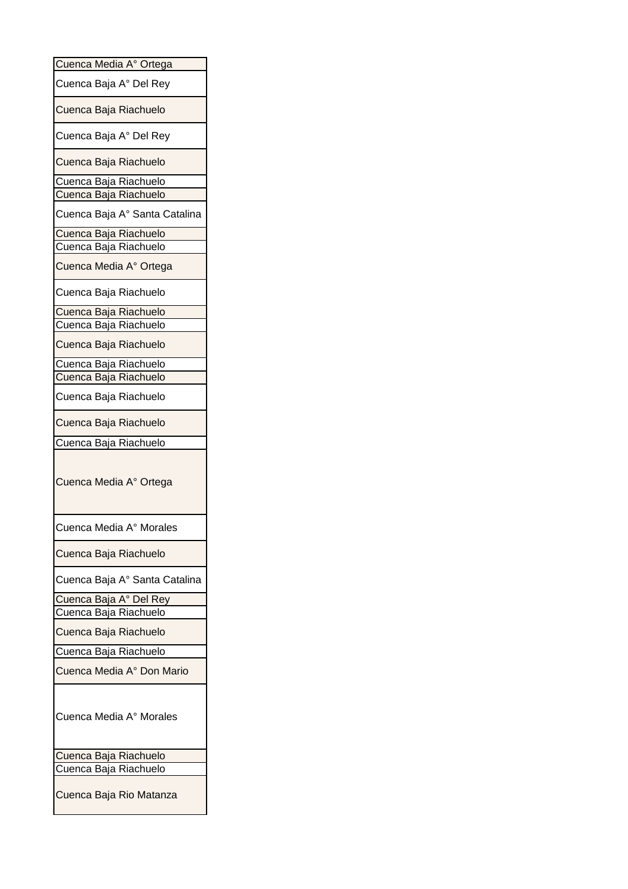| Cuenca Media A° Ortega |
|---|
| Cuenca Baja A° Del Rey |
| Cuenca Baja Riachuelo |
| Cuenca Baja A° Del Rey |
| Cuenca Baja Riachuelo |
| Cuenca Baja Riachuelo |
| Cuenca Baja Riachuelo |
| Cuenca Baja A° Santa Catalina |
| Cuenca Baja Riachuelo |
| Cuenca Baja Riachuelo |
| Cuenca Media A° Ortega |
| Cuenca Baja Riachuelo |
| Cuenca Baja Riachuelo |
| Cuenca Baja Riachuelo |
| Cuenca Baja Riachuelo |
| Cuenca Baja Riachuelo |
| Cuenca Baja Riachuelo |
| Cuenca Baja Riachuelo |
| Cuenca Baja Riachuelo |
| Cuenca Baja Riachuelo |
| Cuenca Media A° Ortega |
| Cuenca Media A° Morales |
| Cuenca Baja Riachuelo |
| Cuenca Baja A° Santa Catalina |
| Cuenca Baja A° Del Rey |
| Cuenca Baja Riachuelo |
| Cuenca Baja Riachuelo |
| Cuenca Baja Riachuelo |
| Cuenca Media A° Don Mario |
| Cuenca Media A° Morales |
| Cuenca Baja Riachuelo |
| Cuenca Baja Riachuelo |
| Cuenca Baja Rio Matanza |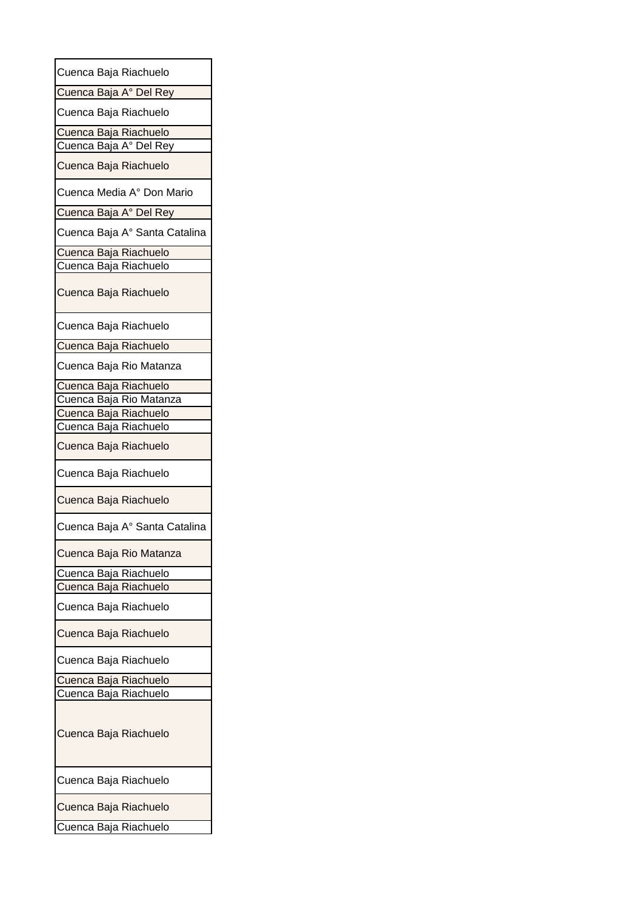| |
|---|
| Cuenca Baja Riachuelo |
| Cuenca Baja A° Del Rey |
| Cuenca Baja Riachuelo |
| Cuenca Baja Riachuelo |
| Cuenca Baja A° Del Rey |
| Cuenca Baja Riachuelo |
| Cuenca Media A° Don Mario |
| Cuenca Baja A° Del Rey |
| Cuenca Baja A° Santa Catalina |
| Cuenca Baja Riachuelo |
| Cuenca Baja Riachuelo |
| Cuenca Baja Riachuelo |
| Cuenca Baja Riachuelo |
| Cuenca Baja Riachuelo |
| Cuenca Baja Rio Matanza |
| Cuenca Baja Riachuelo |
| Cuenca Baja Rio Matanza |
| Cuenca Baja Riachuelo |
| Cuenca Baja Riachuelo |
| Cuenca Baja Riachuelo |
| Cuenca Baja Riachuelo |
| Cuenca Baja Riachuelo |
| Cuenca Baja A° Santa Catalina |
| Cuenca Baja Rio Matanza |
| Cuenca Baja Riachuelo |
| Cuenca Baja Riachuelo |
| Cuenca Baja Riachuelo |
| Cuenca Baja Riachuelo |
| Cuenca Baja Riachuelo |
| Cuenca Baja Riachuelo |
| Cuenca Baja Riachuelo |
| Cuenca Baja Riachuelo |
| Cuenca Baja Riachuelo |
| Cuenca Baja Riachuelo |
| Cuenca Baja Riachuelo |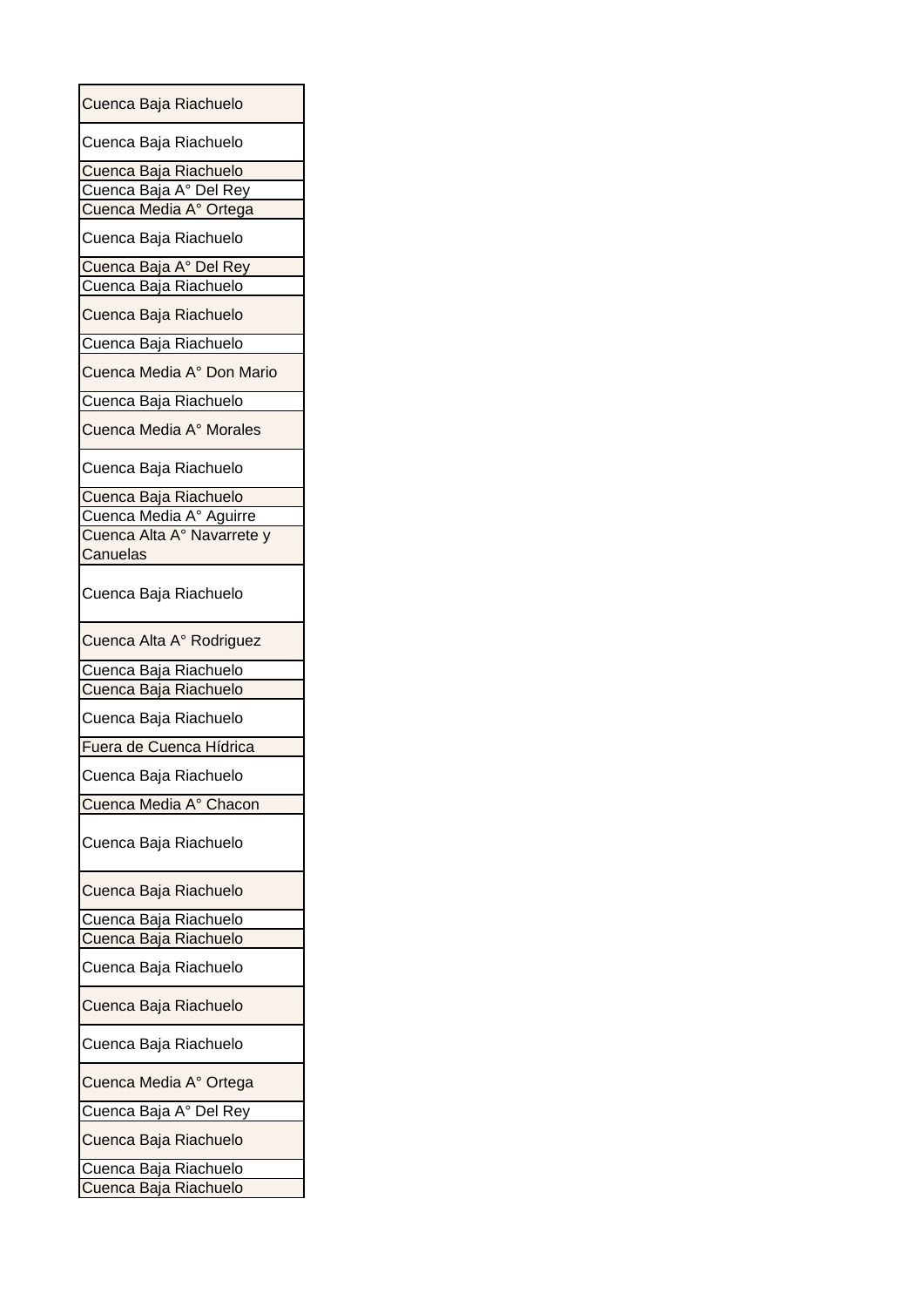| |
|---|
| Cuenca Baja Riachuelo |
| Cuenca Baja Riachuelo |
| Cuenca Baja Riachuelo |
| Cuenca Baja A° Del Rey |
| Cuenca Media A° Ortega |
| Cuenca Baja Riachuelo |
| Cuenca Baja A° Del Rey |
| Cuenca Baja Riachuelo |
| Cuenca Baja Riachuelo |
| Cuenca Baja Riachuelo |
| Cuenca Media A° Don Mario |
| Cuenca Baja Riachuelo |
| Cuenca Media A° Morales |
| Cuenca Baja Riachuelo |
| Cuenca Baja Riachuelo |
| Cuenca Media A° Aguirre |
| Cuenca Alta A° Navarrete y Canuelas |
| Cuenca Baja Riachuelo |
| Cuenca Alta A° Rodriguez |
| Cuenca Baja Riachuelo |
| Cuenca Baja Riachuelo |
| Cuenca Baja Riachuelo |
| Fuera de Cuenca Hídrica |
| Cuenca Baja Riachuelo |
| Cuenca Media A° Chacon |
| Cuenca Baja Riachuelo |
| Cuenca Baja Riachuelo |
| Cuenca Baja Riachuelo |
| Cuenca Baja Riachuelo |
| Cuenca Baja Riachuelo |
| Cuenca Baja Riachuelo |
| Cuenca Baja Riachuelo |
| Cuenca Media A° Ortega |
| Cuenca Baja A° Del Rey |
| Cuenca Baja Riachuelo |
| Cuenca Baja Riachuelo |
| Cuenca Baja Riachuelo |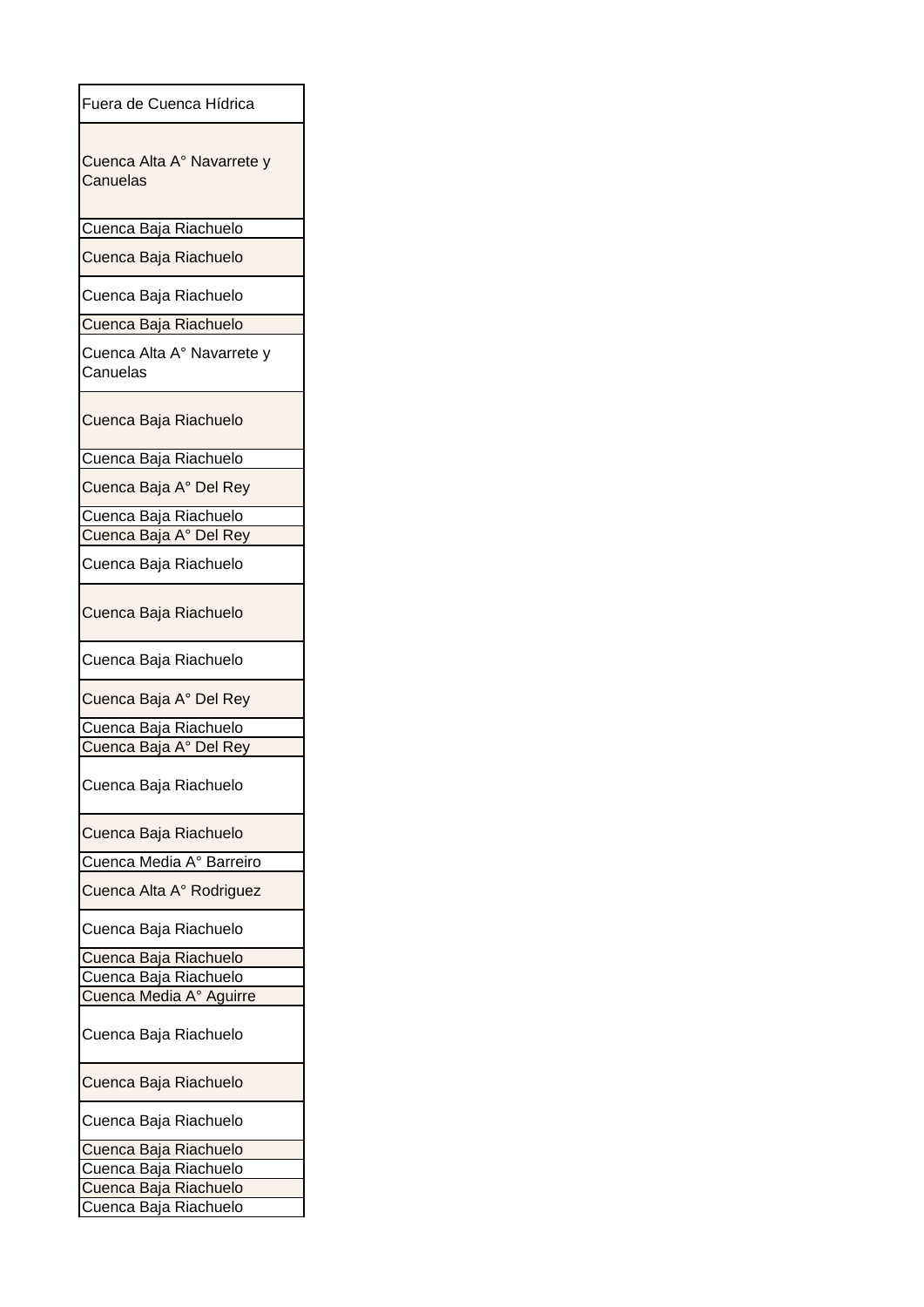| |
|---|
| Fuera de Cuenca Hídrica |
| Cuenca Alta A° Navarrete y Canuelas |
| Cuenca Baja Riachuelo |
| Cuenca Baja Riachuelo |
| Cuenca Baja Riachuelo |
| Cuenca Baja Riachuelo |
| Cuenca Alta A° Navarrete y Canuelas |
| Cuenca Baja Riachuelo |
| Cuenca Baja Riachuelo |
| Cuenca Baja A° Del Rey |
| Cuenca Baja Riachuelo |
| Cuenca Baja A° Del Rey |
| Cuenca Baja Riachuelo |
| Cuenca Baja Riachuelo |
| Cuenca Baja Riachuelo |
| Cuenca Baja A° Del Rey |
| Cuenca Baja Riachuelo |
| Cuenca Baja A° Del Rey |
| Cuenca Baja Riachuelo |
| Cuenca Baja Riachuelo |
| Cuenca Media A° Barreiro |
| Cuenca Alta A° Rodriguez |
| Cuenca Baja Riachuelo |
| Cuenca Baja Riachuelo |
| Cuenca Baja Riachuelo |
| Cuenca Media A° Aguirre |
| Cuenca Baja Riachuelo |
| Cuenca Baja Riachuelo |
| Cuenca Baja Riachuelo |
| Cuenca Baja Riachuelo |
| Cuenca Baja Riachuelo |
| Cuenca Baja Riachuelo |
| Cuenca Baja Riachuelo |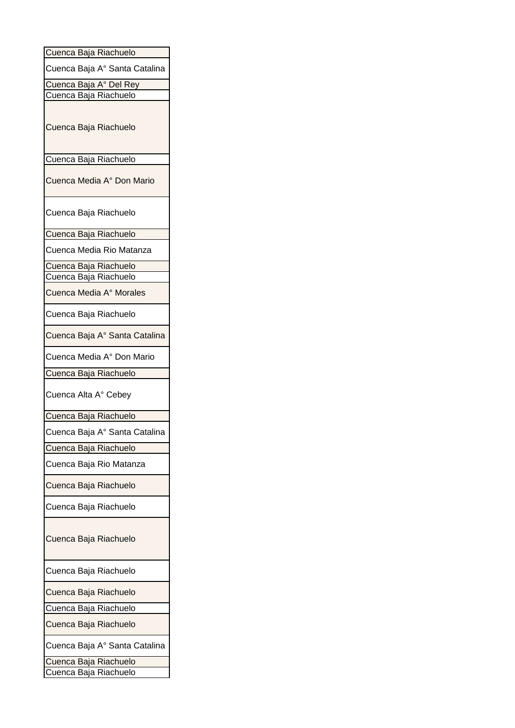| Cuenca Baja Riachuelo |
|---|
| Cuenca Baja A° Santa Catalina |
| Cuenca Baja A° Del Rey |
| Cuenca Baja Riachuelo |
| Cuenca Baja Riachuelo |
| Cuenca Baja Riachuelo |
| Cuenca Media A° Don Mario |
| Cuenca Baja Riachuelo |
| Cuenca Baja Riachuelo |
| Cuenca Media Rio Matanza |
| Cuenca Baja Riachuelo |
| Cuenca Baja Riachuelo |
| Cuenca Media A° Morales |
| Cuenca Baja Riachuelo |
| Cuenca Baja A° Santa Catalina |
| Cuenca Media A° Don Mario |
| Cuenca Baja Riachuelo |
| Cuenca Alta A° Cebey |
| Cuenca Baja Riachuelo |
| Cuenca Baja A° Santa Catalina |
| Cuenca Baja Riachuelo |
| Cuenca Baja Rio Matanza |
| Cuenca Baja Riachuelo |
| Cuenca Baja Riachuelo |
| Cuenca Baja Riachuelo |
| Cuenca Baja Riachuelo |
| Cuenca Baja Riachuelo |
| Cuenca Baja Riachuelo |
| Cuenca Baja Riachuelo |
| Cuenca Baja A° Santa Catalina |
| Cuenca Baja Riachuelo |
| Cuenca Baja Riachuelo |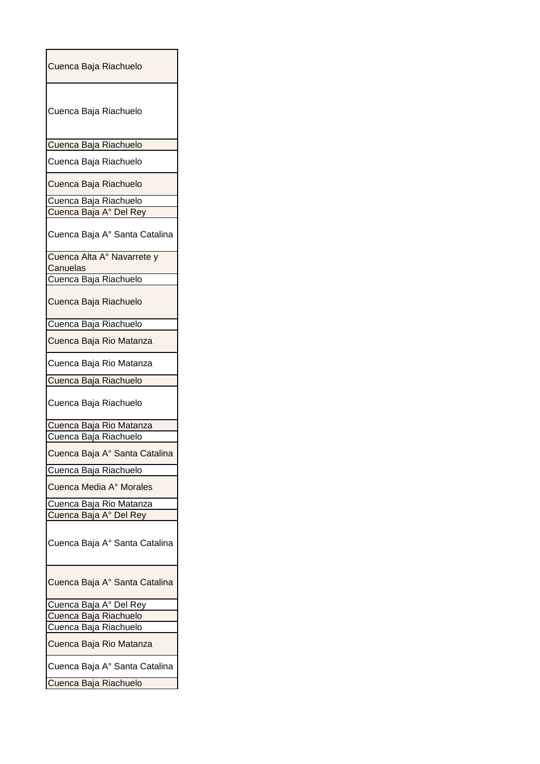| Cuenca Baja Riachuelo |
|---|
| Cuenca Baja Riachuelo |
| Cuenca Baja Riachuelo |
| Cuenca Baja Riachuelo |
| Cuenca Baja Riachuelo |
| Cuenca Baja Riachuelo |
| Cuenca Baja A° Del Rey |
| Cuenca Baja A° Santa Catalina |
| Cuenca Alta A° Navarrete y Canuelas |
| Cuenca Baja Riachuelo |
| Cuenca Baja Riachuelo |
| Cuenca Baja Riachuelo |
| Cuenca Baja Rio Matanza |
| Cuenca Baja Rio Matanza |
| Cuenca Baja Riachuelo |
| Cuenca Baja Riachuelo |
| Cuenca Baja Rio Matanza |
| Cuenca Baja Riachuelo |
| Cuenca Baja A° Santa Catalina |
| Cuenca Baja Riachuelo |
| Cuenca Media A° Morales |
| Cuenca Baja Rio Matanza |
| Cuenca Baja A° Del Rey |
| Cuenca Baja A° Santa Catalina |
| Cuenca Baja A° Santa Catalina |
| Cuenca Baja A° Del Rey |
| Cuenca Baja Riachuelo |
| Cuenca Baja Riachuelo |
| Cuenca Baja Rio Matanza |
| Cuenca Baja A° Santa Catalina |
| Cuenca Baja Riachuelo |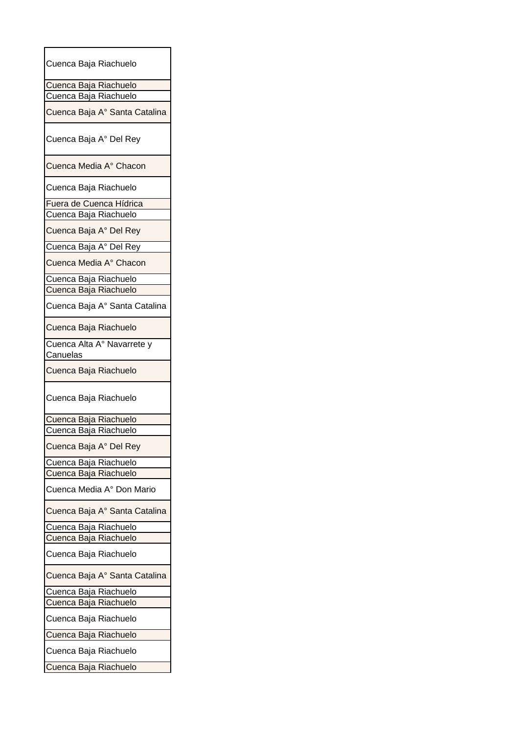| |
|---|
| Cuenca Baja Riachuelo |
| Cuenca Baja Riachuelo |
| Cuenca Baja Riachuelo |
| Cuenca Baja A° Santa Catalina |
| Cuenca Baja A° Del Rey |
| Cuenca Media A° Chacon |
| Cuenca Baja Riachuelo |
| Fuera de Cuenca Hídrica |
| Cuenca Baja Riachuelo |
| Cuenca Baja A° Del Rey |
| Cuenca Baja A° Del Rey |
| Cuenca Media A° Chacon |
| Cuenca Baja Riachuelo |
| Cuenca Baja Riachuelo |
| Cuenca Baja A° Santa Catalina |
| Cuenca Baja Riachuelo |
| Cuenca Alta A° Navarrete y Canuelas |
| Cuenca Baja Riachuelo |
| Cuenca Baja Riachuelo |
| Cuenca Baja Riachuelo |
| Cuenca Baja Riachuelo |
| Cuenca Baja A° Del Rey |
| Cuenca Baja Riachuelo |
| Cuenca Baja Riachuelo |
| Cuenca Media A° Don Mario |
| Cuenca Baja A° Santa Catalina |
| Cuenca Baja Riachuelo |
| Cuenca Baja Riachuelo |
| Cuenca Baja Riachuelo |
| Cuenca Baja A° Santa Catalina |
| Cuenca Baja Riachuelo |
| Cuenca Baja Riachuelo |
| Cuenca Baja Riachuelo |
| Cuenca Baja Riachuelo |
| Cuenca Baja Riachuelo |
| Cuenca Baja Riachuelo |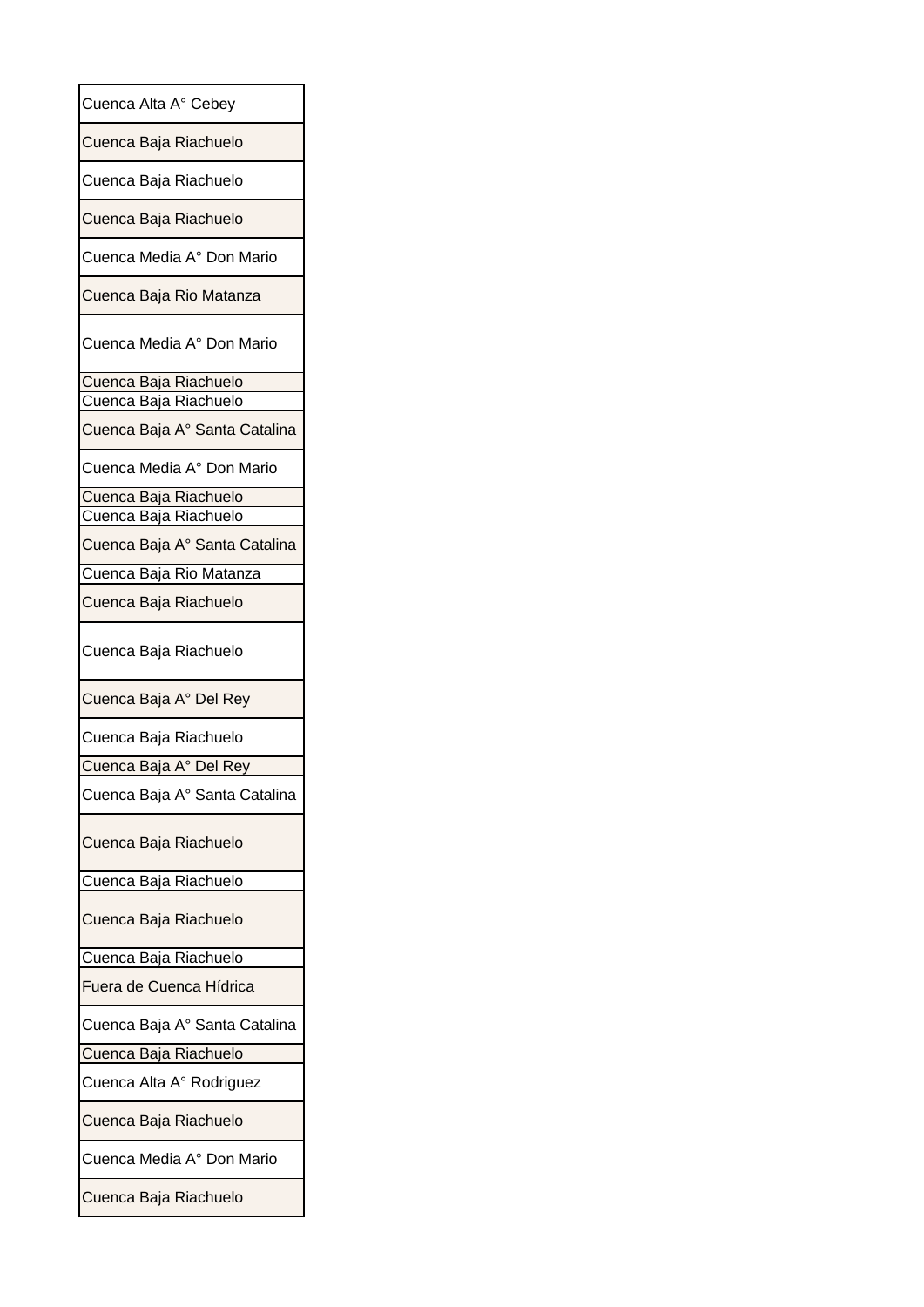| |
|---|
| Cuenca Alta A° Cebey |
| Cuenca Baja Riachuelo |
| Cuenca Baja Riachuelo |
| Cuenca Baja Riachuelo |
| Cuenca Media A° Don Mario |
| Cuenca Baja Rio Matanza |
| Cuenca Media A° Don Mario |
| Cuenca Baja Riachuelo |
| Cuenca Baja Riachuelo |
| Cuenca Baja A° Santa Catalina |
| Cuenca Media A° Don Mario |
| Cuenca Baja Riachuelo |
| Cuenca Baja Riachuelo |
| Cuenca Baja A° Santa Catalina |
| Cuenca Baja Rio Matanza |
| Cuenca Baja Riachuelo |
| Cuenca Baja Riachuelo |
| Cuenca Baja A° Del Rey |
| Cuenca Baja Riachuelo |
| Cuenca Baja A° Del Rey |
| Cuenca Baja A° Santa Catalina |
| Cuenca Baja Riachuelo |
| Cuenca Baja Riachuelo |
| Cuenca Baja Riachuelo |
| Cuenca Baja Riachuelo |
| Fuera de Cuenca Hídrica |
| Cuenca Baja A° Santa Catalina |
| Cuenca Baja Riachuelo |
| Cuenca Alta A° Rodriguez |
| Cuenca Baja Riachuelo |
| Cuenca Media A° Don Mario |
| Cuenca Baja Riachuelo |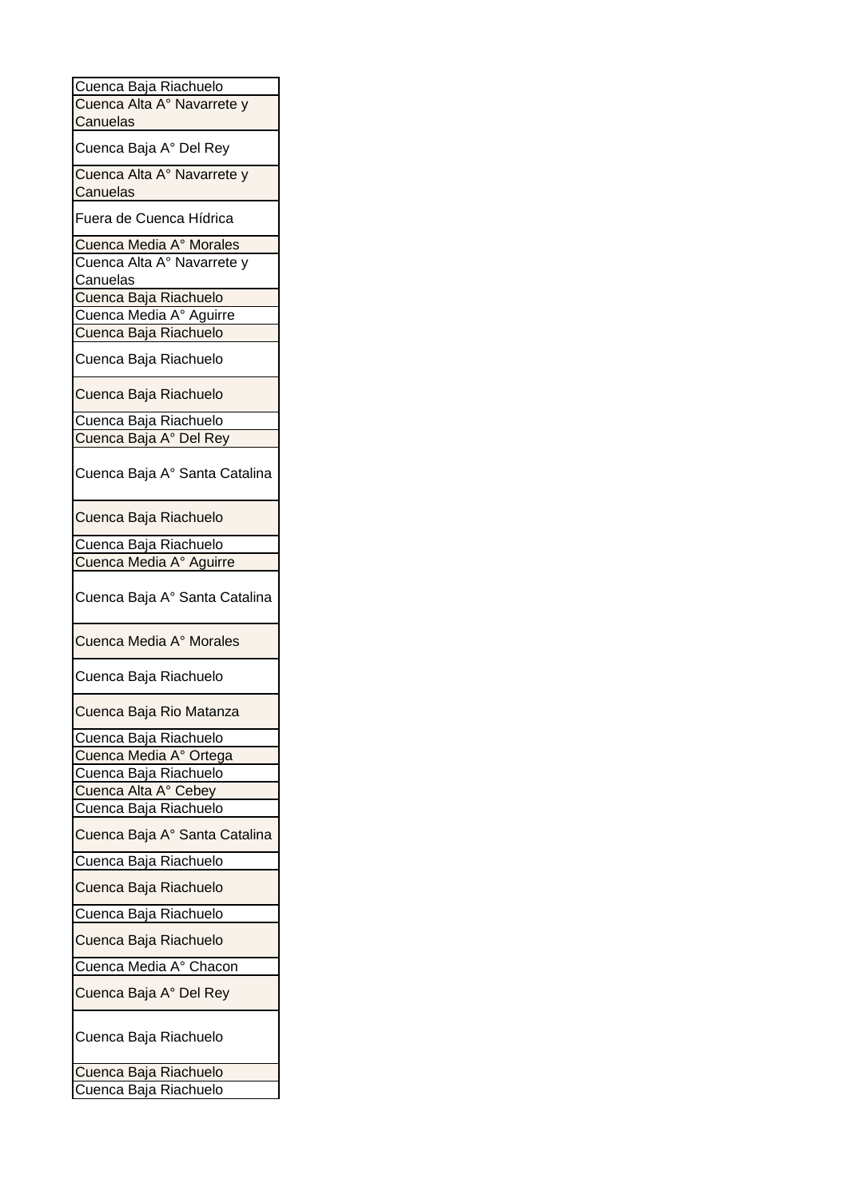| Cuenca Baja Riachuelo |
|---|
| Cuenca Alta A° Navarrete y Canuelas |
| Cuenca Baja A° Del Rey |
| Cuenca Alta A° Navarrete y Canuelas |
| Fuera de Cuenca Hídrica |
| Cuenca Media A° Morales |
| Cuenca Alta A° Navarrete y Canuelas |
| Cuenca Baja Riachuelo |
| Cuenca Media A° Aguirre |
| Cuenca Baja Riachuelo |
| Cuenca Baja Riachuelo |
| Cuenca Baja Riachuelo |
| Cuenca Baja Riachuelo |
| Cuenca Baja A° Del Rey |
| Cuenca Baja A° Santa Catalina |
| Cuenca Baja Riachuelo |
| Cuenca Baja Riachuelo |
| Cuenca Media A° Aguirre |
| Cuenca Baja A° Santa Catalina |
| Cuenca Media A° Morales |
| Cuenca Baja Riachuelo |
| Cuenca Baja Rio Matanza |
| Cuenca Baja Riachuelo |
| Cuenca Media A° Ortega |
| Cuenca Baja Riachuelo |
| Cuenca Alta A° Cebey |
| Cuenca Baja Riachuelo |
| Cuenca Baja A° Santa Catalina |
| Cuenca Baja Riachuelo |
| Cuenca Baja Riachuelo |
| Cuenca Baja Riachuelo |
| Cuenca Baja Riachuelo |
| Cuenca Media A° Chacon |
| Cuenca Baja A° Del Rey |
| Cuenca Baja Riachuelo |
| Cuenca Baja Riachuelo |
| Cuenca Baja Riachuelo |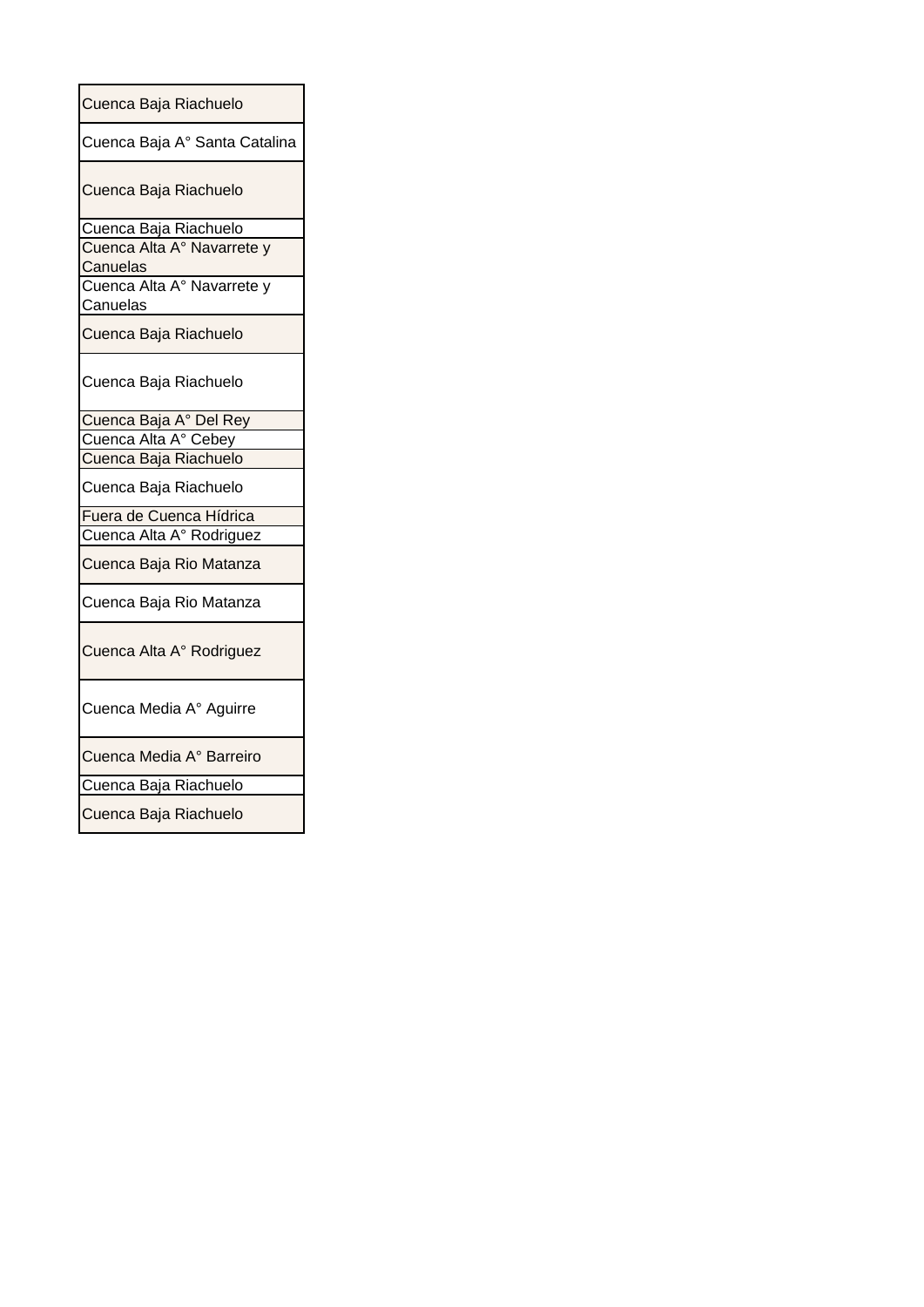| |
|---|
| Cuenca Baja Riachuelo |
| Cuenca Baja A° Santa Catalina |
| Cuenca Baja Riachuelo |
| Cuenca Baja Riachuelo |
| Cuenca Alta A° Navarrete y Canuelas |
| Cuenca Alta A° Navarrete y Canuelas |
| Cuenca Baja Riachuelo |
| Cuenca Baja Riachuelo |
| Cuenca Baja A° Del Rey |
| Cuenca Alta A° Cebey |
| Cuenca Baja Riachuelo |
| Cuenca Baja Riachuelo |
| Fuera de Cuenca Hídrica |
| Cuenca Alta A° Rodriguez |
| Cuenca Baja Rio Matanza |
| Cuenca Baja Rio Matanza |
| Cuenca Alta A° Rodriguez |
| Cuenca Media A° Aguirre |
| Cuenca Media A° Barreiro |
| Cuenca Baja Riachuelo |
| Cuenca Baja Riachuelo |